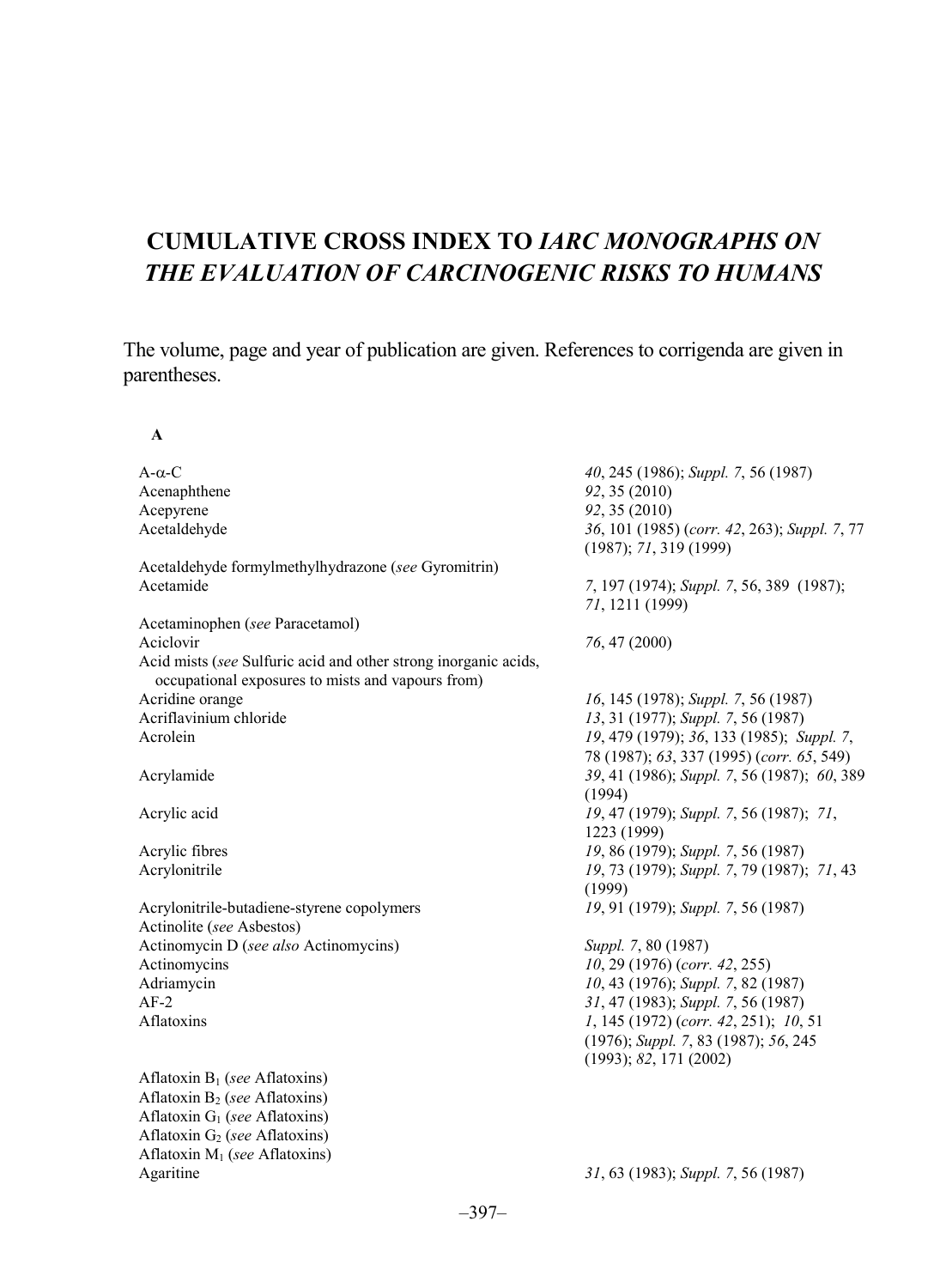# CUMULATIVE CROSS INDEX TO *IARC MONOGRAPHS ON THE EVALUATION OF CARCINOGENIC RISKS TO HUMANS*

The volume, page and year of publication are given. References to corrigenda are given in parentheses.

## A

| | |
|---|---|
| A-α-C | *40*, 245 (1986); *Suppl. 7*, 56 (1987) |
| Acenaphthene | *92*, 35 (2010) |
| Acepyrene | *92*, 35 (2010) |
| Acetaldehyde | *36*, 101 (1985) (*corr. 42*, 263); *Suppl. 7*, 77 (1987); *71*, 319 (1999) |
| Acetaldehyde formylmethylhydrazone (*see* Gyromitrin) | |
| Acetamide | *7*, 197 (1974); *Suppl. 7*, 56, 389 (1987); *71*, 1211 (1999) |
| Acetaminophen (*see* Paracetamol) | |
| Aciclovir | *76*, 47 (2000) |
| Acid mists (*see* Sulfuric acid and other strong inorganic acids, occupational exposures to mists and vapours from) | |
| Acridine orange | *16*, 145 (1978); *Suppl. 7*, 56 (1987) |
| Acriflavinium chloride | *13*, 31 (1977); *Suppl. 7*, 56 (1987) |
| Acrolein | *19*, 479 (1979); *36*, 133 (1985); *Suppl. 7*, 78 (1987); *63*, 337 (1995) (*corr. 65*, 549) |
| Acrylamide | *39*, 41 (1986); *Suppl. 7*, 56 (1987); *60*, 389 (1994) |
| Acrylic acid | *19*, 47 (1979); *Suppl. 7*, 56 (1987); *71*, 1223 (1999) |
| Acrylic fibres | *19*, 86 (1979); *Suppl. 7*, 56 (1987) |
| Acrylonitrile | *19*, 73 (1979); *Suppl. 7*, 79 (1987); *71*, 43 (1999) |
| Acrylonitrile-butadiene-styrene copolymers | *19*, 91 (1979); *Suppl. 7*, 56 (1987) |
| Actinolite (*see* Asbestos) | |
| Actinomycin D (*see also* Actinomycins) | *Suppl. 7*, 80 (1987) |
| Actinomycins | *10*, 29 (1976) (*corr. 42*, 255) |
| Adriamycin | *10*, 43 (1976); *Suppl. 7*, 82 (1987) |
| AF-2 | *31*, 47 (1983); *Suppl. 7*, 56 (1987) |
| Aflatoxins | *1*, 145 (1972) (*corr. 42*, 251); *10*, 51 (1976); *Suppl. 7*, 83 (1987); *56*, 245 (1993); *82*, 171 (2002) |
| Aflatoxin $B_1$ (*see* Aflatoxins) | |
| Aflatoxin $B_2$ (*see* Aflatoxins) | |
| Aflatoxin $G_1$ (*see* Aflatoxins) | |
| Aflatoxin $G_2$ (*see* Aflatoxins) | |
| Aflatoxin $M_1$ (*see* Aflatoxins) | |
| Agaritine | *31*, 63 (1983); *Suppl. 7*, 56 (1987) |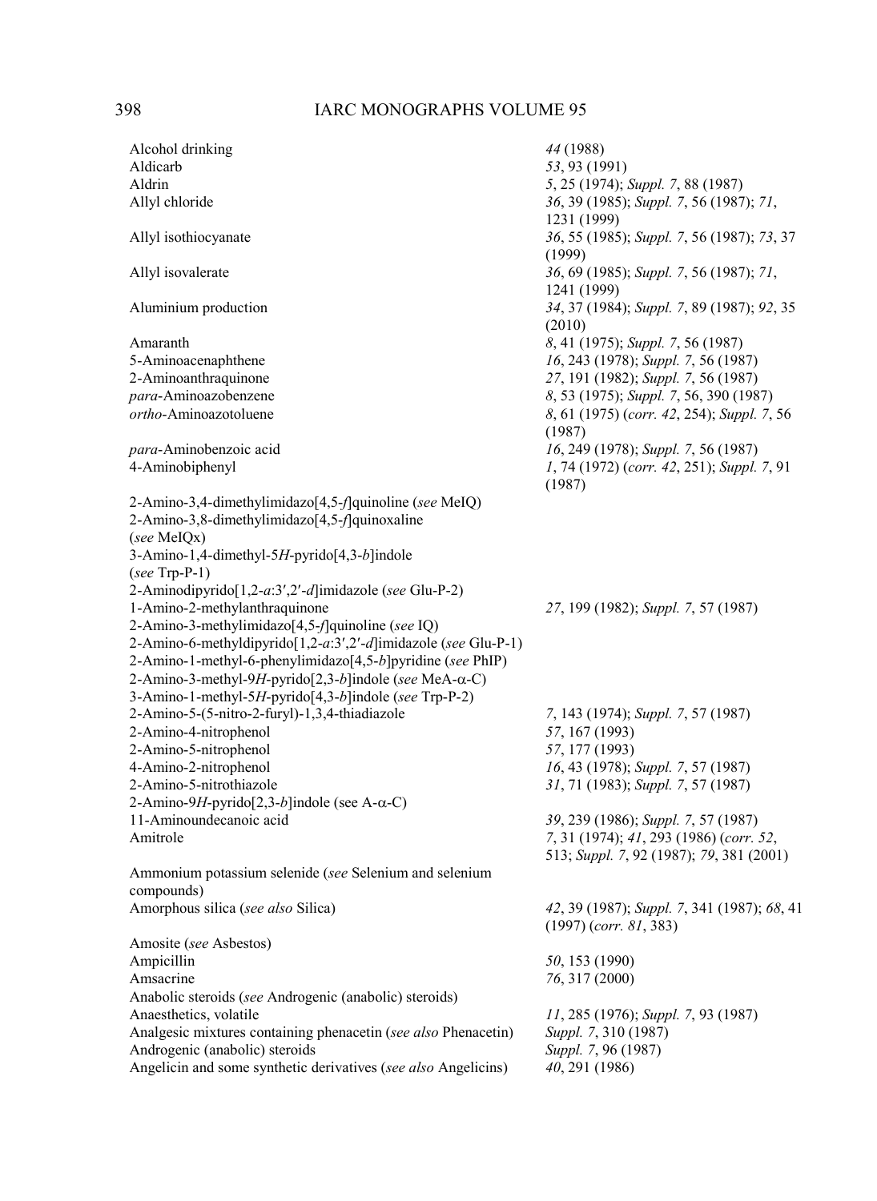| | |
|---|---|
| Alcohol drinking | *44* (1988) |
| Aldicarb | *53*, 93 (1991) |
| Aldrin | *5*, 25 (1974); *Suppl. 7*, 88 (1987) |
| Allyl chloride | *36*, 39 (1985); *Suppl. 7*, 56 (1987); *71*, 1231 (1999) |
| Allyl isothiocyanate | *36*, 55 (1985); *Suppl. 7*, 56 (1987); *73*, 37 (1999) |
| Allyl isovalerate | *36*, 69 (1985); *Suppl. 7*, 56 (1987); *71*, 1241 (1999) |
| Aluminium production | *34*, 37 (1984); *Suppl. 7*, 89 (1987); *92*, 35 (2010) |
| Amaranth | *8*, 41 (1975); *Suppl. 7*, 56 (1987) |
| 5-Aminoacenaphthene | *16*, 243 (1978); *Suppl. 7*, 56 (1987) |
| 2-Aminoanthraquinone | *27*, 191 (1982); *Suppl. 7*, 56 (1987) |
| *para*-Aminoazobenzene | *8*, 53 (1975); *Suppl. 7*, 56, 390 (1987) |
| *ortho*-Aminoazotoluene | *8*, 61 (1975) (*corr. 42*, 254); *Suppl. 7*, 56 (1987) |
| *para*-Aminobenzoic acid | *16*, 249 (1978); *Suppl. 7*, 56 (1987) |
| 4-Aminobiphenyl | *1*, 74 (1972) (*corr. 42*, 251); *Suppl. 7*, 91 (1987) |
| 2-Amino-3,4-dimethylimidazo[4,5-*f*]quinoline (*see* MeIQ) | |
| 2-Amino-3,8-dimethylimidazo[4,5-*f*]quinoxaline (*see* MeIQx) | |
| 3-Amino-1,4-dimethyl-5*H*-pyrido[4,3-*b*]indole (*see* Trp-P-1) | |
| 2-Aminodipyrido[1,2-*a*:3′,2′-*d*]imidazole (*see* Glu-P-2) | |
| 1-Amino-2-methylanthraquinone | *27*, 199 (1982); *Suppl. 7*, 57 (1987) |
| 2-Amino-3-methylimidazo[4,5-*f*]quinoline (*see* IQ) | |
| 2-Amino-6-methyldipyrido[1,2-*a*:3′,2′-*d*]imidazole (*see* Glu-P-1) | |
| 2-Amino-1-methyl-6-phenylimidazo[4,5-*b*]pyridine (*see* PhIP) | |
| 2-Amino-3-methyl-9*H*-pyrido[2,3-*b*]indole (*see* MeA-α-C) | |
| 3-Amino-1-methyl-5*H*-pyrido[4,3-*b*]indole (*see* Trp-P-2) | |
| 2-Amino-5-(5-nitro-2-furyl)-1,3,4-thiadiazole | *7*, 143 (1974); *Suppl. 7*, 57 (1987) |
| 2-Amino-4-nitrophenol | *57*, 167 (1993) |
| 2-Amino-5-nitrophenol | *57*, 177 (1993) |
| 4-Amino-2-nitrophenol | *16*, 43 (1978); *Suppl. 7*, 57 (1987) |
| 2-Amino-5-nitrothiazole | *31*, 71 (1983); *Suppl. 7*, 57 (1987) |
| 2-Amino-9*H*-pyrido[2,3-*b*]indole (see A-α-C) | |
| 11-Aminoundecanoic acid | *39*, 239 (1986); *Suppl. 7*, 57 (1987) |
| Amitrole | *7*, 31 (1974); *41*, 293 (1986) (*corr. 52*, 513; *Suppl. 7*, 92 (1987); *79*, 381 (2001) |
| Ammonium potassium selenide (*see* Selenium and selenium compounds) | |
| Amorphous silica (*see also* Silica) | *42*, 39 (1987); *Suppl. 7*, 341 (1987); *68*, 41 (1997) (*corr. 81*, 383) |
| Amosite (*see* Asbestos) | |
| Ampicillin | *50*, 153 (1990) |
| Amsacrine | *76*, 317 (2000) |
| Anabolic steroids (*see* Androgenic (anabolic) steroids) | |
| Anaesthetics, volatile | *11*, 285 (1976); *Suppl. 7*, 93 (1987) |
| Analgesic mixtures containing phenacetin (*see also* Phenacetin) | *Suppl. 7*, 310 (1987) |
| Androgenic (anabolic) steroids | *Suppl. 7*, 96 (1987) |
| Angelicin and some synthetic derivatives (*see also* Angelicins) | *40*, 291 (1986) |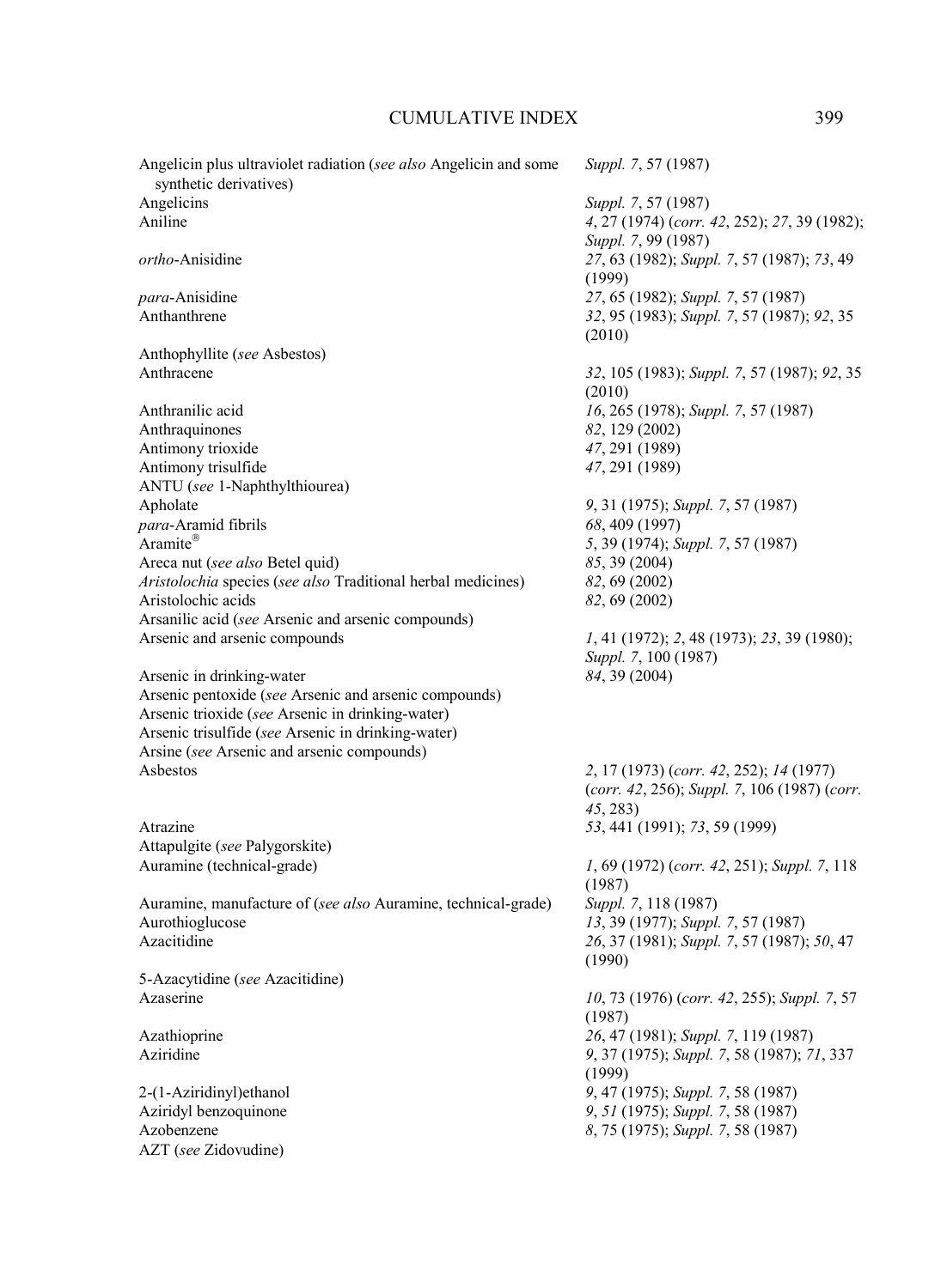| | |
|---|---|
| Angelicin plus ultraviolet radiation (*see also* Angelicin and some synthetic derivatives) | *Suppl. 7*, 57 (1987) |
| Angelicins | *Suppl. 7*, 57 (1987) |
| Aniline | *4*, 27 (1974) (*corr. 42*, 252); *27*, 39 (1982); *Suppl. 7*, 99 (1987) |
| *ortho*-Anisidine | *27*, 63 (1982); *Suppl. 7*, 57 (1987); *73*, 49 (1999) |
| *para*-Anisidine | *27*, 65 (1982); *Suppl. 7*, 57 (1987) |
| Anthanthrene | *32*, 95 (1983); *Suppl. 7*, 57 (1987); *92*, 35 (2010) |
| Anthophyllite (*see* Asbestos) | |
| Anthracene | *32*, 105 (1983); *Suppl. 7*, 57 (1987); *92*, 35 (2010) |
| Anthranilic acid | *16*, 265 (1978); *Suppl. 7*, 57 (1987) |
| Anthraquinones | *82*, 129 (2002) |
| Antimony trioxide | *47*, 291 (1989) |
| Antimony trisulfide | *47*, 291 (1989) |
| ANTU (*see* 1-Naphthylthiourea) | |
| Apholate | *9*, 31 (1975); *Suppl. 7*, 57 (1987) |
| *para*-Aramid fibrils | *68*, 409 (1997) |
| Aramite® | *5*, 39 (1974); *Suppl. 7*, 57 (1987) |
| Areca nut (*see also* Betel quid) | *85*, 39 (2004) |
| *Aristolochia* species (*see also* Traditional herbal medicines) | *82*, 69 (2002) |
| Aristolochic acids | *82*, 69 (2002) |
| Arsanilic acid (*see* Arsenic and arsenic compounds) | |
| Arsenic and arsenic compounds | *1*, 41 (1972); *2*, 48 (1973); *23*, 39 (1980); *Suppl. 7*, 100 (1987) |
| Arsenic in drinking-water | *84*, 39 (2004) |
| Arsenic pentoxide (*see* Arsenic and arsenic compounds) | |
| Arsenic trioxide (*see* Arsenic in drinking-water) | |
| Arsenic trisulfide (*see* Arsenic in drinking-water) | |
| Arsine (*see* Arsenic and arsenic compounds) | |
| Asbestos | *2*, 17 (1973) (*corr. 42*, 252); *14* (1977) (*corr. 42*, 256); *Suppl. 7*, 106 (1987) (*corr. 45*, 283) |
| Atrazine | *53*, 441 (1991); *73*, 59 (1999) |
| Attapulgite (*see* Palygorskite) | |
| Auramine (technical-grade) | *1*, 69 (1972) (*corr. 42*, 251); *Suppl. 7*, 118 (1987) |
| Auramine, manufacture of (*see also* Auramine, technical-grade) | *Suppl. 7*, 118 (1987) |
| Aurothioglucose | *13*, 39 (1977); *Suppl. 7*, 57 (1987) |
| Azacitidine | *26*, 37 (1981); *Suppl. 7*, 57 (1987); *50*, 47 (1990) |
| 5-Azacytidine (*see* Azacitidine) | |
| Azaserine | *10*, 73 (1976) (*corr. 42*, 255); *Suppl. 7*, 57 (1987) |
| Azathioprine | *26*, 47 (1981); *Suppl. 7*, 119 (1987) |
| Aziridine | *9*, 37 (1975); *Suppl. 7*, 58 (1987); *71*, 337 (1999) |
| 2-(1-Aziridinyl)ethanol | *9*, 47 (1975); *Suppl. 7*, 58 (1987) |
| Aziridyl benzoquinone | *9*, *51* (1975); *Suppl. 7*, 58 (1987) |
| Azobenzene | *8*, 75 (1975); *Suppl. 7*, 58 (1987) |
| AZT (*see* Zidovudine) | |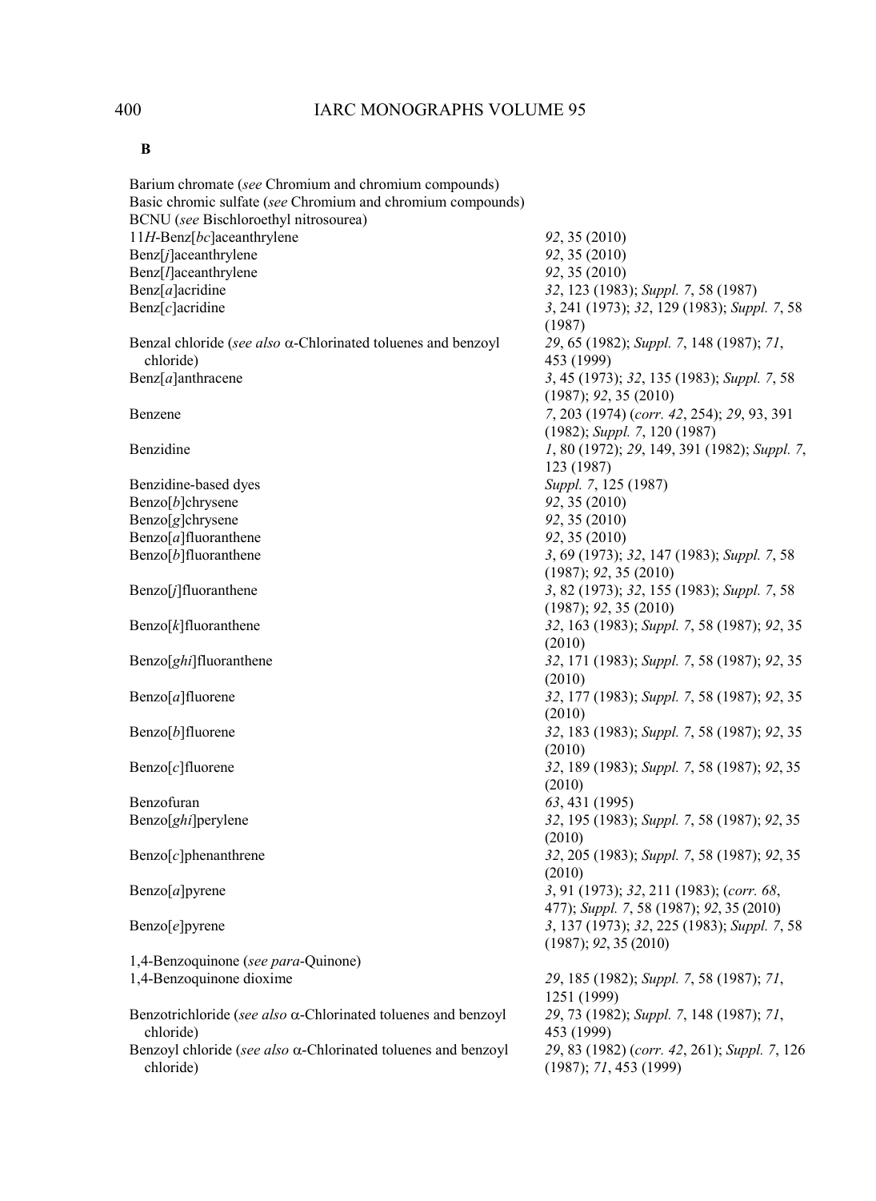**B**

| | |
|---|---|
| Barium chromate (*see* Chromium and chromium compounds) | |
| Basic chromic sulfate (*see* Chromium and chromium compounds) | |
| BCNU (*see* Bischloroethyl nitrosourea) | |
| 11*H*-Benz[*bc*]aceanthrylene | *92*, 35 (2010) |
| Benz[*j*]aceanthrylene | *92*, 35 (2010) |
| Benz[*l*]aceanthrylene | *92*, 35 (2010) |
| Benz[*a*]acridine | *32*, 123 (1983); *Suppl. 7*, 58 (1987) |
| Benz[*c*]acridine | *3*, 241 (1973); *32*, 129 (1983); *Suppl. 7*, 58 (1987) |
| Benzal chloride (*see also* α-Chlorinated toluenes and benzoyl chloride) | *29*, 65 (1982); *Suppl. 7*, 148 (1987); *71*, 453 (1999) |
| Benz[*a*]anthracene | *3*, 45 (1973); *32*, 135 (1983); *Suppl. 7*, 58 (1987); *92*, 35 (2010) |
| Benzene | *7*, 203 (1974) (*corr. 42*, 254); *29*, 93, 391 (1982); *Suppl. 7*, 120 (1987) |
| Benzidine | *1*, 80 (1972); *29*, 149, 391 (1982); *Suppl. 7*, 123 (1987) |
| Benzidine-based dyes | *Suppl. 7*, 125 (1987) |
| Benzo[*b*]chrysene | *92*, 35 (2010) |
| Benzo[*g*]chrysene | *92*, 35 (2010) |
| Benzo[*a*]fluoranthene | *92*, 35 (2010) |
| Benzo[*b*]fluoranthene | *3*, 69 (1973); *32*, 147 (1983); *Suppl. 7*, 58 (1987); *92*, 35 (2010) |
| Benzo[*j*]fluoranthene | *3*, 82 (1973); *32*, 155 (1983); *Suppl. 7*, 58 (1987); *92*, 35 (2010) |
| Benzo[*k*]fluoranthene | *32*, 163 (1983); *Suppl. 7*, 58 (1987); *92*, 35 (2010) |
| Benzo[*ghi*]fluoranthene | *32*, 171 (1983); *Suppl. 7*, 58 (1987); *92*, 35 (2010) |
| Benzo[*a*]fluorene | *32*, 177 (1983); *Suppl. 7*, 58 (1987); *92*, 35 (2010) |
| Benzo[*b*]fluorene | *32*, 183 (1983); *Suppl. 7*, 58 (1987); *92*, 35 (2010) |
| Benzo[*c*]fluorene | *32*, 189 (1983); *Suppl. 7*, 58 (1987); *92*, 35 (2010) |
| Benzofuran | *63*, 431 (1995) |
| Benzo[*ghi*]perylene | *32*, 195 (1983); *Suppl. 7*, 58 (1987); *92*, 35 (2010) |
| Benzo[*c*]phenanthrene | *32*, 205 (1983); *Suppl. 7*, 58 (1987); *92*, 35 (2010) |
| Benzo[*a*]pyrene | *3*, 91 (1973); *32*, 211 (1983); (*corr. 68*, 477); *Suppl. 7*, 58 (1987); *92*, 35 (2010) |
| Benzo[*e*]pyrene | *3*, 137 (1973); *32*, 225 (1983); *Suppl. 7*, 58 (1987); *92*, 35 (2010) |
| 1,4-Benzoquinone (*see para*-Quinone) | |
| 1,4-Benzoquinone dioxime | *29*, 185 (1982); *Suppl. 7*, 58 (1987); *71*, 1251 (1999) |
| Benzotrichloride (*see also* α-Chlorinated toluenes and benzoyl chloride) | *29*, 73 (1982); *Suppl. 7*, 148 (1987); *71*, 453 (1999) |
| Benzoyl chloride (*see also* α-Chlorinated toluenes and benzoyl chloride) | *29*, 83 (1982) (*corr. 42*, 261); *Suppl. 7*, 126 (1987); *71*, 453 (1999) |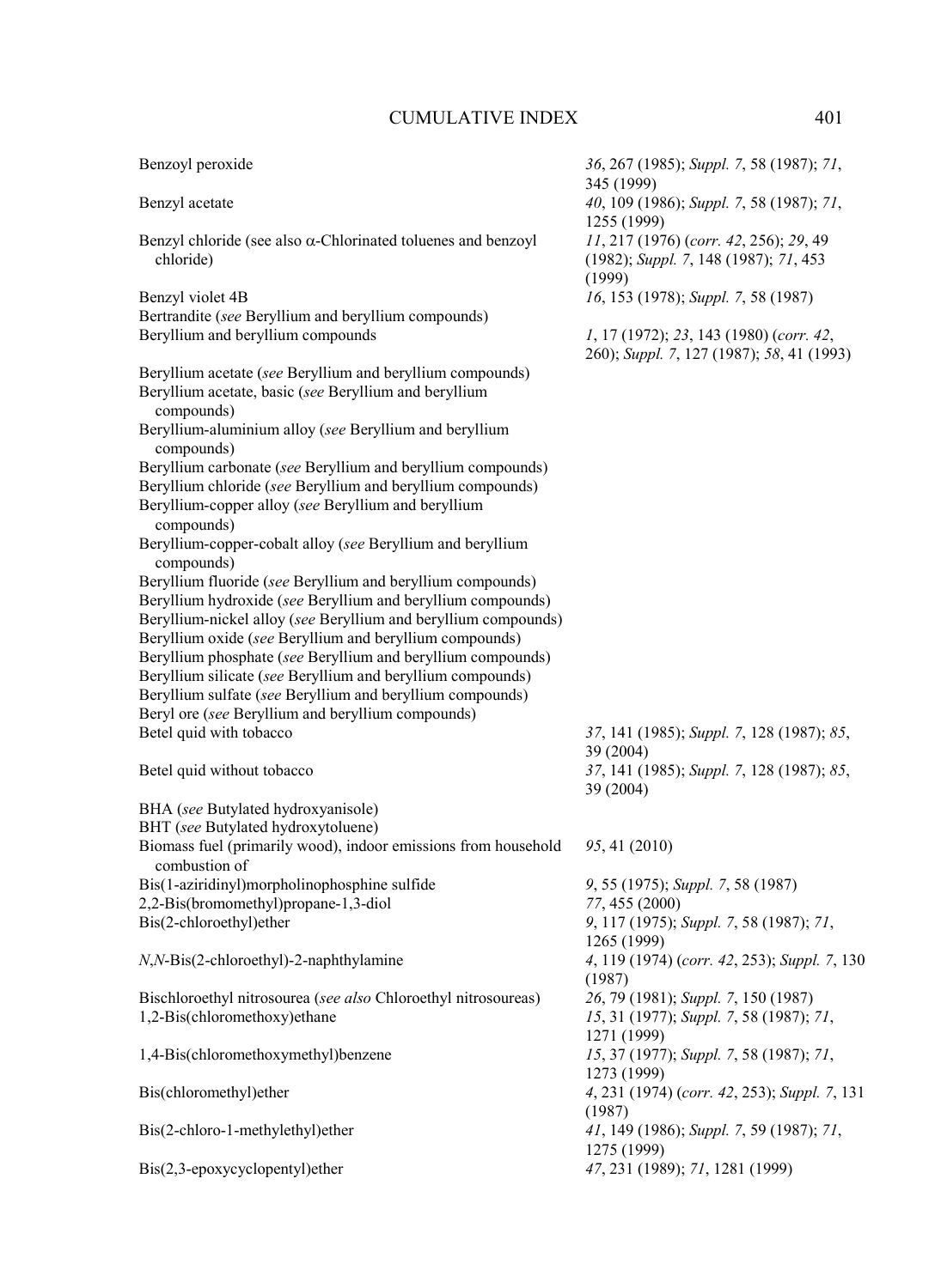| | |
|---|---|
| Benzoyl peroxide | *36*, 267 (1985); *Suppl. 7*, 58 (1987); *71*, 345 (1999) |
| Benzyl acetate | *40*, 109 (1986); *Suppl. 7*, 58 (1987); *71*, 1255 (1999) |
| Benzyl chloride (see also α-Chlorinated toluenes and benzoyl chloride) | *11*, 217 (1976) (*corr. 42*, 256); *29*, 49 (1982); *Suppl. 7*, 148 (1987); *71*, 453 (1999) |
| Benzyl violet 4B | *16*, 153 (1978); *Suppl. 7*, 58 (1987) |
| Bertrandite (*see* Beryllium and beryllium compounds) | |
| Beryllium and beryllium compounds | *1*, 17 (1972); *23*, 143 (1980) (*corr. 42*, 260); *Suppl. 7*, 127 (1987); *58*, 41 (1993) |
| Beryllium acetate (*see* Beryllium and beryllium compounds) | |
| Beryllium acetate, basic (*see* Beryllium and beryllium compounds) | |
| Beryllium-aluminium alloy (*see* Beryllium and beryllium compounds) | |
| Beryllium carbonate (*see* Beryllium and beryllium compounds) | |
| Beryllium chloride (*see* Beryllium and beryllium compounds) | |
| Beryllium-copper alloy (*see* Beryllium and beryllium compounds) | |
| Beryllium-copper-cobalt alloy (*see* Beryllium and beryllium compounds) | |
| Beryllium fluoride (*see* Beryllium and beryllium compounds) | |
| Beryllium hydroxide (*see* Beryllium and beryllium compounds) | |
| Beryllium-nickel alloy (*see* Beryllium and beryllium compounds) | |
| Beryllium oxide (*see* Beryllium and beryllium compounds) | |
| Beryllium phosphate (*see* Beryllium and beryllium compounds) | |
| Beryllium silicate (*see* Beryllium and beryllium compounds) | |
| Beryllium sulfate (*see* Beryllium and beryllium compounds) | |
| Beryl ore (*see* Beryllium and beryllium compounds) | |
| Betel quid with tobacco | *37*, 141 (1985); *Suppl. 7*, 128 (1987); *85*, 39 (2004) |
| Betel quid without tobacco | *37*, 141 (1985); *Suppl. 7*, 128 (1987); *85*, 39 (2004) |
| BHA (*see* Butylated hydroxyanisole) | |
| BHT (*see* Butylated hydroxytoluene) | |
| Biomass fuel (primarily wood), indoor emissions from household combustion of | *95*, 41 (2010) |
| Bis(1-aziridinyl)morpholinophosphine sulfide | *9*, 55 (1975); *Suppl. 7*, 58 (1987) |
| 2,2-Bis(bromomethyl)propane-1,3-diol | *77*, 455 (2000) |
| Bis(2-chloroethyl)ether | *9*, 117 (1975); *Suppl. 7*, 58 (1987); *71*, 1265 (1999) |
| *N*,*N*-Bis(2-chloroethyl)-2-naphthylamine | *4*, 119 (1974) (*corr. 42*, 253); *Suppl. 7*, 130 (1987) |
| Bischloroethyl nitrosourea (*see also* Chloroethyl nitrosoureas) | *26*, 79 (1981); *Suppl. 7*, 150 (1987) |
| 1,2-Bis(chloromethoxy)ethane | *15*, 31 (1977); *Suppl. 7*, 58 (1987); *71*, 1271 (1999) |
| 1,4-Bis(chloromethoxymethyl)benzene | *15*, 37 (1977); *Suppl. 7*, 58 (1987); *71*, 1273 (1999) |
| Bis(chloromethyl)ether | *4*, 231 (1974) (*corr. 42*, 253); *Suppl. 7*, 131 (1987) |
| Bis(2-chloro-1-methylethyl)ether | *41*, 149 (1986); *Suppl. 7*, 59 (1987); *71*, 1275 (1999) |
| Bis(2,3-epoxycyclopentyl)ether | *47*, 231 (1989); *71*, 1281 (1999) |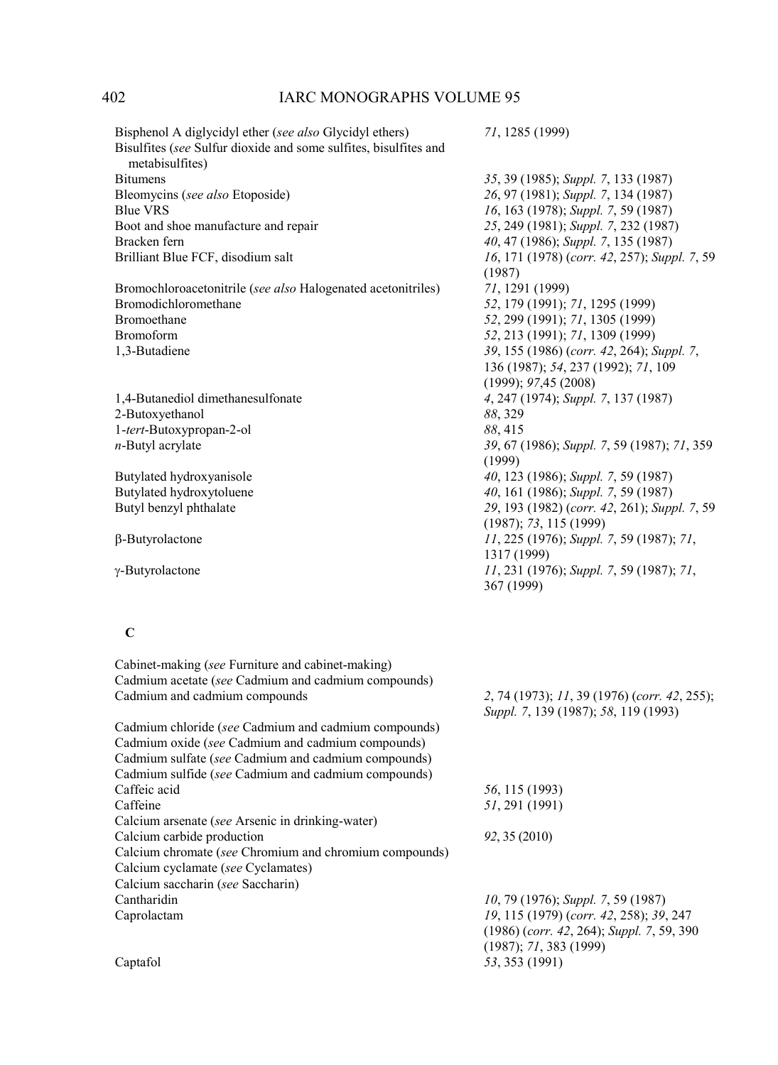| | |
|---|---|
| Bisphenol A diglycidyl ether (*see also* Glycidyl ethers) | *71*, 1285 (1999) |
| Bisulfites (*see* Sulfur dioxide and some sulfites, bisulfites and metabisulfites) | |
| Bitumens | *35*, 39 (1985); *Suppl. 7*, 133 (1987) |
| Bleomycins (*see also* Etoposide) | *26*, 97 (1981); *Suppl. 7*, 134 (1987) |
| Blue VRS | *16*, 163 (1978); *Suppl. 7*, 59 (1987) |
| Boot and shoe manufacture and repair | *25*, 249 (1981); *Suppl. 7*, 232 (1987) |
| Bracken fern | *40*, 47 (1986); *Suppl. 7*, 135 (1987) |
| Brilliant Blue FCF, disodium salt | *16*, 171 (1978) (*corr. 42*, 257); *Suppl. 7*, 59 (1987) |
| Bromochloroacetonitrile (*see also* Halogenated acetonitriles) | *71*, 1291 (1999) |
| Bromodichloromethane | *52*, 179 (1991); *71*, 1295 (1999) |
| Bromoethane | *52*, 299 (1991); *71*, 1305 (1999) |
| Bromoform | *52*, 213 (1991); *71*, 1309 (1999) |
| 1,3-Butadiene | *39*, 155 (1986) (*corr. 42*, 264); *Suppl. 7*, 136 (1987); *54*, 237 (1992); *71*, 109 (1999); *97*,45 (2008) |
| 1,4-Butanediol dimethanesulfonate | *4*, 247 (1974); *Suppl. 7*, 137 (1987) |
| 2-Butoxyethanol | *88*, 329 |
| 1-*tert*-Butoxypropan-2-ol | *88*, 415 |
| *n*-Butyl acrylate | *39*, 67 (1986); *Suppl. 7*, 59 (1987); *71*, 359 (1999) |
| Butylated hydroxyanisole | *40*, 123 (1986); *Suppl. 7*, 59 (1987) |
| Butylated hydroxytoluene | *40*, 161 (1986); *Suppl. 7*, 59 (1987) |
| Butyl benzyl phthalate | *29*, 193 (1982) (*corr. 42*, 261); *Suppl. 7*, 59 (1987); *73*, 115 (1999) |
| β-Butyrolactone | *11*, 225 (1976); *Suppl. 7*, 59 (1987); *71*, 1317 (1999) |
| γ-Butyrolactone | *11*, 231 (1976); *Suppl. 7*, 59 (1987); *71*, 367 (1999) |

**C**

| | |
|---|---|
| Cabinet-making (*see* Furniture and cabinet-making) | |
| Cadmium acetate (*see* Cadmium and cadmium compounds) | |
| Cadmium and cadmium compounds | *2*, 74 (1973); *11*, 39 (1976) (*corr. 42*, 255); *Suppl. 7*, 139 (1987); *58*, 119 (1993) |
| Cadmium chloride (*see* Cadmium and cadmium compounds) | |
| Cadmium oxide (*see* Cadmium and cadmium compounds) | |
| Cadmium sulfate (*see* Cadmium and cadmium compounds) | |
| Cadmium sulfide (*see* Cadmium and cadmium compounds) | |
| Caffeic acid | *56*, 115 (1993) |
| Caffeine | *51*, 291 (1991) |
| Calcium arsenate (*see* Arsenic in drinking-water) | |
| Calcium carbide production | *92*, 35 (2010) |
| Calcium chromate (*see* Chromium and chromium compounds) | |
| Calcium cyclamate (*see* Cyclamates) | |
| Calcium saccharin (*see* Saccharin) | |
| Cantharidin | *10*, 79 (1976); *Suppl. 7*, 59 (1987) |
| Caprolactam | *19*, 115 (1979) (*corr. 42*, 258); *39*, 247 (1986) (*corr. 42*, 264); *Suppl. 7*, 59, 390 (1987); *71*, 383 (1999) |
| Captafol | *53*, 353 (1991) |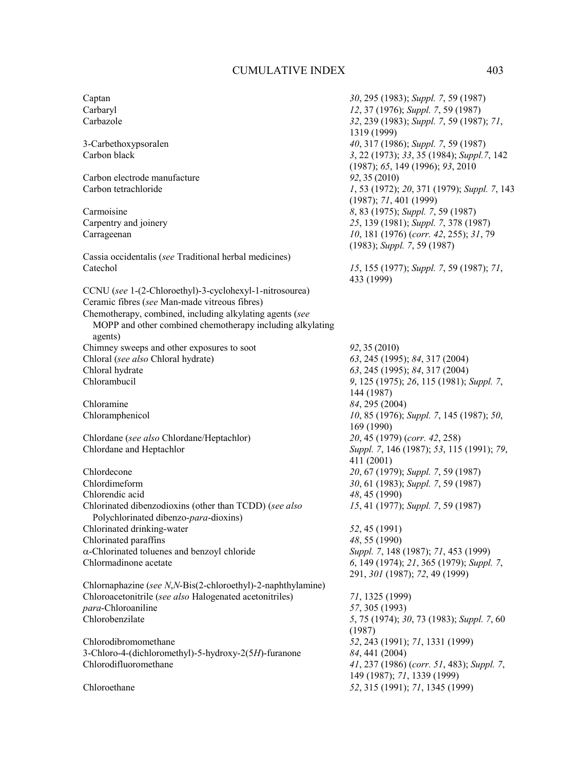| | |
|---|---|
| Captan | *30*, 295 (1983); *Suppl. 7*, 59 (1987) |
| Carbaryl | *12*, 37 (1976); *Suppl. 7*, 59 (1987) |
| Carbazole | *32*, 239 (1983); *Suppl. 7*, 59 (1987); *71*, 1319 (1999) |
| 3-Carbethoxypsoralen | *40*, 317 (1986); *Suppl. 7*, 59 (1987) |
| Carbon black | *3*, 22 (1973); *33*, 35 (1984); *Suppl.7*, 142 (1987); *65*, 149 (1996); *93*, 2010 |
| Carbon electrode manufacture | *92*, 35 (2010) |
| Carbon tetrachloride | *1*, 53 (1972); *20*, 371 (1979); *Suppl. 7*, 143 (1987); *71*, 401 (1999) |
| Carmoisine | *8*, 83 (1975); *Suppl. 7*, 59 (1987) |
| Carpentry and joinery | *25*, 139 (1981); *Suppl. 7*, 378 (1987) |
| Carrageenan | *10*, 181 (1976) (*corr. 42*, 255); *31*, 79 (1983); *Suppl. 7*, 59 (1987) |
| Cassia occidentalis (*see* Traditional herbal medicines) | |
| Catechol | *15*, 155 (1977); *Suppl. 7*, 59 (1987); *71*, 433 (1999) |
| CCNU (*see* 1-(2-Chloroethyl)-3-cyclohexyl-1-nitrosourea) | |
| Ceramic fibres (*see* Man-made vitreous fibres) | |
| Chemotherapy, combined, including alkylating agents (*see* MOPP and other combined chemotherapy including alkylating agents) | |
| Chimney sweeps and other exposures to soot | *92*, 35 (2010) |
| Chloral (*see also* Chloral hydrate) | *63*, 245 (1995); *84*, 317 (2004) |
| Chloral hydrate | *63*, 245 (1995); *84*, 317 (2004) |
| Chlorambucil | *9*, 125 (1975); *26*, 115 (1981); *Suppl. 7*, 144 (1987) |
| Chloramine | *84*, 295 (2004) |
| Chloramphenicol | *10*, 85 (1976); *Suppl. 7*, 145 (1987); *50*, 169 (1990) |
| Chlordane (*see also* Chlordane/Heptachlor) | *20*, 45 (1979) (*corr. 42*, 258) |
| Chlordane and Heptachlor | *Suppl. 7*, 146 (1987); *53*, 115 (1991); *79*, 411 (2001) |
| Chlordecone | *20*, 67 (1979); *Suppl. 7*, 59 (1987) |
| Chlordimeform | *30*, 61 (1983); *Suppl. 7*, 59 (1987) |
| Chlorendic acid | *48*, 45 (1990) |
| Chlorinated dibenzodioxins (other than TCDD) (*see also* Polychlorinated dibenzo-*para*-dioxins) | *15*, 41 (1977); *Suppl. 7*, 59 (1987) |
| Chlorinated drinking-water | *52*, 45 (1991) |
| Chlorinated paraffins | *48*, 55 (1990) |
| α-Chlorinated toluenes and benzoyl chloride | *Suppl. 7*, 148 (1987); *71*, 453 (1999) |
| Chlormadinone acetate | *6*, 149 (1974); *21*, 365 (1979); *Suppl. 7*, 291, *301* (1987); *72*, 49 (1999) |
| Chlornaphazine (*see N*,*N*-Bis(2-chloroethyl)-2-naphthylamine) | |
| Chloroacetonitrile (*see also* Halogenated acetonitriles) | *71*, 1325 (1999) |
| *para*-Chloroaniline | *57*, 305 (1993) |
| Chlorobenzilate | *5*, 75 (1974); *30*, 73 (1983); *Suppl. 7*, 60 (1987) |
| Chlorodibromomethane | *52*, 243 (1991); *71*, 1331 (1999) |
| 3-Chloro-4-(dichloromethyl)-5-hydroxy-2(5*H*)-furanone | *84*, 441 (2004) |
| Chlorodifluoromethane | *41*, 237 (1986) (*corr. 51*, 483); *Suppl. 7*, 149 (1987); *71*, 1339 (1999) |
| Chloroethane | *52*, 315 (1991); *71*, 1345 (1999) |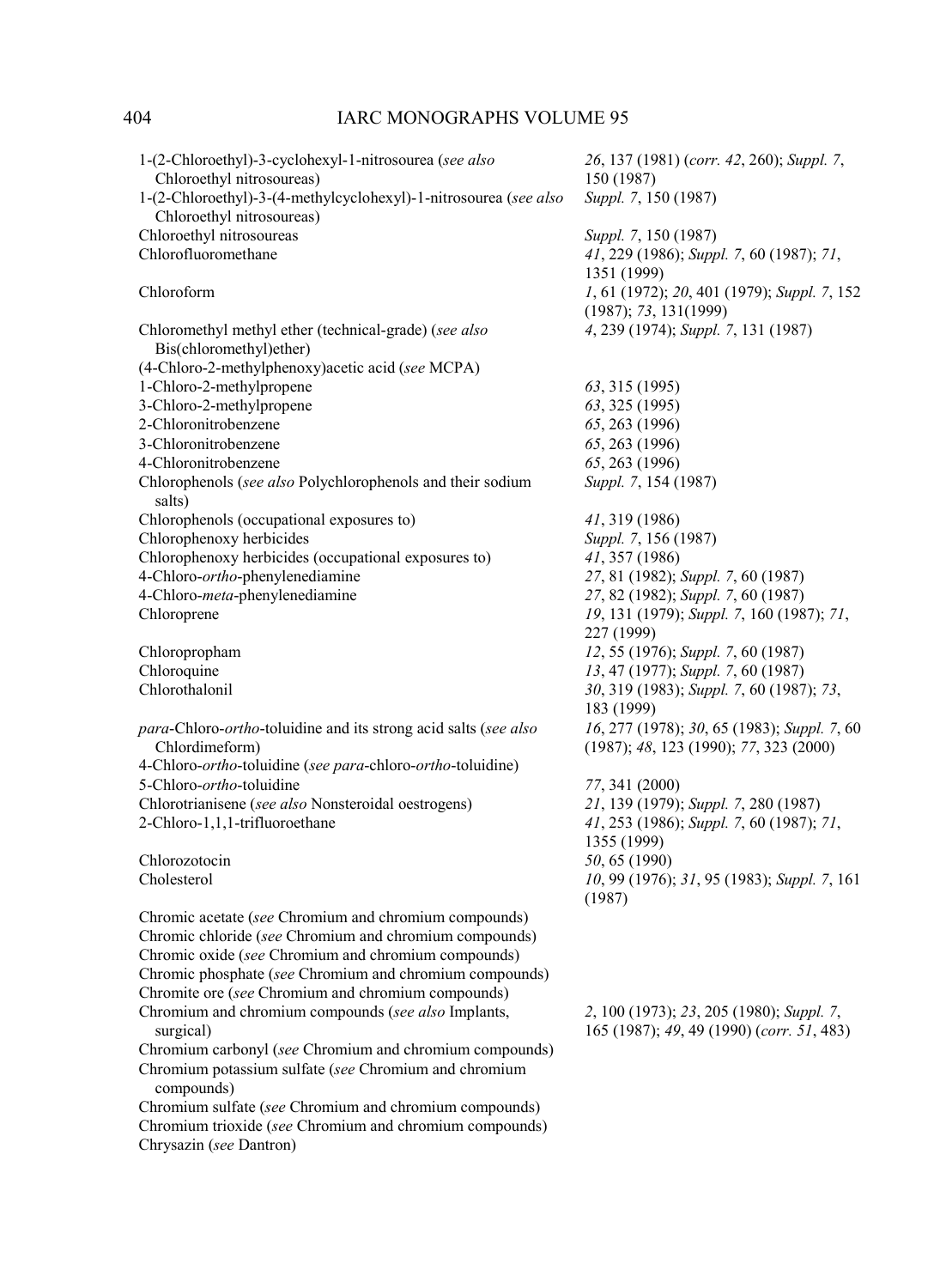| | |
|---|---|
| 1-(2-Chloroethyl)-3-cyclohexyl-1-nitrosourea (*see also* Chloroethyl nitrosoureas) | *26*, 137 (1981) (*corr. 42*, 260); *Suppl. 7*, 150 (1987) |
| 1-(2-Chloroethyl)-3-(4-methylcyclohexyl)-1-nitrosourea (*see also* Chloroethyl nitrosoureas) | *Suppl. 7*, 150 (1987) |
| Chloroethyl nitrosoureas | *Suppl. 7*, 150 (1987) |
| Chlorofluoromethane | *41*, 229 (1986); *Suppl. 7*, 60 (1987); *71*, 1351 (1999) |
| Chloroform | *1*, 61 (1972); *20*, 401 (1979); *Suppl. 7*, 152 (1987); *73*, 131(1999) |
| Chloromethyl methyl ether (technical-grade) (*see also* Bis(chloromethyl)ether) | *4*, 239 (1974); *Suppl. 7*, 131 (1987) |
| (4-Chloro-2-methylphenoxy)acetic acid (*see* MCPA) | |
| 1-Chloro-2-methylpropene | *63*, 315 (1995) |
| 3-Chloro-2-methylpropene | *63*, 325 (1995) |
| 2-Chloronitrobenzene | *65*, 263 (1996) |
| 3-Chloronitrobenzene | *65*, 263 (1996) |
| 4-Chloronitrobenzene | *65*, 263 (1996) |
| Chlorophenols (*see also* Polychlorophenols and their sodium salts) | *Suppl. 7*, 154 (1987) |
| Chlorophenols (occupational exposures to) | *41*, 319 (1986) |
| Chlorophenoxy herbicides | *Suppl. 7*, 156 (1987) |
| Chlorophenoxy herbicides (occupational exposures to) | *41*, 357 (1986) |
| 4-Chloro-*ortho*-phenylenediamine | *27*, 81 (1982); *Suppl. 7*, 60 (1987) |
| 4-Chloro-*meta*-phenylenediamine | *27*, 82 (1982); *Suppl. 7*, 60 (1987) |
| Chloroprene | *19*, 131 (1979); *Suppl. 7*, 160 (1987); *71*, 227 (1999) |
| Chloropropham | *12*, 55 (1976); *Suppl. 7*, 60 (1987) |
| Chloroquine | *13*, 47 (1977); *Suppl. 7*, 60 (1987) |
| Chlorothalonil | *30*, 319 (1983); *Suppl. 7*, 60 (1987); *73*, 183 (1999) |
| *para*-Chloro-*ortho*-toluidine and its strong acid salts (*see also* Chlordimeform) | *16*, 277 (1978); *30*, 65 (1983); *Suppl. 7*, 60 (1987); *48*, 123 (1990); *77*, 323 (2000) |
| 4-Chloro-*ortho*-toluidine (*see para*-chloro-*ortho*-toluidine) | |
| 5-Chloro-*ortho*-toluidine | *77*, 341 (2000) |
| Chlorotrianisene (*see also* Nonsteroidal oestrogens) | *21*, 139 (1979); *Suppl. 7*, 280 (1987) |
| 2-Chloro-1,1,1-trifluoroethane | *41*, 253 (1986); *Suppl. 7*, 60 (1987); *71*, 1355 (1999) |
| Chlorozotocin | *50*, 65 (1990) |
| Cholesterol | *10*, 99 (1976); *31*, 95 (1983); *Suppl. 7*, 161 (1987) |
| Chromic acetate (*see* Chromium and chromium compounds) | |
| Chromic chloride (*see* Chromium and chromium compounds) | |
| Chromic oxide (*see* Chromium and chromium compounds) | |
| Chromic phosphate (*see* Chromium and chromium compounds) | |
| Chromite ore (*see* Chromium and chromium compounds) | |
| Chromium and chromium compounds (*see also* Implants, surgical) | *2*, 100 (1973); *23*, 205 (1980); *Suppl. 7*, 165 (1987); *49*, 49 (1990) (*corr. 51*, 483) |
| Chromium carbonyl (*see* Chromium and chromium compounds) | |
| Chromium potassium sulfate (*see* Chromium and chromium compounds) | |
| Chromium sulfate (*see* Chromium and chromium compounds) | |
| Chromium trioxide (*see* Chromium and chromium compounds) | |
| Chrysazin (*see* Dantron) | |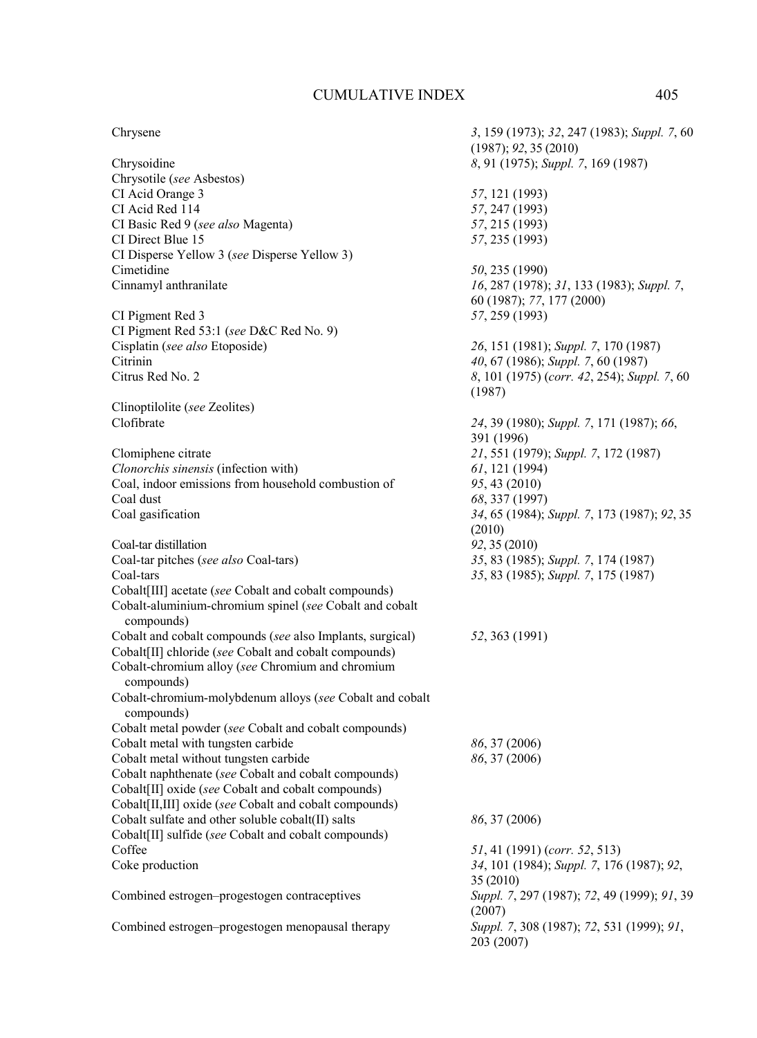| | |
|---|---|
| Chrysene | *3*, 159 (1973); *32*, 247 (1983); *Suppl. 7*, 60 (1987); *92*, 35 (2010) |
| Chrysoidine | *8*, 91 (1975); *Suppl. 7*, 169 (1987) |
| Chrysotile (*see* Asbestos) | |
| CI Acid Orange 3 | *57*, 121 (1993) |
| CI Acid Red 114 | *57*, 247 (1993) |
| CI Basic Red 9 (*see also* Magenta) | *57*, 215 (1993) |
| CI Direct Blue 15 | *57*, 235 (1993) |
| CI Disperse Yellow 3 (*see* Disperse Yellow 3) | |
| Cimetidine | *50*, 235 (1990) |
| Cinnamyl anthranilate | *16*, 287 (1978); *31*, 133 (1983); *Suppl. 7*, 60 (1987); *77*, 177 (2000) |
| CI Pigment Red 3 | *57*, 259 (1993) |
| CI Pigment Red 53:1 (*see* D&C Red No. 9) | |
| Cisplatin (*see also* Etoposide) | *26*, 151 (1981); *Suppl. 7*, 170 (1987) |
| Citrinin | *40*, 67 (1986); *Suppl. 7*, 60 (1987) |
| Citrus Red No. 2 | *8*, 101 (1975) (*corr. 42*, 254); *Suppl. 7*, 60 (1987) |
| Clinoptilolite (*see* Zeolites) | |
| Clofibrate | *24*, 39 (1980); *Suppl. 7*, 171 (1987); *66*, 391 (1996) |
| Clomiphene citrate | *21*, 551 (1979); *Suppl. 7*, 172 (1987) |
| *Clonorchis sinensis* (infection with) | *61*, 121 (1994) |
| Coal, indoor emissions from household combustion of | *95*, 43 (2010) |
| Coal dust | *68*, 337 (1997) |
| Coal gasification | *34*, 65 (1984); *Suppl. 7*, 173 (1987); *92*, 35 (2010) |
| Coal-tar distillation | *92*, 35 (2010) |
| Coal-tar pitches (*see also* Coal-tars) | *35*, 83 (1985); *Suppl. 7*, 174 (1987) |
| Coal-tars | *35*, 83 (1985); *Suppl. 7*, 175 (1987) |
| Cobalt[III] acetate (*see* Cobalt and cobalt compounds) | |
| Cobalt-aluminium-chromium spinel (*see* Cobalt and cobalt compounds) | |
| Cobalt and cobalt compounds (*see* also Implants, surgical) | *52*, 363 (1991) |
| Cobalt[II] chloride (*see* Cobalt and cobalt compounds) | |
| Cobalt-chromium alloy (*see* Chromium and chromium compounds) | |
| Cobalt-chromium-molybdenum alloys (*see* Cobalt and cobalt compounds) | |
| Cobalt metal powder (*see* Cobalt and cobalt compounds) | |
| Cobalt metal with tungsten carbide | *86*, 37 (2006) |
| Cobalt metal without tungsten carbide | *86*, 37 (2006) |
| Cobalt naphthenate (*see* Cobalt and cobalt compounds) | |
| Cobalt[II] oxide (*see* Cobalt and cobalt compounds) | |
| Cobalt[II,III] oxide (*see* Cobalt and cobalt compounds) | |
| Cobalt sulfate and other soluble cobalt(II) salts | *86*, 37 (2006) |
| Cobalt[II] sulfide (*see* Cobalt and cobalt compounds) | |
| Coffee | *51*, 41 (1991) (*corr. 52*, 513) |
| Coke production | *34*, 101 (1984); *Suppl. 7*, 176 (1987); *92*, 35 (2010) |
| Combined estrogen–progestogen contraceptives | *Suppl. 7*, 297 (1987); *72*, 49 (1999); *91*, 39 (2007) |
| Combined estrogen–progestogen menopausal therapy | *Suppl. 7*, 308 (1987); *72*, 531 (1999); *91*, 203 (2007) |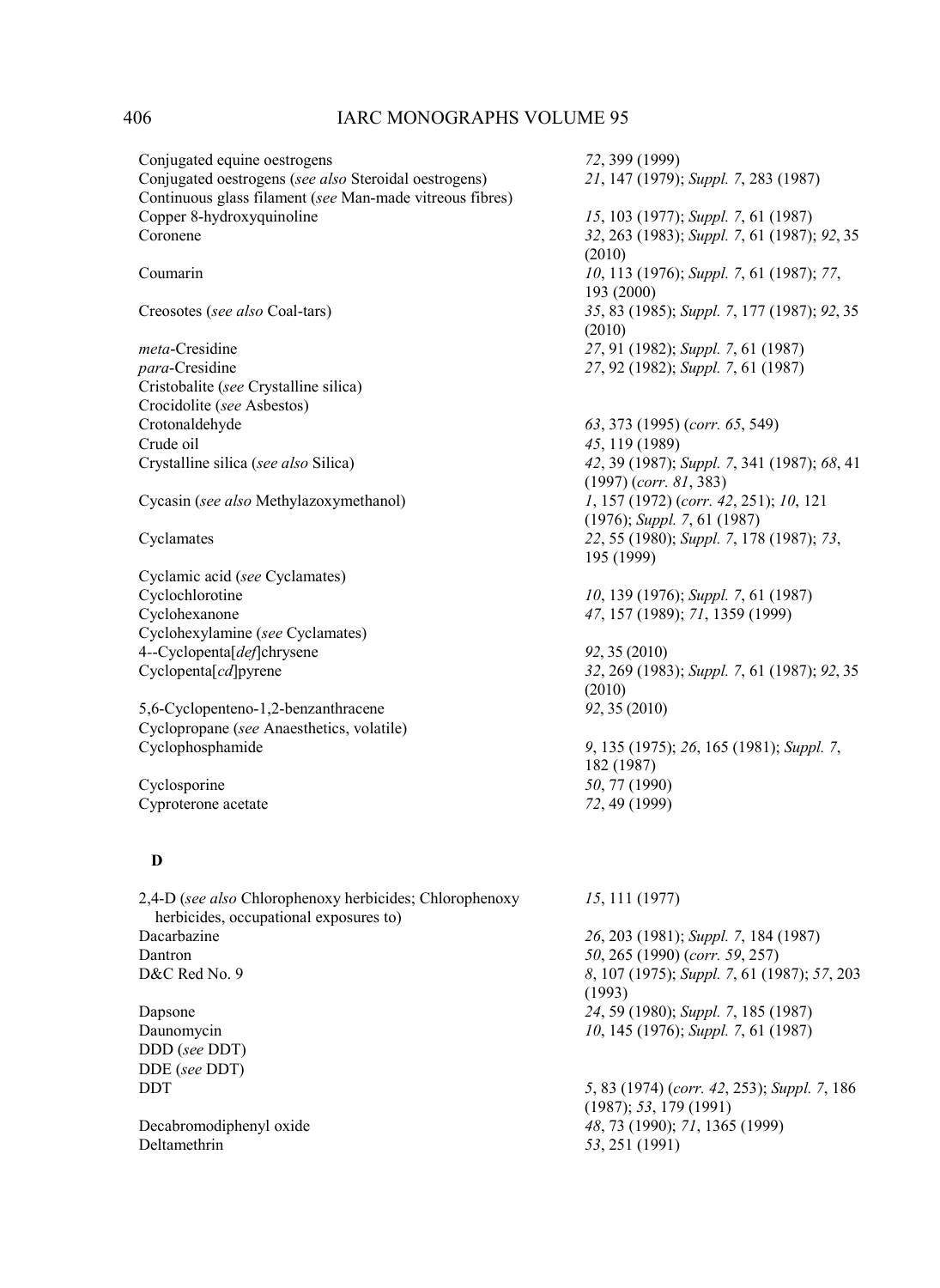| | |
|---|---|
| Conjugated equine oestrogens | *72*, 399 (1999) |
| Conjugated oestrogens (*see also* Steroidal oestrogens) | *21*, 147 (1979); *Suppl. 7*, 283 (1987) |
| Continuous glass filament (*see* Man-made vitreous fibres) | |
| Copper 8-hydroxyquinoline | *15*, 103 (1977); *Suppl. 7*, 61 (1987) |
| Coronene | *32*, 263 (1983); *Suppl. 7*, 61 (1987); *92*, 35 (2010) |
| Coumarin | *10*, 113 (1976); *Suppl. 7*, 61 (1987); *77*, 193 (2000) |
| Creosotes (*see also* Coal-tars) | *35*, 83 (1985); *Suppl. 7*, 177 (1987); *92*, 35 (2010) |
| *meta*-Cresidine | *27*, 91 (1982); *Suppl. 7*, 61 (1987) |
| *para*-Cresidine | *27*, 92 (1982); *Suppl. 7*, 61 (1987) |
| Cristobalite (*see* Crystalline silica) | |
| Crocidolite (*see* Asbestos) | |
| Crotonaldehyde | *63*, 373 (1995) (*corr. 65*, 549) |
| Crude oil | *45*, 119 (1989) |
| Crystalline silica (*see also* Silica) | *42*, 39 (1987); *Suppl. 7*, 341 (1987); *68*, 41 (1997) (*corr. 81*, 383) |
| Cycasin (*see also* Methylazoxymethanol) | *1*, 157 (1972) (*corr. 42*, 251); *10*, 121 (1976); *Suppl. 7*, 61 (1987) |
| Cyclamates | *22*, 55 (1980); *Suppl. 7*, 178 (1987); *73*, 195 (1999) |
| Cyclamic acid (*see* Cyclamates) | |
| Cyclochlorotine | *10*, 139 (1976); *Suppl. 7*, 61 (1987) |
| Cyclohexanone | *47*, 157 (1989); *71*, 1359 (1999) |
| Cyclohexylamine (*see* Cyclamates) | |
| 4--Cyclopenta[*def*]chrysene | *92*, 35 (2010) |
| Cyclopenta[*cd*]pyrene | *32*, 269 (1983); *Suppl. 7*, 61 (1987); *92*, 35 (2010) |
| 5,6-Cyclopenteno-1,2-benzanthracene | *92*, 35 (2010) |
| Cyclopropane (*see* Anaesthetics, volatile) | |
| Cyclophosphamide | *9*, 135 (1975); *26*, 165 (1981); *Suppl. 7*, 182 (1987) |
| Cyclosporine | *50*, 77 (1990) |
| Cyproterone acetate | *72*, 49 (1999) |

## D

| | |
|---|---|
| 2,4-D (*see also* Chlorophenoxy herbicides; Chlorophenoxy herbicides, occupational exposures to) | *15*, 111 (1977) |
| Dacarbazine | *26*, 203 (1981); *Suppl. 7*, 184 (1987) |
| Dantron | *50*, 265 (1990) (*corr. 59*, 257) |
| D&C Red No. 9 | *8*, 107 (1975); *Suppl. 7*, 61 (1987); *57*, 203 (1993) |
| Dapsone | *24*, 59 (1980); *Suppl. 7*, 185 (1987) |
| Daunomycin | *10*, 145 (1976); *Suppl. 7*, 61 (1987) |
| DDD (*see* DDT) | |
| DDE (*see* DDT) | |
| DDT | *5*, 83 (1974) (*corr. 42*, 253); *Suppl. 7*, 186 (1987); *53*, 179 (1991) |
| Decabromodiphenyl oxide | *48*, 73 (1990); *71*, 1365 (1999) |
| Deltamethrin | *53*, 251 (1991) |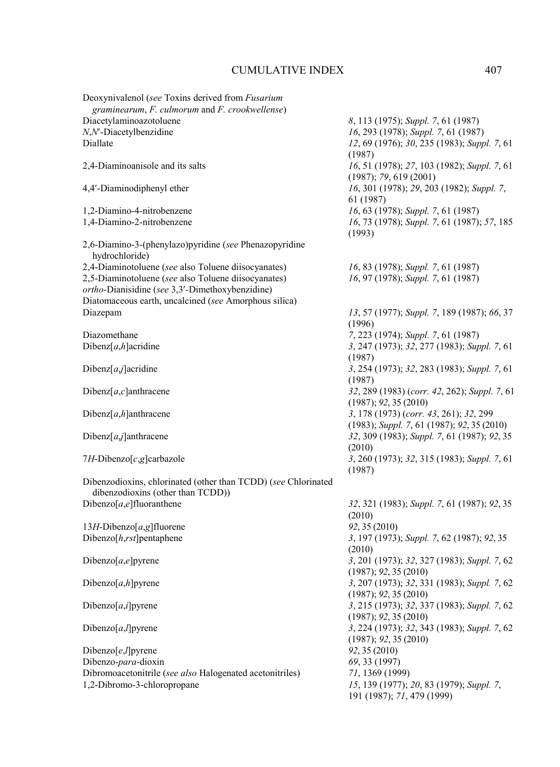| | |
|---|---|
| Deoxynivalenol (*see* Toxins derived from *Fusarium graminearum*, *F. culmorum* and *F. crookwellense*) | |
| Diacetylaminoazotoluene | *8*, 113 (1975); *Suppl. 7*, 61 (1987) |
| *N*,*N*′-Diacetylbenzidine | *16*, 293 (1978); *Suppl. 7*, 61 (1987) |
| Diallate | *12*, 69 (1976); *30*, 235 (1983); *Suppl. 7*, 61 (1987) |
| 2,4-Diaminoanisole and its salts | *16*, 51 (1978); *27*, 103 (1982); *Suppl. 7*, 61 (1987); *79*, 619 (2001) |
| 4,4′-Diaminodiphenyl ether | *16*, 301 (1978); *29*, 203 (1982); *Suppl. 7*, 61 (1987) |
| 1,2-Diamino-4-nitrobenzene | *16*, 63 (1978); *Suppl. 7*, 61 (1987) |
| 1,4-Diamino-2-nitrobenzene | *16*, 73 (1978); *Suppl. 7*, 61 (1987); *57*, 185 (1993) |
| 2,6-Diamino-3-(phenylazo)pyridine (*see* Phenazopyridine hydrochloride) | |
| 2,4-Diaminotoluene (*see* also Toluene diisocyanates) | *16*, 83 (1978); *Suppl. 7*, 61 (1987) |
| 2,5-Diaminotoluene (*see* also Toluene diisocyanates) | *16*, 97 (1978); *Suppl. 7*, 61 (1987) |
| *ortho*-Dianisidine (*see* 3,3′-Dimethoxybenzidine) | |
| Diatomaceous earth, uncalcined (*see* Amorphous silica) | |
| Diazepam | *13*, 57 (1977); *Suppl. 7*, 189 (1987); *66*, 37 (1996) |
| Diazomethane | *7*, 223 (1974); *Suppl. 7*, 61 (1987) |
| Dibenz[*a*,*h*]acridine | *3*, 247 (1973); *32*, 277 (1983); *Suppl. 7*, 61 (1987) |
| Dibenz[*a*,*j*]acridine | *3*, 254 (1973); *32*, 283 (1983); *Suppl. 7*, 61 (1987) |
| Dibenz[*a*,*c*]anthracene | *32*, 289 (1983) (*corr. 42*, 262); *Suppl. 7*, 61 (1987); *92*, 35 (2010) |
| Dibenz[*a*,*h*]anthracene | *3*, 178 (1973) (*corr. 43*, 261); *32*, 299 (1983); *Suppl. 7*, 61 (1987); *92*, 35 (2010) |
| Dibenz[*a*,*j*]anthracene | *32*, 309 (1983); *Suppl. 7*, 61 (1987); *92*, 35 (2010) |
| 7*H*-Dibenzo[*c*,*g*]carbazole | *3*, 260 (1973); *32*, 315 (1983); *Suppl. 7*, 61 (1987) |
| Dibenzodioxins, chlorinated (other than TCDD) (*see* Chlorinated dibenzodioxins (other than TCDD)) | |
| Dibenzo[*a*,*e*]fluoranthene | *32*, 321 (1983); *Suppl. 7*, 61 (1987); *92*, 35 (2010) |
| 13*H*-Dibenzo[*a*,*g*]fluorene | *92*, 35 (2010) |
| Dibenzo[*h*,*rst*]pentaphene | *3*, 197 (1973); *Suppl. 7*, 62 (1987); *92*, 35 (2010) |
| Dibenzo[*a*,*e*]pyrene | *3*, 201 (1973); *32*, 327 (1983); *Suppl. 7*, 62 (1987); *92*, 35 (2010) |
| Dibenzo[*a*,*h*]pyrene | *3*, 207 (1973); *32*, 331 (1983); *Suppl. 7*, 62 (1987); *92*, 35 (2010) |
| Dibenzo[*a*,*i*]pyrene | *3*, 215 (1973); *32*, 337 (1983); *Suppl. 7*, 62 (1987); *92*, 35 (2010) |
| Dibenzo[*a*,*l*]pyrene | *3*, 224 (1973); *32*, 343 (1983); *Suppl. 7*, 62 (1987); *92*, 35 (2010) |
| Dibenzo[*e*,*l*]pyrene | *92*, 35 (2010) |
| Dibenzo-*para*-dioxin | *69*, 33 (1997) |
| Dibromoacetonitrile (*see also* Halogenated acetonitriles) | *71*, 1369 (1999) |
| 1,2-Dibromo-3-chloropropane | *15*, 139 (1977); *20*, 83 (1979); *Suppl. 7*, 191 (1987); *71*, 479 (1999) |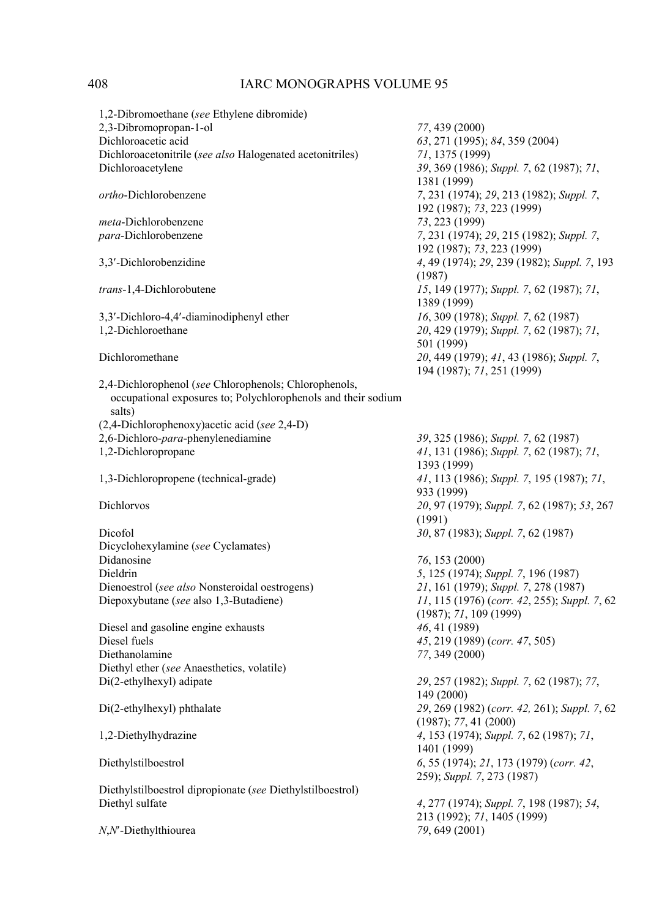| | |
|---|---|
| 1,2-Dibromoethane (*see* Ethylene dibromide) | |
| 2,3-Dibromopropan-1-ol | *77*, 439 (2000) |
| Dichloroacetic acid | *63*, 271 (1995); *84*, 359 (2004) |
| Dichloroacetonitrile (*see also* Halogenated acetonitriles) | *71*, 1375 (1999) |
| Dichloroacetylene | *39*, 369 (1986); *Suppl. 7*, 62 (1987); *71*, 1381 (1999) |
| *ortho*-Dichlorobenzene | *7*, 231 (1974); *29*, 213 (1982); *Suppl. 7*, 192 (1987); *73*, 223 (1999) |
| *meta*-Dichlorobenzene | *73*, 223 (1999) |
| *para*-Dichlorobenzene | *7*, 231 (1974); *29*, 215 (1982); *Suppl. 7*, 192 (1987); *73*, 223 (1999) |
| 3,3′-Dichlorobenzidine | *4*, 49 (1974); *29*, 239 (1982); *Suppl. 7*, 193 (1987) |
| *trans*-1,4-Dichlorobutene | *15*, 149 (1977); *Suppl. 7*, 62 (1987); *71*, 1389 (1999) |
| 3,3′-Dichloro-4,4′-diaminodiphenyl ether | *16*, 309 (1978); *Suppl. 7*, 62 (1987) |
| 1,2-Dichloroethane | *20*, 429 (1979); *Suppl. 7*, 62 (1987); *71*, 501 (1999) |
| Dichloromethane | *20*, 449 (1979); *41*, 43 (1986); *Suppl. 7*, 194 (1987); *71*, 251 (1999) |
| 2,4-Dichlorophenol (*see* Chlorophenols; Chlorophenols, occupational exposures to; Polychlorophenols and their sodium salts) | |
| (2,4-Dichlorophenoxy)acetic acid (*see* 2,4-D) | |
| 2,6-Dichloro-*para*-phenylenediamine | *39*, 325 (1986); *Suppl. 7*, 62 (1987) |
| 1,2-Dichloropropane | *41*, 131 (1986); *Suppl. 7*, 62 (1987); *71*, 1393 (1999) |
| 1,3-Dichloropropene (technical-grade) | *41*, 113 (1986); *Suppl. 7*, 195 (1987); *71*, 933 (1999) |
| Dichlorvos | *20*, 97 (1979); *Suppl. 7*, 62 (1987); *53*, 267 (1991) |
| Dicofol | *30*, 87 (1983); *Suppl. 7*, 62 (1987) |
| Dicyclohexylamine (*see* Cyclamates) | |
| Didanosine | *76*, 153 (2000) |
| Dieldrin | *5*, 125 (1974); *Suppl. 7*, 196 (1987) |
| Dienoestrol (*see also* Nonsteroidal oestrogens) | *21*, 161 (1979); *Suppl. 7*, 278 (1987) |
| Diepoxybutane (*see* also 1,3-Butadiene) | *11*, 115 (1976) (*corr. 42*, 255); *Suppl. 7*, 62 (1987); *71*, 109 (1999) |
| Diesel and gasoline engine exhausts | *46*, 41 (1989) |
| Diesel fuels | *45*, 219 (1989) (*corr. 47*, 505) |
| Diethanolamine | *77*, 349 (2000) |
| Diethyl ether (*see* Anaesthetics, volatile) | |
| Di(2-ethylhexyl) adipate | *29*, 257 (1982); *Suppl. 7*, 62 (1987); *77*, 149 (2000) |
| Di(2-ethylhexyl) phthalate | *29*, 269 (1982) (*corr. 42,* 261); *Suppl. 7*, 62 (1987); *77*, 41 (2000) |
| 1,2-Diethylhydrazine | *4*, 153 (1974); *Suppl. 7*, 62 (1987); *71*, 1401 (1999) |
| Diethylstilboestrol | *6*, 55 (1974); *21*, 173 (1979) (*corr. 42*, 259); *Suppl. 7*, 273 (1987) |
| Diethylstilboestrol dipropionate (*see* Diethylstilboestrol) | |
| Diethyl sulfate | *4*, 277 (1974); *Suppl. 7*, 198 (1987); *54*, 213 (1992); *71*, 1405 (1999) |
| *N*,*N*′-Diethylthiourea | *79*, 649 (2001) |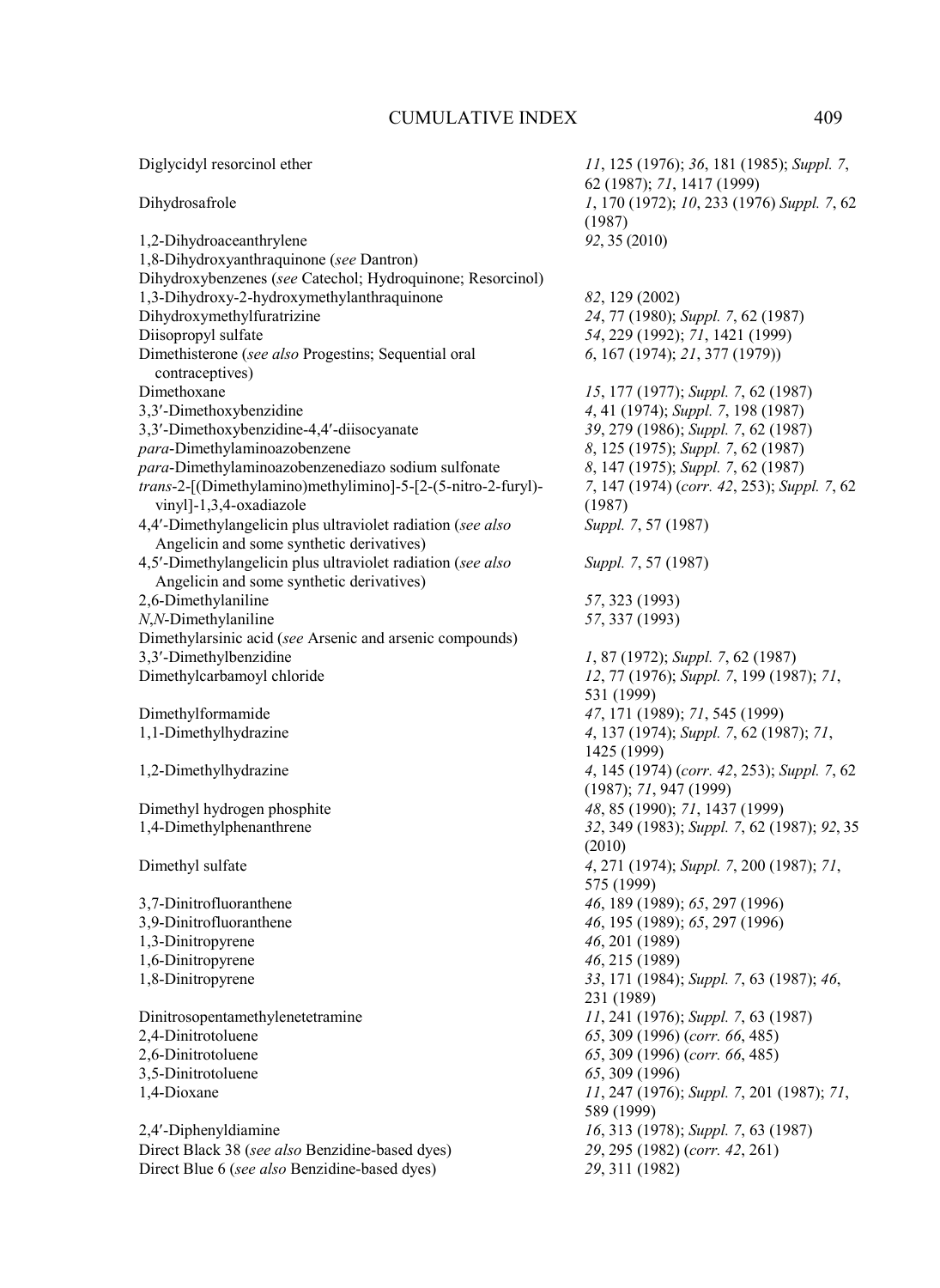| | |
|---|---|
| Diglycidyl resorcinol ether | *11*, 125 (1976); *36*, 181 (1985); *Suppl. 7*, 62 (1987); *71*, 1417 (1999) |
| Dihydrosafrole | *1*, 170 (1972); *10*, 233 (1976) *Suppl. 7*, 62 (1987) |
| 1,2-Dihydroaceanthrylene | *92*, 35 (2010) |
| 1,8-Dihydroxyanthraquinone (*see* Dantron) | |
| Dihydroxybenzenes (*see* Catechol; Hydroquinone; Resorcinol) | |
| 1,3-Dihydroxy-2-hydroxymethylanthraquinone | *82*, 129 (2002) |
| Dihydroxymethylfuratrizine | *24*, 77 (1980); *Suppl. 7*, 62 (1987) |
| Diisopropyl sulfate | *54*, 229 (1992); *71*, 1421 (1999) |
| Dimethisterone (*see also* Progestins; Sequential oral contraceptives) | *6*, 167 (1974); *21*, 377 (1979)) |
| Dimethoxane | *15*, 177 (1977); *Suppl. 7*, 62 (1987) |
| 3,3′-Dimethoxybenzidine | *4*, 41 (1974); *Suppl. 7*, 198 (1987) |
| 3,3′-Dimethoxybenzidine-4,4′-diisocyanate | *39*, 279 (1986); *Suppl. 7*, 62 (1987) |
| *para*-Dimethylaminoazobenzene | *8*, 125 (1975); *Suppl. 7*, 62 (1987) |
| *para*-Dimethylaminoazobenzenediazo sodium sulfonate | *8*, 147 (1975); *Suppl. 7*, 62 (1987) |
| *trans*-2-[(Dimethylamino)methylimino]-5-[2-(5-nitro-2-furyl)-vinyl]-1,3,4-oxadiazole | *7*, 147 (1974) (*corr. 42*, 253); *Suppl. 7*, 62 (1987) |
| 4,4′-Dimethylangelicin plus ultraviolet radiation (*see also* Angelicin and some synthetic derivatives) | *Suppl. 7*, 57 (1987) |
| 4,5′-Dimethylangelicin plus ultraviolet radiation (*see also* Angelicin and some synthetic derivatives) | *Suppl. 7*, 57 (1987) |
| 2,6-Dimethylaniline | *57*, 323 (1993) |
| *N*,*N*-Dimethylaniline | *57*, 337 (1993) |
| Dimethylarsinic acid (*see* Arsenic and arsenic compounds) | |
| 3,3′-Dimethylbenzidine | *1*, 87 (1972); *Suppl. 7*, 62 (1987) |
| Dimethylcarbamoyl chloride | *12*, 77 (1976); *Suppl. 7*, 199 (1987); *71*, 531 (1999) |
| Dimethylformamide | *47*, 171 (1989); *71*, 545 (1999) |
| 1,1-Dimethylhydrazine | *4*, 137 (1974); *Suppl. 7*, 62 (1987); *71*, 1425 (1999) |
| 1,2-Dimethylhydrazine | *4*, 145 (1974) (*corr. 42*, 253); *Suppl. 7*, 62 (1987); *71*, 947 (1999) |
| Dimethyl hydrogen phosphite | *48*, 85 (1990); *71*, 1437 (1999) |
| 1,4-Dimethylphenanthrene | *32*, 349 (1983); *Suppl. 7*, 62 (1987); *92*, 35 (2010) |
| Dimethyl sulfate | *4*, 271 (1974); *Suppl. 7*, 200 (1987); *71*, 575 (1999) |
| 3,7-Dinitrofluoranthene | *46*, 189 (1989); *65*, 297 (1996) |
| 3,9-Dinitrofluoranthene | *46*, 195 (1989); *65*, 297 (1996) |
| 1,3-Dinitropyrene | *46*, 201 (1989) |
| 1,6-Dinitropyrene | *46*, 215 (1989) |
| 1,8-Dinitropyrene | *33*, 171 (1984); *Suppl. 7*, 63 (1987); *46*, 231 (1989) |
| Dinitrosopentamethylenetetramine | *11*, 241 (1976); *Suppl. 7*, 63 (1987) |
| 2,4-Dinitrotoluene | *65*, 309 (1996) (*corr. 66*, 485) |
| 2,6-Dinitrotoluene | *65*, 309 (1996) (*corr. 66*, 485) |
| 3,5-Dinitrotoluene | *65*, 309 (1996) |
| 1,4-Dioxane | *11*, 247 (1976); *Suppl. 7*, 201 (1987); *71*, 589 (1999) |
| 2,4′-Diphenyldiamine | *16*, 313 (1978); *Suppl. 7*, 63 (1987) |
| Direct Black 38 (*see also* Benzidine-based dyes) | *29*, 295 (1982) (*corr. 42*, 261) |
| Direct Blue 6 (*see also* Benzidine-based dyes) | *29*, 311 (1982) |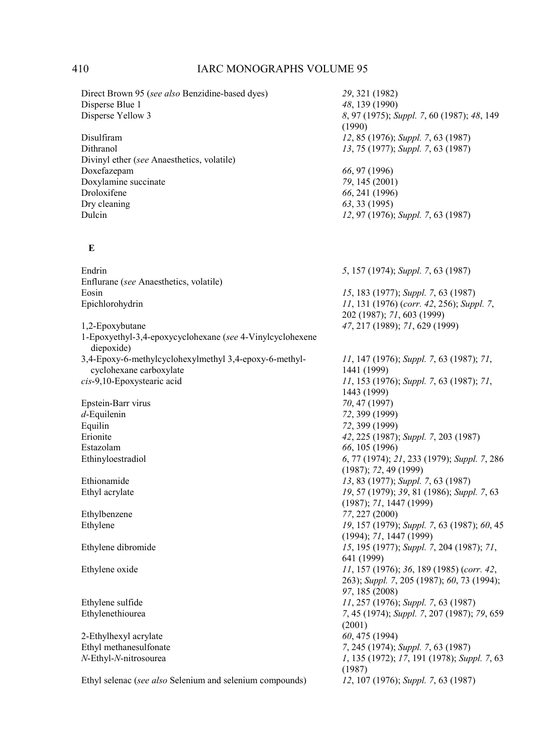| | |
|---|---|
| Direct Brown 95 (*see also* Benzidine-based dyes) | *29*, 321 (1982) |
| Disperse Blue 1 | *48*, 139 (1990) |
| Disperse Yellow 3 | *8*, 97 (1975); *Suppl. 7*, 60 (1987); *48*, 149 (1990) |
| Disulfiram | *12*, 85 (1976); *Suppl. 7*, 63 (1987) |
| Dithranol | *13*, 75 (1977); *Suppl. 7*, 63 (1987) |
| Divinyl ether (*see* Anaesthetics, volatile) | |
| Doxefazepam | *66*, 97 (1996) |
| Doxylamine succinate | *79*, 145 (2001) |
| Droloxifene | *66*, 241 (1996) |
| Dry cleaning | *63*, 33 (1995) |
| Dulcin | *12*, 97 (1976); *Suppl. 7*, 63 (1987) |

## E

| | |
|---|---|
| Endrin | *5*, 157 (1974); *Suppl. 7*, 63 (1987) |
| Enflurane (*see* Anaesthetics, volatile) | |
| Eosin | *15*, 183 (1977); *Suppl. 7*, 63 (1987) |
| Epichlorohydrin | *11*, 131 (1976) (*corr. 42*, 256); *Suppl. 7*, 202 (1987); *71*, 603 (1999) |
| 1,2-Epoxybutane | *47*, 217 (1989); *71*, 629 (1999) |
| 1-Epoxyethyl-3,4-epoxycyclohexane (*see* 4-Vinylcyclohexene diepoxide) | |
| 3,4-Epoxy-6-methylcyclohexylmethyl 3,4-epoxy-6-methyl-cyclohexane carboxylate | *11*, 147 (1976); *Suppl. 7*, 63 (1987); *71*, 1441 (1999) |
| *cis*-9,10-Epoxystearic acid | *11*, 153 (1976); *Suppl. 7*, 63 (1987); *71*, 1443 (1999) |
| Epstein-Barr virus | *70*, 47 (1997) |
| *d*-Equilenin | *72*, 399 (1999) |
| Equilin | *72*, 399 (1999) |
| Erionite | *42*, 225 (1987); *Suppl. 7*, 203 (1987) |
| Estazolam | *66*, 105 (1996) |
| Ethinyloestradiol | *6*, 77 (1974); *21*, 233 (1979); *Suppl. 7*, 286 (1987); *72*, 49 (1999) |
| Ethionamide | *13*, 83 (1977); *Suppl. 7*, 63 (1987) |
| Ethyl acrylate | *19*, 57 (1979); *39*, 81 (1986); *Suppl. 7*, 63 (1987); *71*, 1447 (1999) |
| Ethylbenzene | *77*, 227 (2000) |
| Ethylene | *19*, 157 (1979); *Suppl. 7*, 63 (1987); *60*, 45 (1994); *71*, 1447 (1999) |
| Ethylene dibromide | *15*, 195 (1977); *Suppl. 7*, 204 (1987); *71*, 641 (1999) |
| Ethylene oxide | *11*, 157 (1976); *36*, 189 (1985) (*corr. 42*, 263); *Suppl. 7*, 205 (1987); *60*, 73 (1994); *97*, 185 (2008) |
| Ethylene sulfide | *11*, 257 (1976); *Suppl. 7*, 63 (1987) |
| Ethylenethiourea | *7*, 45 (1974); *Suppl. 7*, 207 (1987); *79*, 659 (2001) |
| 2-Ethylhexyl acrylate | *60*, 475 (1994) |
| Ethyl methanesulfonate | *7*, 245 (1974); *Suppl. 7*, 63 (1987) |
| *N*-Ethyl-*N*-nitrosourea | *1*, 135 (1972); *17*, 191 (1978); *Suppl. 7*, 63 (1987) |
| Ethyl selenac (*see also* Selenium and selenium compounds) | *12*, 107 (1976); *Suppl. 7*, 63 (1987) |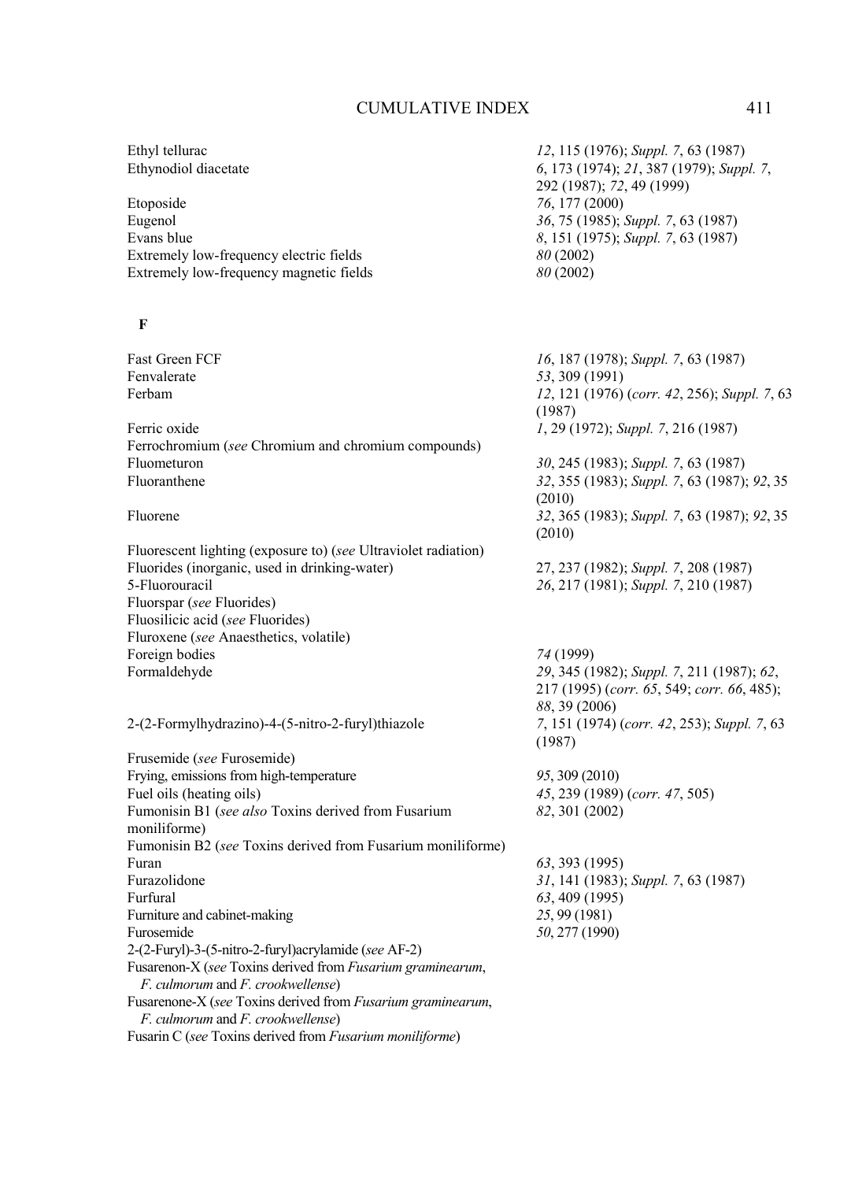| | |
|---|---|
| Ethyl tellurac | *12*, 115 (1976); *Suppl. 7*, 63 (1987) |
| Ethynodiol diacetate | *6*, 173 (1974); *21*, 387 (1979); *Suppl. 7*, 292 (1987); *72*, 49 (1999) |
| Etoposide | *76*, 177 (2000) |
| Eugenol | *36*, 75 (1985); *Suppl. 7*, 63 (1987) |
| Evans blue | *8*, 151 (1975); *Suppl. 7*, 63 (1987) |
| Extremely low-frequency electric fields | *80* (2002) |
| Extremely low-frequency magnetic fields | *80* (2002) |

**F**

| | |
|---|---|
| Fast Green FCF | *16*, 187 (1978); *Suppl. 7*, 63 (1987) |
| Fenvalerate | *53*, 309 (1991) |
| Ferbam | *12*, 121 (1976) (*corr. 42*, 256); *Suppl. 7*, 63 (1987) |
| Ferric oxide | *1*, 29 (1972); *Suppl. 7*, 216 (1987) |
| Ferrochromium (*see* Chromium and chromium compounds) | |
| Fluometuron | *30*, 245 (1983); *Suppl. 7*, 63 (1987) |
| Fluoranthene | *32*, 355 (1983); *Suppl. 7*, 63 (1987); *92*, 35 (2010) |
| Fluorene | *32*, 365 (1983); *Suppl. 7*, 63 (1987); *92*, 35 (2010) |
| Fluorescent lighting (exposure to) (*see* Ultraviolet radiation) | |
| Fluorides (inorganic, used in drinking-water) | 27, 237 (1982); *Suppl. 7*, 208 (1987) |
| 5-Fluorouracil | *26*, 217 (1981); *Suppl. 7*, 210 (1987) |
| Fluorspar (*see* Fluorides) | |
| Fluosilicic acid (*see* Fluorides) | |
| Fluroxene (*see* Anaesthetics, volatile) | |
| Foreign bodies | *74* (1999) |
| Formaldehyde | *29*, 345 (1982); *Suppl. 7*, 211 (1987); *62*, 217 (1995) (*corr. 65*, 549; *corr. 66*, 485); *88*, 39 (2006) |
| 2-(2-Formylhydrazino)-4-(5-nitro-2-furyl)thiazole | *7*, 151 (1974) (*corr. 42*, 253); *Suppl. 7*, 63 (1987) |
| Frusemide (*see* Furosemide) | |
| Frying, emissions from high-temperature | *95*, 309 (2010) |
| Fuel oils (heating oils) | *45*, 239 (1989) (*corr. 47*, 505) |
| Fumonisin B1 (*see also* Toxins derived from Fusarium moniliforme) | *82*, 301 (2002) |
| Fumonisin B2 (*see* Toxins derived from Fusarium moniliforme) | |
| Furan | *63*, 393 (1995) |
| Furazolidone | *31*, 141 (1983); *Suppl. 7*, 63 (1987) |
| Furfural | *63*, 409 (1995) |
| Furniture and cabinet-making | *25*, 99 (1981) |
| Furosemide | *50*, 277 (1990) |
| 2-(2-Furyl)-3-(5-nitro-2-furyl)acrylamide (*see* AF-2) | |
| Fusarenon-X (*see* Toxins derived from *Fusarium graminearum*, *F. culmorum* and *F. crookwellense*) | |
| Fusarenone-X (*see* Toxins derived from *Fusarium graminearum*, *F. culmorum* and *F. crookwellense*) | |
| Fusarin C (*see* Toxins derived from *Fusarium moniliforme*) | |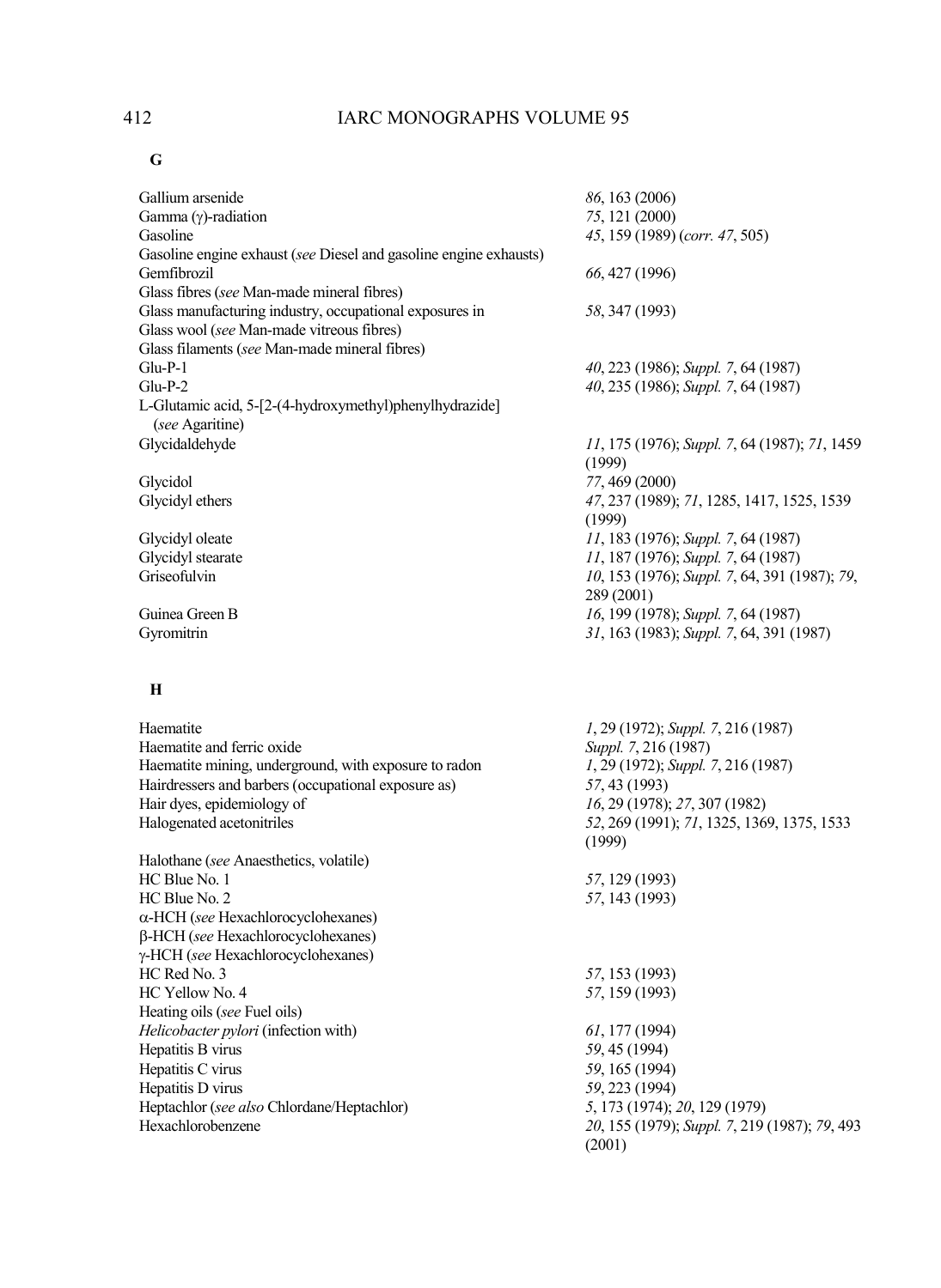## G

| | |
|---|---|
| Gallium arsenide | *86*, 163 (2006) |
| Gamma (γ)-radiation | *75*, 121 (2000) |
| Gasoline | *45*, 159 (1989) (*corr. 47*, 505) |
| Gasoline engine exhaust (*see* Diesel and gasoline engine exhausts) | |
| Gemfibrozil | *66*, 427 (1996) |
| Glass fibres (*see* Man-made mineral fibres) | |
| Glass manufacturing industry, occupational exposures in | *58*, 347 (1993) |
| Glass wool (*see* Man-made vitreous fibres) | |
| Glass filaments (*see* Man-made mineral fibres) | |
| Glu-P-1 | *40*, 223 (1986); *Suppl. 7*, 64 (1987) |
| Glu-P-2 | *40*, 235 (1986); *Suppl. 7*, 64 (1987) |
| L-Glutamic acid, 5-[2-(4-hydroxymethyl)phenylhydrazide] (*see* Agaritine) | |
| Glycidaldehyde | *11*, 175 (1976); *Suppl. 7*, 64 (1987); *71*, 1459 (1999) |
| Glycidol | *77*, 469 (2000) |
| Glycidyl ethers | *47*, 237 (1989); *71*, 1285, 1417, 1525, 1539 (1999) |
| Glycidyl oleate | *11*, 183 (1976); *Suppl. 7*, 64 (1987) |
| Glycidyl stearate | *11*, 187 (1976); *Suppl. 7*, 64 (1987) |
| Griseofulvin | *10*, 153 (1976); *Suppl. 7*, 64, 391 (1987); *79*, 289 (2001) |
| Guinea Green B | *16*, 199 (1978); *Suppl. 7*, 64 (1987) |
| Gyromitrin | *31*, 163 (1983); *Suppl. 7*, 64, 391 (1987) |

## H

| | |
|---|---|
| Haematite | *1*, 29 (1972); *Suppl. 7*, 216 (1987) |
| Haematite and ferric oxide | *Suppl. 7*, 216 (1987) |
| Haematite mining, underground, with exposure to radon | *1*, 29 (1972); *Suppl. 7*, 216 (1987) |
| Hairdressers and barbers (occupational exposure as) | *57*, 43 (1993) |
| Hair dyes, epidemiology of | *16*, 29 (1978); *27*, 307 (1982) |
| Halogenated acetonitriles | *52*, 269 (1991); *71*, 1325, 1369, 1375, 1533 (1999) |
| Halothane (*see* Anaesthetics, volatile) | |
| HC Blue No. 1 | *57*, 129 (1993) |
| HC Blue No. 2 | *57*, 143 (1993) |
| α-HCH (*see* Hexachlorocyclohexanes) | |
| β-HCH (*see* Hexachlorocyclohexanes) | |
| γ-HCH (*see* Hexachlorocyclohexanes) | |
| HC Red No. 3 | *57*, 153 (1993) |
| HC Yellow No. 4 | *57*, 159 (1993) |
| Heating oils (*see* Fuel oils) | |
| *Helicobacter pylori* (infection with) | *61*, 177 (1994) |
| Hepatitis B virus | *59*, 45 (1994) |
| Hepatitis C virus | *59*, 165 (1994) |
| Hepatitis D virus | *59*, 223 (1994) |
| Heptachlor (*see also* Chlordane/Heptachlor) | *5*, 173 (1974); *20*, 129 (1979) |
| Hexachlorobenzene | *20*, 155 (1979); *Suppl. 7*, 219 (1987); *79*, 493 (2001) |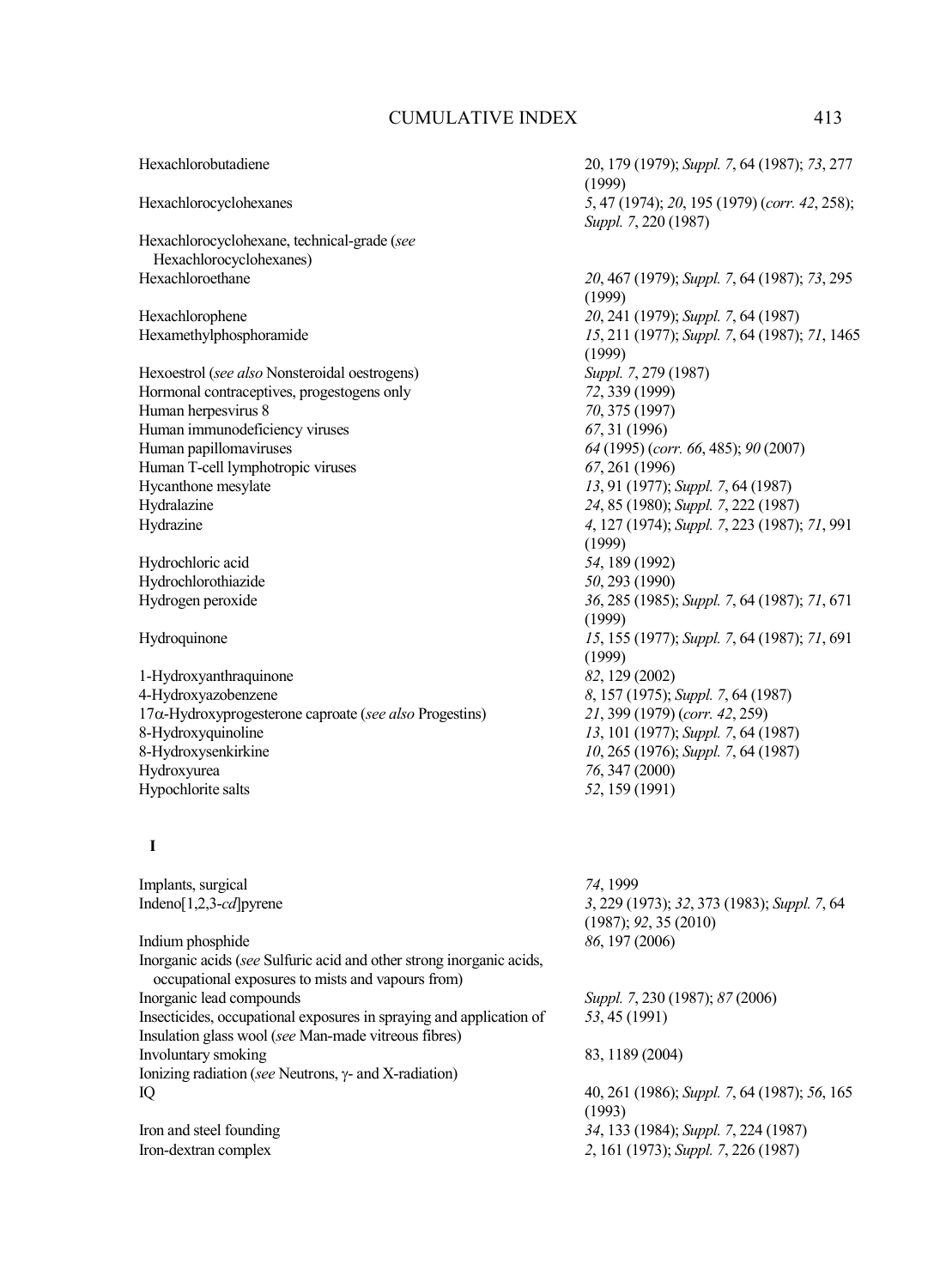| | |
|---|---|
| Hexachlorobutadiene | 20, 179 (1979); *Suppl. 7*, 64 (1987); *73*, 277 (1999) |
| Hexachlorocyclohexanes | *5*, 47 (1974); *20*, 195 (1979) (*corr. 42*, 258); *Suppl. 7*, 220 (1987) |
| Hexachlorocyclohexane, technical-grade (*see* Hexachlorocyclohexanes) | |
| Hexachloroethane | *20*, 467 (1979); *Suppl. 7*, 64 (1987); *73*, 295 (1999) |
| Hexachlorophene | *20*, 241 (1979); *Suppl. 7*, 64 (1987) |
| Hexamethylphosphoramide | *15*, 211 (1977); *Suppl. 7*, 64 (1987); *71*, 1465 (1999) |
| Hexoestrol (*see also* Nonsteroidal oestrogens) | *Suppl. 7*, 279 (1987) |
| Hormonal contraceptives, progestogens only | *72*, 339 (1999) |
| Human herpesvirus 8 | *70*, 375 (1997) |
| Human immunodeficiency viruses | *67*, 31 (1996) |
| Human papillomaviruses | *64* (1995) (*corr. 66*, 485); *90* (2007) |
| Human T-cell lymphotropic viruses | *67*, 261 (1996) |
| Hycanthone mesylate | *13*, 91 (1977); *Suppl. 7*, 64 (1987) |
| Hydralazine | *24*, 85 (1980); *Suppl. 7*, 222 (1987) |
| Hydrazine | *4*, 127 (1974); *Suppl. 7*, 223 (1987); *71*, 991 (1999) |
| Hydrochloric acid | *54*, 189 (1992) |
| Hydrochlorothiazide | *50*, 293 (1990) |
| Hydrogen peroxide | *36*, 285 (1985); *Suppl. 7*, 64 (1987); *71*, 671 (1999) |
| Hydroquinone | *15*, 155 (1977); *Suppl. 7*, 64 (1987); *71*, 691 (1999) |
| 1-Hydroxyanthraquinone | *82*, 129 (2002) |
| 4-Hydroxyazobenzene | *8*, 157 (1975); *Suppl. 7*, 64 (1987) |
| 17α-Hydroxyprogesterone caproate (*see also* Progestins) | *21*, 399 (1979) (*corr. 42*, 259) |
| 8-Hydroxyquinoline | *13*, 101 (1977); *Suppl. 7*, 64 (1987) |
| 8-Hydroxysenkirkine | *10*, 265 (1976); *Suppl. 7*, 64 (1987) |
| Hydroxyurea | *76*, 347 (2000) |
| Hypochlorite salts | *52*, 159 (1991) |

## I

| | |
|---|---|
| Implants, surgical | *74*, 1999 |
| Indeno[1,2,3-*cd*]pyrene | *3*, 229 (1973); *32*, 373 (1983); *Suppl. 7*, 64 (1987); *92*, 35 (2010) |
| Indium phosphide | *86*, 197 (2006) |
| Inorganic acids (*see* Sulfuric acid and other strong inorganic acids, occupational exposures to mists and vapours from) | |
| Inorganic lead compounds | *Suppl. 7*, 230 (1987); *87* (2006) |
| Insecticides, occupational exposures in spraying and application of | *53*, 45 (1991) |
| Insulation glass wool (*see* Man-made vitreous fibres) | |
| Involuntary smoking | 83, 1189 (2004) |
| Ionizing radiation (*see* Neutrons, γ- and X-radiation) | |
| IQ | 40, 261 (1986); *Suppl. 7*, 64 (1987); *56*, 165 (1993) |
| Iron and steel founding | *34*, 133 (1984); *Suppl. 7*, 224 (1987) |
| Iron-dextran complex | *2*, 161 (1973); *Suppl. 7*, 226 (1987) |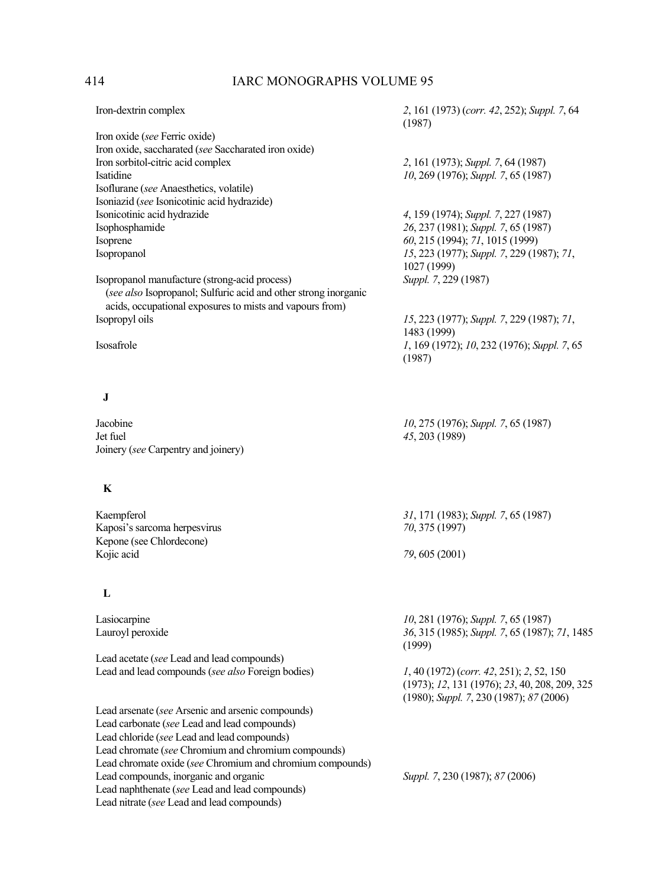| | |
|---|---|
| Iron-dextrin complex | *2*, 161 (1973) (*corr. 42*, 252); *Suppl. 7*, 64 (1987) |
| Iron oxide (*see* Ferric oxide) | |
| Iron oxide, saccharated (*see* Saccharated iron oxide) | |
| Iron sorbitol-citric acid complex | *2*, 161 (1973); *Suppl. 7*, 64 (1987) |
| Isatidine | *10*, 269 (1976); *Suppl. 7*, 65 (1987) |
| Isoflurane (*see* Anaesthetics, volatile) | |
| Isoniazid (*see* Isonicotinic acid hydrazide) | |
| Isonicotinic acid hydrazide | *4*, 159 (1974); *Suppl. 7*, 227 (1987) |
| Isophosphamide | *26*, 237 (1981); *Suppl. 7*, 65 (1987) |
| Isoprene | *60*, 215 (1994); *71*, 1015 (1999) |
| Isopropanol | *15*, 223 (1977); *Suppl. 7*, 229 (1987); *71*, 1027 (1999) |
| Isopropanol manufacture (strong-acid process) (*see also* Isopropanol; Sulfuric acid and other strong inorganic acids, occupational exposures to mists and vapours from) | *Suppl. 7*, 229 (1987) |
| Isopropyl oils | *15*, 223 (1977); *Suppl. 7*, 229 (1987); *71*, 1483 (1999) |
| Isosafrole | *1*, 169 (1972); *10*, 232 (1976); *Suppl. 7*, 65 (1987) |

## J

| | |
|---|---|
| Jacobine | *10*, 275 (1976); *Suppl. 7*, 65 (1987) |
| Jet fuel | *45*, 203 (1989) |
| Joinery (*see* Carpentry and joinery) | |

## K

| | |
|---|---|
| Kaempferol | *31*, 171 (1983); *Suppl. 7*, 65 (1987) |
| Kaposi's sarcoma herpesvirus | *70*, 375 (1997) |
| Kepone (see Chlordecone) | |
| Kojic acid | *79*, 605 (2001) |

## L

| | |
|---|---|
| Lasiocarpine | *10*, 281 (1976); *Suppl. 7*, 65 (1987) |
| Lauroyl peroxide | *36*, 315 (1985); *Suppl. 7*, 65 (1987); *71*, 1485 (1999) |
| Lead acetate (*see* Lead and lead compounds) | |
| Lead and lead compounds (*see also* Foreign bodies) | *1*, 40 (1972) (*corr. 42*, 251); *2*, 52, 150 (1973); *12*, 131 (1976); *23*, 40, 208, 209, 325 (1980); *Suppl. 7*, 230 (1987); *87* (2006) |
| Lead arsenate (*see* Arsenic and arsenic compounds) | |
| Lead carbonate (*see* Lead and lead compounds) | |
| Lead chloride (*see* Lead and lead compounds) | |
| Lead chromate (*see* Chromium and chromium compounds) | |
| Lead chromate oxide (*see* Chromium and chromium compounds) | |
| Lead compounds, inorganic and organic | *Suppl. 7*, 230 (1987); *87* (2006) |
| Lead naphthenate (*see* Lead and lead compounds) | |
| Lead nitrate (*see* Lead and lead compounds) | |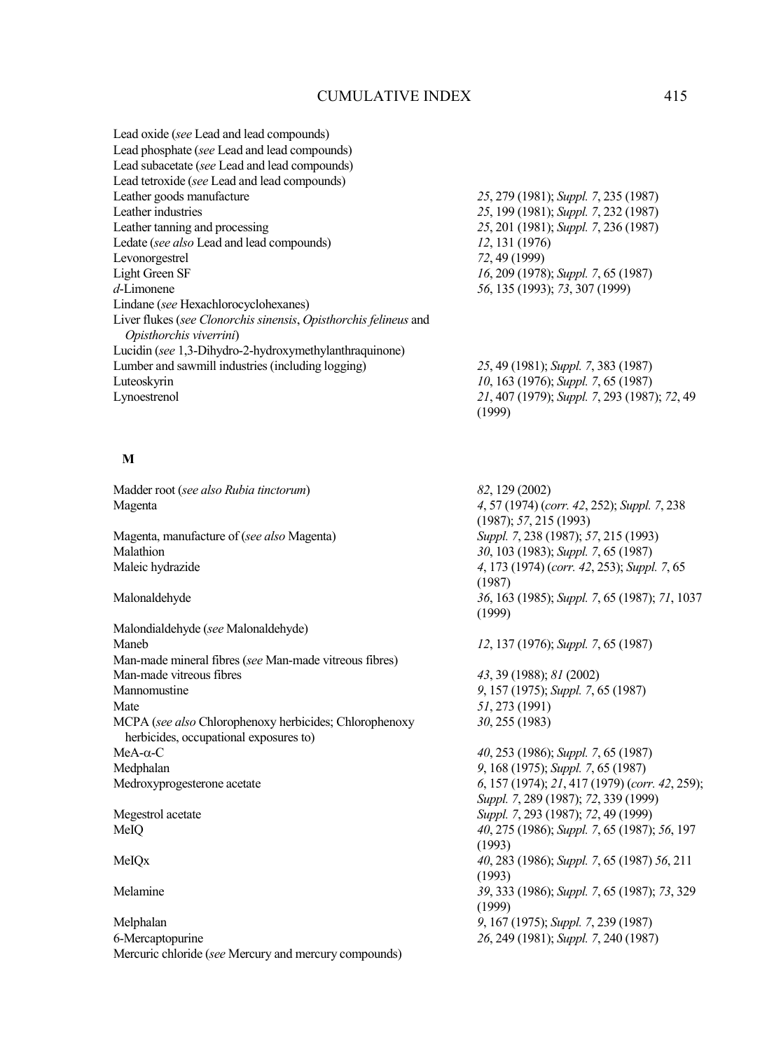Lead oxide (*see* Lead and lead compounds)
Lead phosphate (*see* Lead and lead compounds)
Lead subacetate (*see* Lead and lead compounds)
Lead tetroxide (*see* Lead and lead compounds)

| | |
|---|---|
| Leather goods manufacture | *25*, 279 (1981); *Suppl. 7*, 235 (1987) |
| Leather industries | *25*, 199 (1981); *Suppl. 7*, 232 (1987) |
| Leather tanning and processing | *25*, 201 (1981); *Suppl. 7*, 236 (1987) |
| Ledate (*see also* Lead and lead compounds) | *12*, 131 (1976) |
| Levonorgestrel | *72*, 49 (1999) |
| Light Green SF | *16*, 209 (1978); *Suppl. 7*, 65 (1987) |
| *d*-Limonene | *56*, 135 (1993); *73*, 307 (1999) |
| Lindane (*see* Hexachlorocyclohexanes) | |
| Liver flukes (*see Clonorchis sinensis*, *Opisthorchis felineus* and *Opisthorchis viverrini*) | |
| Lucidin (*see* 1,3-Dihydro-2-hydroxymethylanthraquinone) | |
| Lumber and sawmill industries (including logging) | *25*, 49 (1981); *Suppl. 7*, 383 (1987) |
| Luteoskyrin | *10*, 163 (1976); *Suppl. 7*, 65 (1987) |
| Lynoestrenol | *21*, 407 (1979); *Suppl. 7*, 293 (1987); *72*, 49 (1999) |

**M**

| | |
|---|---|
| Madder root (*see also Rubia tinctorum*) | *82*, 129 (2002) |
| Magenta | *4*, 57 (1974) (*corr. 42*, 252); *Suppl. 7*, 238 (1987); *57*, 215 (1993) |
| Magenta, manufacture of (*see also* Magenta) | *Suppl. 7*, 238 (1987); *57*, 215 (1993) |
| Malathion | *30*, 103 (1983); *Suppl. 7*, 65 (1987) |
| Maleic hydrazide | *4*, 173 (1974) (*corr. 42*, 253); *Suppl. 7*, 65 (1987) |
| Malonaldehyde | *36*, 163 (1985); *Suppl. 7*, 65 (1987); *71*, 1037 (1999) |
| Malondialdehyde (*see* Malonaldehyde) | |
| Maneb | *12*, 137 (1976); *Suppl. 7*, 65 (1987) |
| Man-made mineral fibres (*see* Man-made vitreous fibres) | |
| Man-made vitreous fibres | *43*, 39 (1988); *81* (2002) |
| Mannomustine | *9*, 157 (1975); *Suppl. 7*, 65 (1987) |
| Mate | *51*, 273 (1991) |
| MCPA (*see also* Chlorophenoxy herbicides; Chlorophenoxy herbicides, occupational exposures to) | *30*, 255 (1983) |
| MeA-α-C | *40*, 253 (1986); *Suppl. 7*, 65 (1987) |
| Medphalan | *9*, 168 (1975); *Suppl. 7*, 65 (1987) |
| Medroxyprogesterone acetate | *6*, 157 (1974); *21*, 417 (1979) (*corr. 42*, 259); *Suppl. 7*, 289 (1987); *72*, 339 (1999) |
| Megestrol acetate | *Suppl. 7*, 293 (1987); *72*, 49 (1999) |
| MeIQ | *40*, 275 (1986); *Suppl. 7*, 65 (1987); *56*, 197 (1993) |
| MeIQx | *40*, 283 (1986); *Suppl. 7*, 65 (1987) *56*, 211 (1993) |
| Melamine | *39*, 333 (1986); *Suppl. 7*, 65 (1987); *73*, 329 (1999) |
| Melphalan | *9*, 167 (1975); *Suppl. 7*, 239 (1987) |
| 6-Mercaptopurine | *26*, 249 (1981); *Suppl. 7*, 240 (1987) |
| Mercuric chloride (*see* Mercury and mercury compounds) | |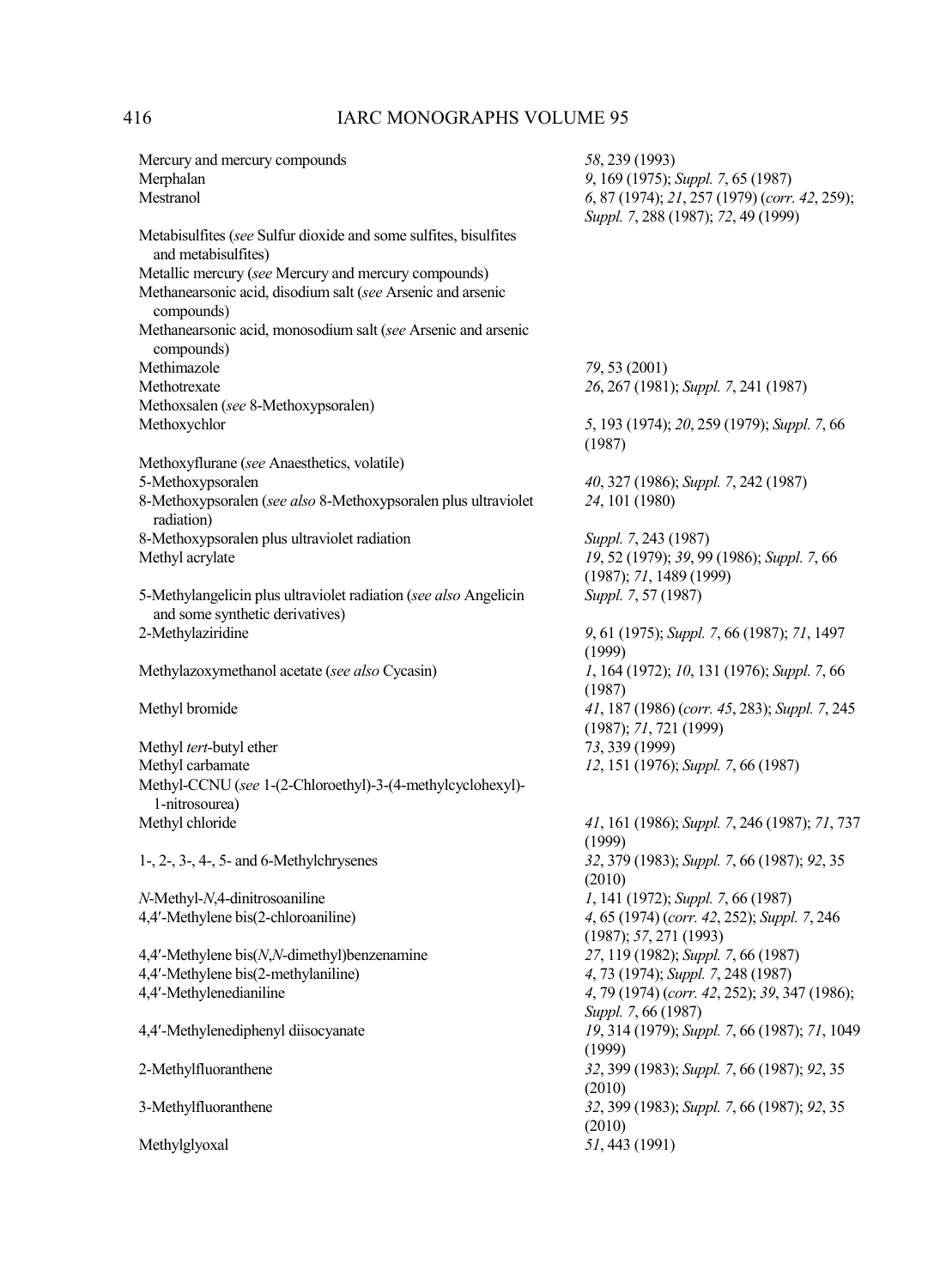| | |
|---|---|
| Mercury and mercury compounds | *58*, 239 (1993) |
| Merphalan | *9*, 169 (1975); *Suppl. 7*, 65 (1987) |
| Mestranol | *6*, 87 (1974); *21*, 257 (1979) (*corr. 42*, 259); *Suppl. 7*, 288 (1987); *72*, 49 (1999) |
| Metabisulfites (*see* Sulfur dioxide and some sulfites, bisulfites and metabisulfites) | |
| Metallic mercury (*see* Mercury and mercury compounds) | |
| Methanearsonic acid, disodium salt (*see* Arsenic and arsenic compounds) | |
| Methanearsonic acid, monosodium salt (*see* Arsenic and arsenic compounds) | |
| Methimazole | *79*, 53 (2001) |
| Methotrexate | *26*, 267 (1981); *Suppl. 7*, 241 (1987) |
| Methoxsalen (*see* 8-Methoxypsoralen) | |
| Methoxychlor | *5*, 193 (1974); *20*, 259 (1979); *Suppl. 7*, 66 (1987) |
| Methoxyflurane (*see* Anaesthetics, volatile) | |
| 5-Methoxypsoralen | *40*, 327 (1986); *Suppl. 7*, 242 (1987) |
| 8-Methoxypsoralen (*see also* 8-Methoxypsoralen plus ultraviolet radiation) | *24*, 101 (1980) |
| 8-Methoxypsoralen plus ultraviolet radiation | *Suppl. 7*, 243 (1987) |
| Methyl acrylate | *19*, 52 (1979); *39*, 99 (1986); *Suppl. 7*, 66 (1987); *71*, 1489 (1999) |
| 5-Methylangelicin plus ultraviolet radiation (*see also* Angelicin and some synthetic derivatives) | *Suppl. 7*, 57 (1987) |
| 2-Methylaziridine | *9*, 61 (1975); *Suppl. 7*, 66 (1987); *71*, 1497 (1999) |
| Methylazoxymethanol acetate (*see also* Cycasin) | *1*, 164 (1972); *10*, 131 (1976); *Suppl. 7*, 66 (1987) |
| Methyl bromide | *41*, 187 (1986) (*corr. 45*, 283); *Suppl. 7*, 245 (1987); *71*, 721 (1999) |
| Methyl *tert*-butyl ether | *73*, 339 (1999) |
| Methyl carbamate | *12*, 151 (1976); *Suppl. 7*, 66 (1987) |
| Methyl-CCNU (*see* 1-(2-Chloroethyl)-3-(4-methylcyclohexyl)-1-nitrosourea) | |
| Methyl chloride | *41*, 161 (1986); *Suppl. 7*, 246 (1987); *71*, 737 (1999) |
| 1-, 2-, 3-, 4-, 5- and 6-Methylchrysenes | *32*, 379 (1983); *Suppl. 7*, 66 (1987); *92*, 35 (2010) |
| *N*-Methyl-*N*,4-dinitrosoaniline | *1*, 141 (1972); *Suppl. 7*, 66 (1987) |
| 4,4′-Methylene bis(2-chloroaniline) | *4*, 65 (1974) (*corr. 42*, 252); *Suppl. 7*, 246 (1987); *57*, 271 (1993) |
| 4,4′-Methylene bis(*N*,*N*-dimethyl)benzenamine | *27*, 119 (1982); *Suppl. 7*, 66 (1987) |
| 4,4′-Methylene bis(2-methylaniline) | *4*, 73 (1974); *Suppl. 7*, 248 (1987) |
| 4,4′-Methylenedianiline | *4*, 79 (1974) (*corr. 42*, 252); *39*, 347 (1986); *Suppl. 7*, 66 (1987) |
| 4,4′-Methylenediphenyl diisocyanate | *19*, 314 (1979); *Suppl. 7*, 66 (1987); *71*, 1049 (1999) |
| 2-Methylfluoranthene | *32*, 399 (1983); *Suppl. 7*, 66 (1987); *92*, 35 (2010) |
| 3-Methylfluoranthene | *32*, 399 (1983); *Suppl. 7*, 66 (1987); *92*, 35 (2010) |
| Methylglyoxal | *51*, 443 (1991) |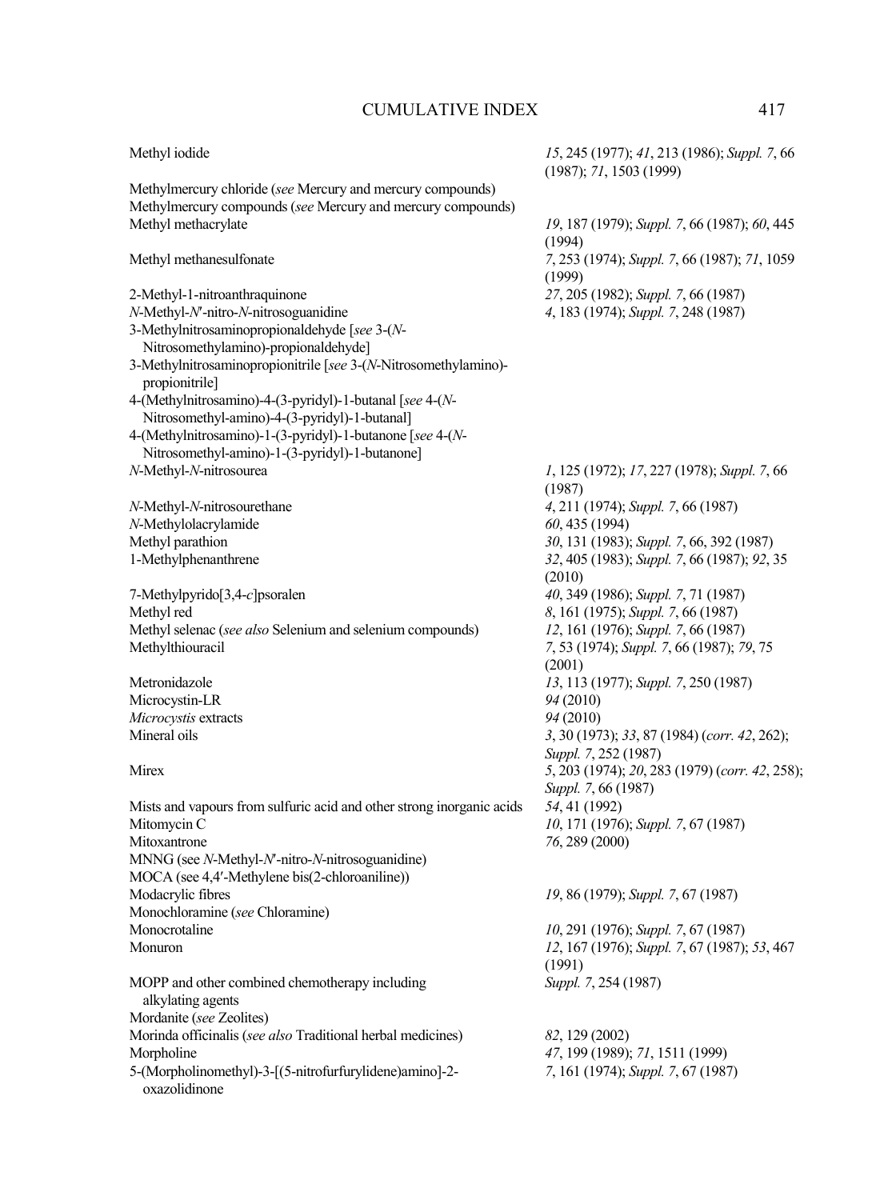| | |
|---|---|
| Methyl iodide | *15*, 245 (1977); *41*, 213 (1986); *Suppl. 7*, 66 (1987); *71*, 1503 (1999) |
| Methylmercury chloride (*see* Mercury and mercury compounds) | |
| Methylmercury compounds (*see* Mercury and mercury compounds) | |
| Methyl methacrylate | *19*, 187 (1979); *Suppl. 7*, 66 (1987); *60*, 445 (1994) |
| Methyl methanesulfonate | *7*, 253 (1974); *Suppl. 7*, 66 (1987); *71*, 1059 (1999) |
| 2-Methyl-1-nitroanthraquinone | *27*, 205 (1982); *Suppl. 7*, 66 (1987) |
| *N*-Methyl-*N*′-nitro-*N*-nitrosoguanidine | *4*, 183 (1974); *Suppl. 7*, 248 (1987) |
| 3-Methylnitrosaminopropionaldehyde [*see* 3-(*N*-Nitrosomethylamino)-propionaldehyde] | |
| 3-Methylnitrosaminopropionitrile [*see* 3-(*N*-Nitrosomethylamino)-propionitrile] | |
| 4-(Methylnitrosamino)-4-(3-pyridyl)-1-butanal [*see* 4-(*N*-Nitrosomethyl-amino)-4-(3-pyridyl)-1-butanal] | |
| 4-(Methylnitrosamino)-1-(3-pyridyl)-1-butanone [*see* 4-(*N*-Nitrosomethyl-amino)-1-(3-pyridyl)-1-butanone] | |
| *N*-Methyl-*N*-nitrosourea | *1*, 125 (1972); *17*, 227 (1978); *Suppl. 7*, 66 (1987) |
| *N*-Methyl-*N*-nitrosourethane | *4*, 211 (1974); *Suppl. 7*, 66 (1987) |
| *N*-Methylolacrylamide | *60*, 435 (1994) |
| Methyl parathion | *30*, 131 (1983); *Suppl. 7*, 66, 392 (1987) |
| 1-Methylphenanthrene | *32*, 405 (1983); *Suppl. 7*, 66 (1987); *92*, 35 (2010) |
| 7-Methylpyrido[3,4-*c*]psoralen | *40*, 349 (1986); *Suppl. 7*, 71 (1987) |
| Methyl red | *8*, 161 (1975); *Suppl. 7*, 66 (1987) |
| Methyl selenac (*see also* Selenium and selenium compounds) | *12*, 161 (1976); *Suppl. 7*, 66 (1987) |
| Methylthiouracil | *7*, 53 (1974); *Suppl. 7*, 66 (1987); *79*, 75 (2001) |
| Metronidazole | *13*, 113 (1977); *Suppl. 7*, 250 (1987) |
| Microcystin-LR | *94* (2010) |
| *Microcystis* extracts | *94* (2010) |
| Mineral oils | *3*, 30 (1973); *33*, 87 (1984) (*corr. 42*, 262); *Suppl. 7*, 252 (1987) |
| Mirex | *5*, 203 (1974); *20*, 283 (1979) (*corr. 42*, 258); *Suppl. 7*, 66 (1987) |
| Mists and vapours from sulfuric acid and other strong inorganic acids | *54*, 41 (1992) |
| Mitomycin C | *10*, 171 (1976); *Suppl. 7*, 67 (1987) |
| Mitoxantrone | *76*, 289 (2000) |
| MNNG (see *N*-Methyl-*N*′-nitro-*N*-nitrosoguanidine) | |
| MOCA (see 4,4′-Methylene bis(2-chloroaniline)) | |
| Modacrylic fibres | *19*, 86 (1979); *Suppl. 7*, 67 (1987) |
| Monochloramine (*see* Chloramine) | |
| Monocrotaline | *10*, 291 (1976); *Suppl. 7*, 67 (1987) |
| Monuron | *12*, 167 (1976); *Suppl. 7*, 67 (1987); *53*, 467 (1991) |
| MOPP and other combined chemotherapy including alkylating agents | *Suppl. 7*, 254 (1987) |
| Mordanite (*see* Zeolites) | |
| Morinda officinalis (*see also* Traditional herbal medicines) | *82*, 129 (2002) |
| Morpholine | *47*, 199 (1989); *71*, 1511 (1999) |
| 5-(Morpholinomethyl)-3-[(5-nitrofurfurylidene)amino]-2-oxazolidinone | *7*, 161 (1974); *Suppl. 7*, 67 (1987) |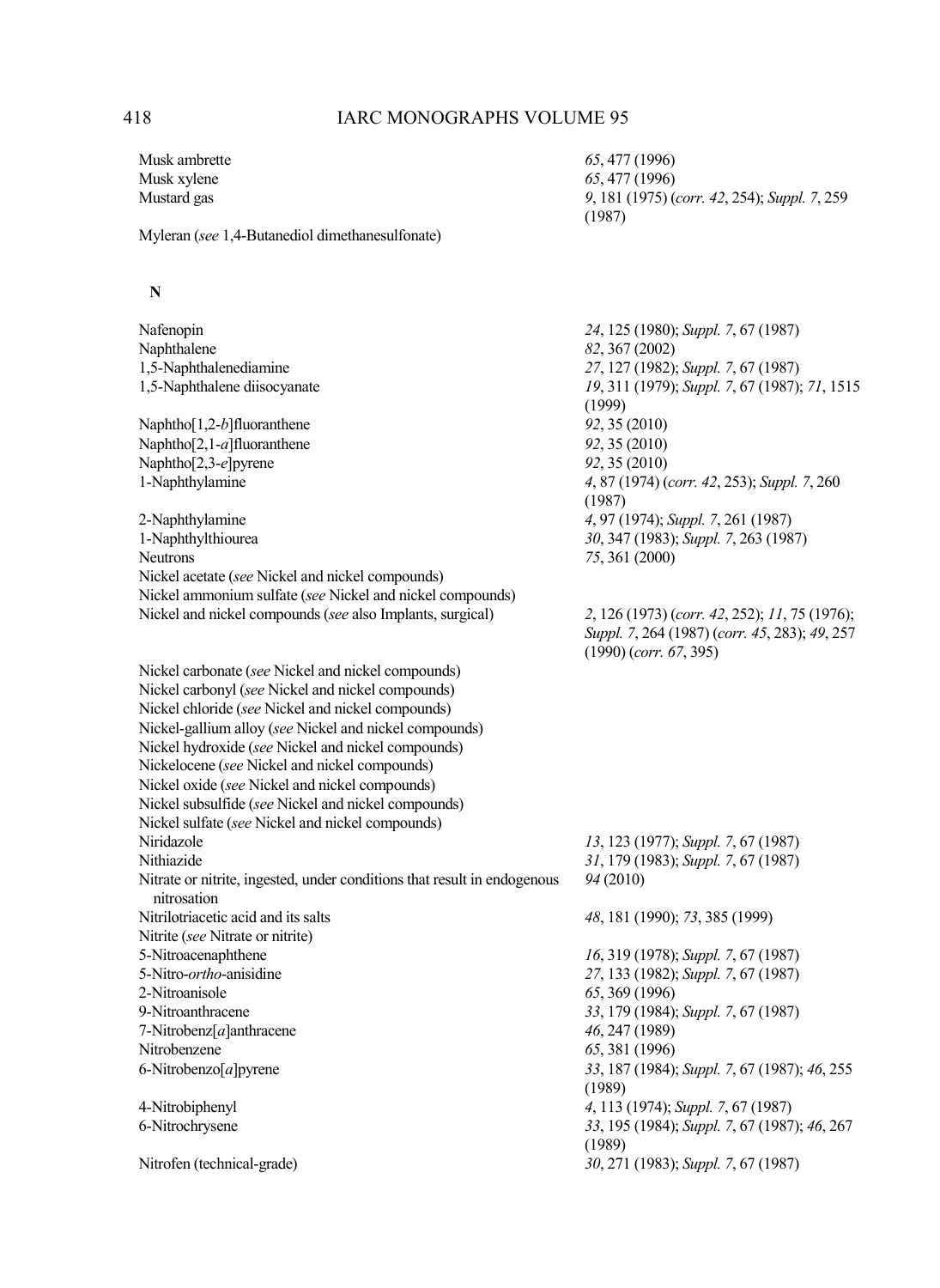| | |
|---|---|
| Musk ambrette | *65*, 477 (1996) |
| Musk xylene | *65*, 477 (1996) |
| Mustard gas | *9*, 181 (1975) (*corr. 42*, 254); *Suppl. 7*, 259 (1987) |
| Myleran (*see* 1,4-Butanediol dimethanesulfonate) | |

## N

| | |
|---|---|
| Nafenopin | *24*, 125 (1980); *Suppl. 7*, 67 (1987) |
| Naphthalene | *82*, 367 (2002) |
| 1,5-Naphthalenediamine | *27*, 127 (1982); *Suppl. 7*, 67 (1987) |
| 1,5-Naphthalene diisocyanate | *19*, 311 (1979); *Suppl. 7*, 67 (1987); *71*, 1515 (1999) |
| Naphtho[1,2-*b*]fluoranthene | *92*, 35 (2010) |
| Naphtho[2,1-*a*]fluoranthene | *92*, 35 (2010) |
| Naphtho[2,3-*e*]pyrene | *92*, 35 (2010) |
| 1-Naphthylamine | *4*, 87 (1974) (*corr. 42*, 253); *Suppl. 7*, 260 (1987) |
| 2-Naphthylamine | *4*, 97 (1974); *Suppl. 7*, 261 (1987) |
| 1-Naphthylthiourea | *30*, 347 (1983); *Suppl. 7*, 263 (1987) |
| Neutrons | *75*, 361 (2000) |
| Nickel acetate (*see* Nickel and nickel compounds) | |
| Nickel ammonium sulfate (*see* Nickel and nickel compounds) | |
| Nickel and nickel compounds (*see* also Implants, surgical) | *2*, 126 (1973) (*corr. 42*, 252); *11*, 75 (1976); *Suppl. 7*, 264 (1987) (*corr. 45*, 283); *49*, 257 (1990) (*corr. 67*, 395) |
| Nickel carbonate (*see* Nickel and nickel compounds) | |
| Nickel carbonyl (*see* Nickel and nickel compounds) | |
| Nickel chloride (*see* Nickel and nickel compounds) | |
| Nickel-gallium alloy (*see* Nickel and nickel compounds) | |
| Nickel hydroxide (*see* Nickel and nickel compounds) | |
| Nickelocene (*see* Nickel and nickel compounds) | |
| Nickel oxide (*see* Nickel and nickel compounds) | |
| Nickel subsulfide (*see* Nickel and nickel compounds) | |
| Nickel sulfate (*see* Nickel and nickel compounds) | |
| Niridazole | *13*, 123 (1977); *Suppl. 7*, 67 (1987) |
| Nithiazide | *31*, 179 (1983); *Suppl. 7*, 67 (1987) |
| Nitrate or nitrite, ingested, under conditions that result in endogenous nitrosation | *94* (2010) |
| Nitrilotriacetic acid and its salts | *48*, 181 (1990); *73*, 385 (1999) |
| Nitrite (*see* Nitrate or nitrite) | |
| 5-Nitroacenaphthene | *16*, 319 (1978); *Suppl. 7*, 67 (1987) |
| 5-Nitro-*ortho*-anisidine | *27*, 133 (1982); *Suppl. 7*, 67 (1987) |
| 2-Nitroanisole | *65*, 369 (1996) |
| 9-Nitroanthracene | *33*, 179 (1984); *Suppl. 7*, 67 (1987) |
| 7-Nitrobenz[*a*]anthracene | *46*, 247 (1989) |
| Nitrobenzene | *65*, 381 (1996) |
| 6-Nitrobenzo[*a*]pyrene | *33*, 187 (1984); *Suppl. 7*, 67 (1987); *46*, 255 (1989) |
| 4-Nitrobiphenyl | *4*, 113 (1974); *Suppl. 7*, 67 (1987) |
| 6-Nitrochrysene | *33*, 195 (1984); *Suppl. 7*, 67 (1987); *46*, 267 (1989) |
| Nitrofen (technical-grade) | *30*, 271 (1983); *Suppl. 7*, 67 (1987) |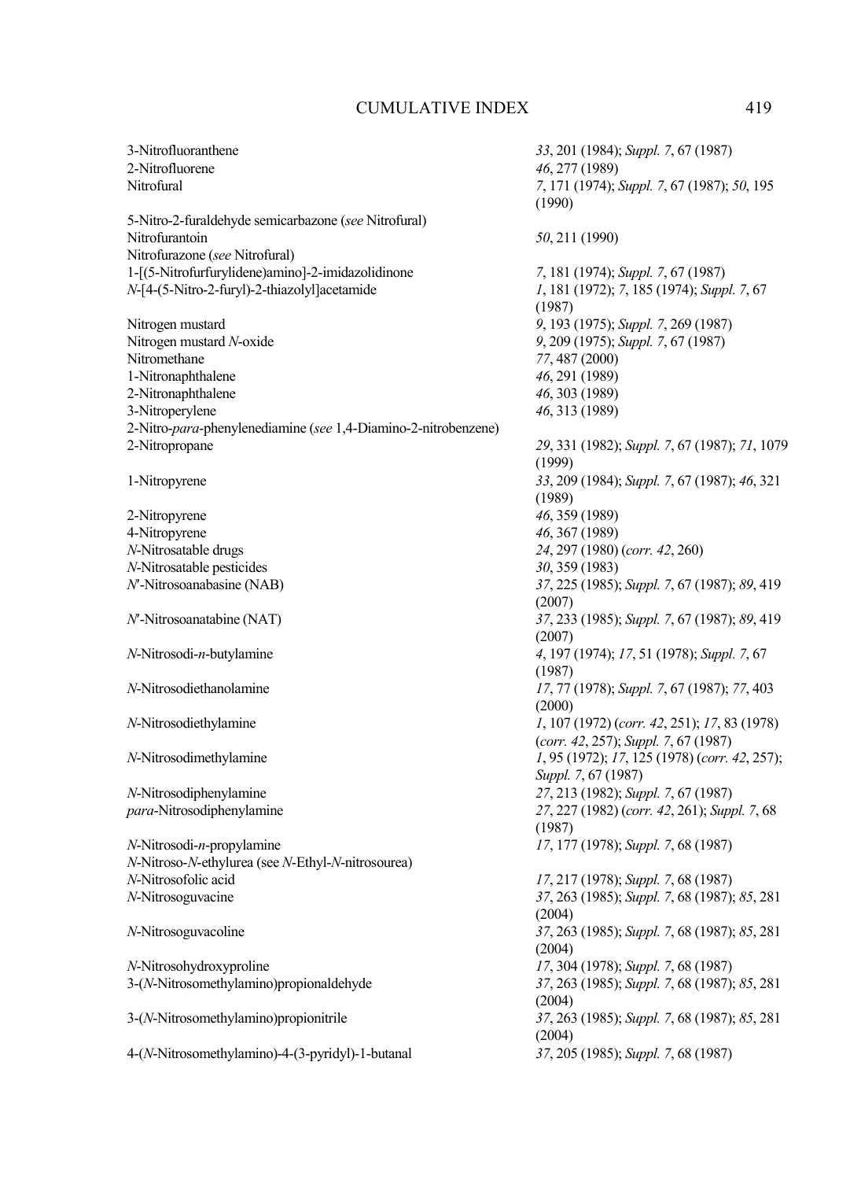| | |
|---|---|
| 3-Nitrofluoranthene | *33*, 201 (1984); *Suppl. 7*, 67 (1987) |
| 2-Nitrofluorene | *46*, 277 (1989) |
| Nitrofural | *7*, 171 (1974); *Suppl. 7*, 67 (1987); *50*, 195 (1990) |
| 5-Nitro-2-furaldehyde semicarbazone (*see* Nitrofural) | |
| Nitrofurantoin | *50*, 211 (1990) |
| Nitrofurazone (*see* Nitrofural) | |
| 1-[(5-Nitrofurfurylidene)amino]-2-imidazolidinone | *7*, 181 (1974); *Suppl. 7*, 67 (1987) |
| *N*-[4-(5-Nitro-2-furyl)-2-thiazolyl]acetamide | *1*, 181 (1972); *7*, 185 (1974); *Suppl. 7*, 67 (1987) |
| Nitrogen mustard | *9*, 193 (1975); *Suppl. 7*, 269 (1987) |
| Nitrogen mustard *N*-oxide | *9*, 209 (1975); *Suppl. 7*, 67 (1987) |
| Nitromethane | *77*, 487 (2000) |
| 1-Nitronaphthalene | *46*, 291 (1989) |
| 2-Nitronaphthalene | *46*, 303 (1989) |
| 3-Nitroperylene | *46*, 313 (1989) |
| 2-Nitro-*para*-phenylenediamine (*see* 1,4-Diamino-2-nitrobenzene) | |
| 2-Nitropropane | *29*, 331 (1982); *Suppl. 7*, 67 (1987); *71*, 1079 (1999) |
| 1-Nitropyrene | *33*, 209 (1984); *Suppl. 7*, 67 (1987); *46*, 321 (1989) |
| 2-Nitropyrene | *46*, 359 (1989) |
| 4-Nitropyrene | *46*, 367 (1989) |
| *N*-Nitrosatable drugs | *24*, 297 (1980) (*corr. 42*, 260) |
| *N*-Nitrosatable pesticides | *30*, 359 (1983) |
| *N'*-Nitrosoanabasine (NAB) | *37*, 225 (1985); *Suppl. 7*, 67 (1987); *89*, 419 (2007) |
| *N'*-Nitrosoanatabine (NAT) | *37*, 233 (1985); *Suppl. 7*, 67 (1987); *89*, 419 (2007) |
| *N*-Nitrosodi-*n*-butylamine | *4*, 197 (1974); *17*, 51 (1978); *Suppl. 7*, 67 (1987) |
| *N*-Nitrosodiethanolamine | *17*, 77 (1978); *Suppl. 7*, 67 (1987); *77*, 403 (2000) |
| *N*-Nitrosodiethylamine | *1*, 107 (1972) (*corr. 42*, 251); *17*, 83 (1978) (*corr. 42*, 257); *Suppl. 7*, 67 (1987) |
| *N*-Nitrosodimethylamine | *1*, 95 (1972); *17*, 125 (1978) (*corr. 42*, 257); *Suppl. 7*, 67 (1987) |
| *N*-Nitrosodiphenylamine | *27*, 213 (1982); *Suppl. 7*, 67 (1987) |
| *para*-Nitrosodiphenylamine | *27*, 227 (1982) (*corr. 42*, 261); *Suppl. 7*, 68 (1987) |
| *N*-Nitrosodi-*n*-propylamine | *17*, 177 (1978); *Suppl. 7*, 68 (1987) |
| *N*-Nitroso-*N*-ethylurea (see *N*-Ethyl-*N*-nitrosourea) | |
| *N*-Nitrosofolic acid | *17*, 217 (1978); *Suppl. 7*, 68 (1987) |
| *N*-Nitrosoguvacine | *37*, 263 (1985); *Suppl. 7*, 68 (1987); *85*, 281 (2004) |
| *N*-Nitrosoguvacoline | *37*, 263 (1985); *Suppl. 7*, 68 (1987); *85*, 281 (2004) |
| *N*-Nitrosohydroxyproline | *17*, 304 (1978); *Suppl. 7*, 68 (1987) |
| 3-(*N*-Nitrosomethylamino)propionaldehyde | *37*, 263 (1985); *Suppl. 7*, 68 (1987); *85*, 281 (2004) |
| 3-(*N*-Nitrosomethylamino)propionitrile | *37*, 263 (1985); *Suppl. 7*, 68 (1987); *85*, 281 (2004) |
| 4-(*N*-Nitrosomethylamino)-4-(3-pyridyl)-1-butanal | *37*, 205 (1985); *Suppl. 7*, 68 (1987) |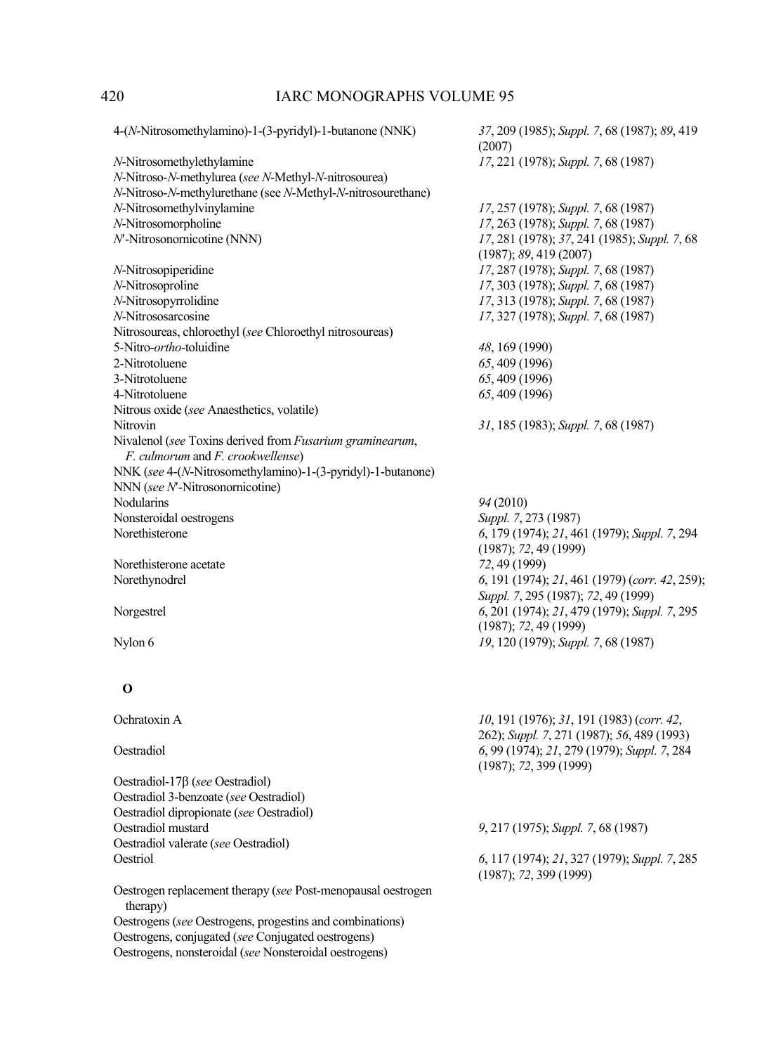4-(*N*-Nitrosomethylamino)-1-(3-pyridyl)-1-butanone (NNK) — *37*, 209 (1985); *Suppl. 7*, 68 (1987); *89*, 419 (2007)

*N*-Nitrosomethylethylamine — *17*, 221 (1978); *Suppl. 7*, 68 (1987)

*N*-Nitroso-*N*-methylurea (*see N*-Methyl-*N*-nitrosourea)

*N*-Nitroso-*N*-methylurethane (see *N*-Methyl-*N*-nitrosourethane)

*N*-Nitrosomethylvinylamine — *17*, 257 (1978); *Suppl. 7*, 68 (1987)

*N*-Nitrosomorpholine — *17*, 263 (1978); *Suppl. 7*, 68 (1987)

*N*′-Nitrosonornicotine (NNN) — *17*, 281 (1978); *37*, 241 (1985); *Suppl. 7*, 68 (1987); *89*, 419 (2007)

*N*-Nitrosopiperidine — *17*, 287 (1978); *Suppl. 7*, 68 (1987)

*N*-Nitrosoproline — *17*, 303 (1978); *Suppl. 7*, 68 (1987)

*N*-Nitrosopyrrolidine — *17*, 313 (1978); *Suppl. 7*, 68 (1987)

*N*-Nitrososarcosine — *17*, 327 (1978); *Suppl. 7*, 68 (1987)

Nitrosoureas, chloroethyl (*see* Chloroethyl nitrosoureas)

5-Nitro-*ortho*-toluidine — *48*, 169 (1990)

2-Nitrotoluene — *65*, 409 (1996)

3-Nitrotoluene — *65*, 409 (1996)

4-Nitrotoluene — *65*, 409 (1996)

Nitrous oxide (*see* Anaesthetics, volatile)

Nitrovin — *31*, 185 (1983); *Suppl. 7*, 68 (1987)

Nivalenol (*see* Toxins derived from *Fusarium graminearum*, *F. culmorum* and *F. crookwellense*)

NNK (*see* 4-(*N*-Nitrosomethylamino)-1-(3-pyridyl)-1-butanone)

NNN (*see N*′-Nitrosonornicotine)

Nodularins — *94* (2010)

Nonsteroidal oestrogens — *Suppl. 7*, 273 (1987)

Norethisterone — *6*, 179 (1974); *21*, 461 (1979); *Suppl. 7*, 294 (1987); *72*, 49 (1999)

Norethisterone acetate — *72*, 49 (1999)

Norethynodrel — *6*, 191 (1974); *21*, 461 (1979) (*corr. 42*, 259); *Suppl. 7*, 295 (1987); *72*, 49 (1999)

Norgestrel — *6*, 201 (1974); *21*, 479 (1979); *Suppl. 7*, 295 (1987); *72*, 49 (1999)

Nylon 6 — *19*, 120 (1979); *Suppl. 7*, 68 (1987)

## O

Ochratoxin A — *10*, 191 (1976); *31*, 191 (1983) (*corr. 42*, 262); *Suppl. 7*, 271 (1987); *56*, 489 (1993)

Oestradiol — *6*, 99 (1974); *21*, 279 (1979); *Suppl. 7*, 284 (1987); *72*, 399 (1999)

Oestradiol-17β (*see* Oestradiol)

Oestradiol 3-benzoate (*see* Oestradiol)

Oestradiol dipropionate (*see* Oestradiol)

Oestradiol mustard — *9*, 217 (1975); *Suppl. 7*, 68 (1987)

Oestradiol valerate (*see* Oestradiol)

Oestriol — *6*, 117 (1974); *21*, 327 (1979); *Suppl. 7*, 285 (1987); *72*, 399 (1999)

Oestrogen replacement therapy (*see* Post-menopausal oestrogen therapy)

Oestrogens (*see* Oestrogens, progestins and combinations)

Oestrogens, conjugated (*see* Conjugated oestrogens)

Oestrogens, nonsteroidal (*see* Nonsteroidal oestrogens)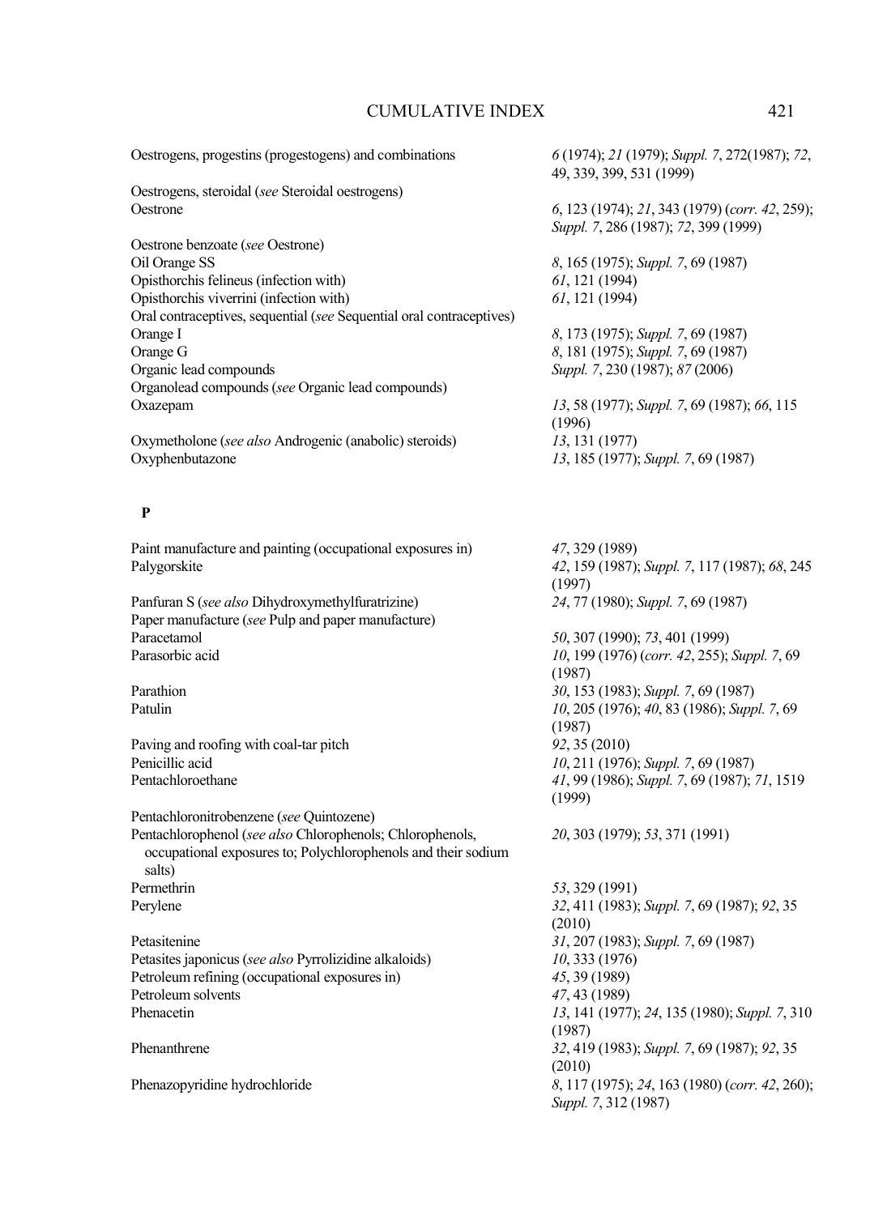| | |
|---|---|
| Oestrogens, progestins (progestogens) and combinations | *6* (1974); *21* (1979); *Suppl. 7*, 272(1987); *72*, 49, 339, 399, 531 (1999) |
| Oestrogens, steroidal (*see* Steroidal oestrogens) | |
| Oestrone | *6*, 123 (1974); *21*, 343 (1979) (*corr. 42*, 259); *Suppl. 7*, 286 (1987); *72*, 399 (1999) |
| Oestrone benzoate (*see* Oestrone) | |
| Oil Orange SS | *8*, 165 (1975); *Suppl. 7*, 69 (1987) |
| Opisthorchis felineus (infection with) | *61*, 121 (1994) |
| Opisthorchis viverrini (infection with) | *61*, 121 (1994) |
| Oral contraceptives, sequential (*see* Sequential oral contraceptives) | |
| Orange I | *8*, 173 (1975); *Suppl. 7*, 69 (1987) |
| Orange G | *8*, 181 (1975); *Suppl. 7*, 69 (1987) |
| Organic lead compounds | *Suppl. 7*, 230 (1987); *87* (2006) |
| Organolead compounds (*see* Organic lead compounds) | |
| Oxazepam | *13*, 58 (1977); *Suppl. 7*, 69 (1987); *66*, 115 (1996) |
| Oxymetholone (*see also* Androgenic (anabolic) steroids) | *13*, 131 (1977) |
| Oxyphenbutazone | *13*, 185 (1977); *Suppl. 7*, 69 (1987) |

## P

| | |
|---|---|
| Paint manufacture and painting (occupational exposures in) | *47*, 329 (1989) |
| Palygorskite | *42*, 159 (1987); *Suppl. 7*, 117 (1987); *68*, 245 (1997) |
| Panfuran S (*see also* Dihydroxymethylfuratrizine) | *24*, 77 (1980); *Suppl. 7*, 69 (1987) |
| Paper manufacture (*see* Pulp and paper manufacture) | |
| Paracetamol | *50*, 307 (1990); *73*, 401 (1999) |
| Parasorbic acid | *10*, 199 (1976) (*corr. 42*, 255); *Suppl. 7*, 69 (1987) |
| Parathion | *30*, 153 (1983); *Suppl. 7*, 69 (1987) |
| Patulin | *10*, 205 (1976); *40*, 83 (1986); *Suppl. 7*, 69 (1987) |
| Paving and roofing with coal-tar pitch | *92*, 35 (2010) |
| Penicillic acid | *10*, 211 (1976); *Suppl. 7*, 69 (1987) |
| Pentachloroethane | *41*, 99 (1986); *Suppl. 7*, 69 (1987); *71*, 1519 (1999) |
| Pentachloronitrobenzene (*see* Quintozene) | |
| Pentachlorophenol (*see also* Chlorophenols; Chlorophenols, occupational exposures to; Polychlorophenols and their sodium salts) | *20*, 303 (1979); *53*, 371 (1991) |
| Permethrin | *53*, 329 (1991) |
| Perylene | *32*, 411 (1983); *Suppl. 7*, 69 (1987); *92*, 35 (2010) |
| Petasitenine | *31*, 207 (1983); *Suppl. 7*, 69 (1987) |
| Petasites japonicus (*see also* Pyrrolizidine alkaloids) | *10*, 333 (1976) |
| Petroleum refining (occupational exposures in) | *45*, 39 (1989) |
| Petroleum solvents | *47*, 43 (1989) |
| Phenacetin | *13*, 141 (1977); *24*, 135 (1980); *Suppl. 7*, 310 (1987) |
| Phenanthrene | *32*, 419 (1983); *Suppl. 7*, 69 (1987); *92*, 35 (2010) |
| Phenazopyridine hydrochloride | *8*, 117 (1975); *24*, 163 (1980) (*corr. 42*, 260); *Suppl. 7*, 312 (1987) |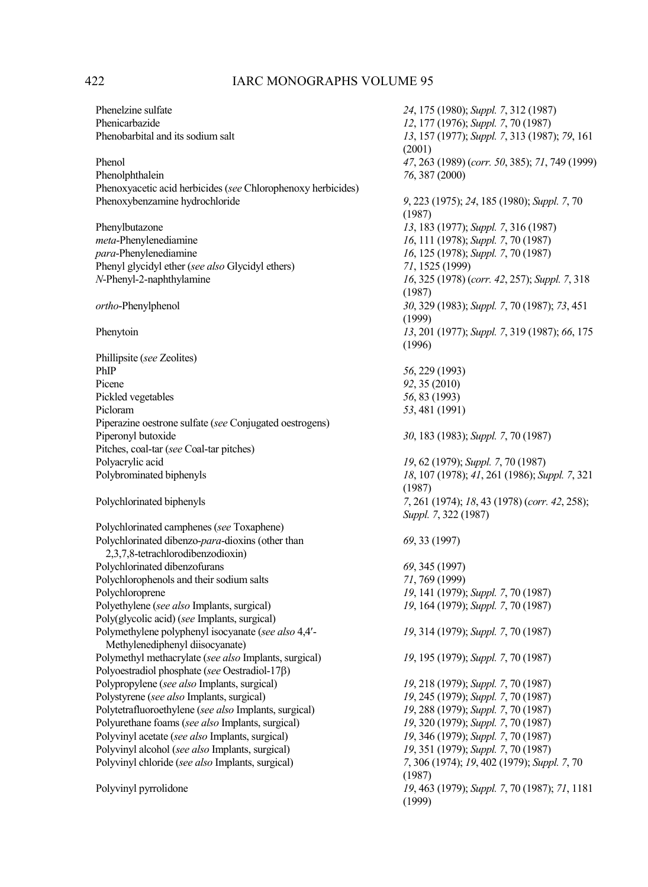| | |
|---|---|
| Phenelzine sulfate | *24*, 175 (1980); *Suppl. 7*, 312 (1987) |
| Phenicarbazide | *12*, 177 (1976); *Suppl. 7*, 70 (1987) |
| Phenobarbital and its sodium salt | *13*, 157 (1977); *Suppl. 7*, 313 (1987); *79*, 161 (2001) |
| Phenol | *47*, 263 (1989) (*corr. 50*, 385); *71*, 749 (1999) |
| Phenolphthalein | *76*, 387 (2000) |
| Phenoxyacetic acid herbicides (*see* Chlorophenoxy herbicides) | |
| Phenoxybenzamine hydrochloride | *9*, 223 (1975); *24*, 185 (1980); *Suppl. 7*, 70 (1987) |
| Phenylbutazone | *13*, 183 (1977); *Suppl. 7*, 316 (1987) |
| *meta*-Phenylenediamine | *16*, 111 (1978); *Suppl. 7*, 70 (1987) |
| *para*-Phenylenediamine | *16*, 125 (1978); *Suppl. 7*, 70 (1987) |
| Phenyl glycidyl ether (*see also* Glycidyl ethers) | *71*, 1525 (1999) |
| *N*-Phenyl-2-naphthylamine | *16*, 325 (1978) (*corr. 42*, 257); *Suppl. 7*, 318 (1987) |
| *ortho*-Phenylphenol | *30*, 329 (1983); *Suppl. 7*, 70 (1987); *73*, 451 (1999) |
| Phenytoin | *13*, 201 (1977); *Suppl. 7*, 319 (1987); *66*, 175 (1996) |
| Phillipsite (*see* Zeolites) | |
| PhIP | *56*, 229 (1993) |
| Picene | *92*, 35 (2010) |
| Pickled vegetables | *56*, 83 (1993) |
| Picloram | *53*, 481 (1991) |
| Piperazine oestrone sulfate (*see* Conjugated oestrogens) | |
| Piperonyl butoxide | *30*, 183 (1983); *Suppl. 7*, 70 (1987) |
| Pitches, coal-tar (*see* Coal-tar pitches) | |
| Polyacrylic acid | *19*, 62 (1979); *Suppl. 7*, 70 (1987) |
| Polybrominated biphenyls | *18*, 107 (1978); *41*, 261 (1986); *Suppl. 7*, 321 (1987) |
| Polychlorinated biphenyls | *7*, 261 (1974); *18*, 43 (1978) (*corr. 42*, 258); *Suppl. 7*, 322 (1987) |
| Polychlorinated camphenes (*see* Toxaphene) | |
| Polychlorinated dibenzo-*para*-dioxins (other than 2,3,7,8-tetrachlorodibenzodioxin) | *69*, 33 (1997) |
| Polychlorinated dibenzofurans | *69*, 345 (1997) |
| Polychlorophenols and their sodium salts | *71*, 769 (1999) |
| Polychloroprene | *19*, 141 (1979); *Suppl. 7*, 70 (1987) |
| Polyethylene (*see also* Implants, surgical) | *19*, 164 (1979); *Suppl. 7*, 70 (1987) |
| Poly(glycolic acid) (*see* Implants, surgical) | |
| Polymethylene polyphenyl isocyanate (*see also* 4,4′-Methylenediphenyl diisocyanate) | *19*, 314 (1979); *Suppl. 7*, 70 (1987) |
| Polymethyl methacrylate (*see also* Implants, surgical) | *19*, 195 (1979); *Suppl. 7*, 70 (1987) |
| Polyoestradiol phosphate (*see* Oestradiol-17β) | |
| Polypropylene (*see also* Implants, surgical) | *19*, 218 (1979); *Suppl. 7*, 70 (1987) |
| Polystyrene (*see also* Implants, surgical) | *19*, 245 (1979); *Suppl. 7*, 70 (1987) |
| Polytetrafluoroethylene (*see also* Implants, surgical) | *19*, 288 (1979); *Suppl. 7*, 70 (1987) |
| Polyurethane foams (*see also* Implants, surgical) | *19*, 320 (1979); *Suppl. 7*, 70 (1987) |
| Polyvinyl acetate (*see also* Implants, surgical) | *19*, 346 (1979); *Suppl. 7*, 70 (1987) |
| Polyvinyl alcohol (*see also* Implants, surgical) | *19*, 351 (1979); *Suppl. 7*, 70 (1987) |
| Polyvinyl chloride (*see also* Implants, surgical) | *7*, 306 (1974); *19*, 402 (1979); *Suppl. 7*, 70 (1987) |
| Polyvinyl pyrrolidone | *19*, 463 (1979); *Suppl. 7*, 70 (1987); *71*, 1181 (1999) |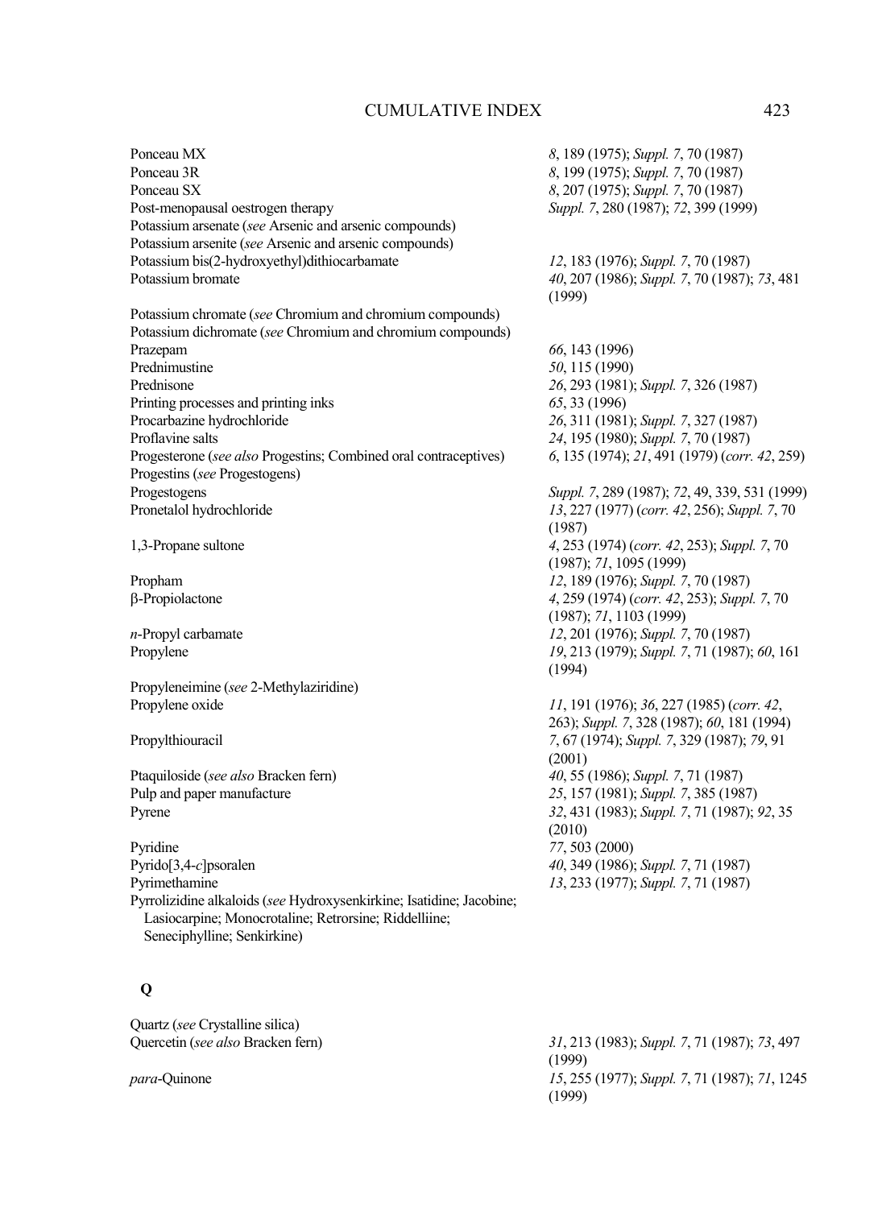| | |
|---|---|
| Ponceau MX | *8*, 189 (1975); *Suppl. 7*, 70 (1987) |
| Ponceau 3R | *8*, 199 (1975); *Suppl. 7*, 70 (1987) |
| Ponceau SX | *8*, 207 (1975); *Suppl. 7*, 70 (1987) |
| Post-menopausal oestrogen therapy | *Suppl. 7*, 280 (1987); *72*, 399 (1999) |
| Potassium arsenate (*see* Arsenic and arsenic compounds) | |
| Potassium arsenite (*see* Arsenic and arsenic compounds) | |
| Potassium bis(2-hydroxyethyl)dithiocarbamate | *12*, 183 (1976); *Suppl. 7*, 70 (1987) |
| Potassium bromate | *40*, 207 (1986); *Suppl. 7*, 70 (1987); *73*, 481 (1999) |
| Potassium chromate (*see* Chromium and chromium compounds) | |
| Potassium dichromate (*see* Chromium and chromium compounds) | |
| Prazepam | *66*, 143 (1996) |
| Prednimustine | *50*, 115 (1990) |
| Prednisone | *26*, 293 (1981); *Suppl. 7*, 326 (1987) |
| Printing processes and printing inks | *65*, 33 (1996) |
| Procarbazine hydrochloride | *26*, 311 (1981); *Suppl. 7*, 327 (1987) |
| Proflavine salts | *24*, 195 (1980); *Suppl. 7*, 70 (1987) |
| Progesterone (*see also* Progestins; Combined oral contraceptives) | *6*, 135 (1974); *21*, 491 (1979) (*corr. 42*, 259) |
| Progestins (*see* Progestogens) | |
| Progestogens | *Suppl. 7*, 289 (1987); *72*, 49, 339, 531 (1999) |
| Pronetalol hydrochloride | *13*, 227 (1977) (*corr. 42*, 256); *Suppl. 7*, 70 (1987) |
| 1,3-Propane sultone | *4*, 253 (1974) (*corr. 42*, 253); *Suppl. 7*, 70 (1987); *71*, 1095 (1999) |
| Propham | *12*, 189 (1976); *Suppl. 7*, 70 (1987) |
| β-Propiolactone | *4*, 259 (1974) (*corr. 42*, 253); *Suppl. 7*, 70 (1987); *71*, 1103 (1999) |
| *n*-Propyl carbamate | *12*, 201 (1976); *Suppl. 7*, 70 (1987) |
| Propylene | *19*, 213 (1979); *Suppl. 7*, 71 (1987); *60*, 161 (1994) |
| Propyleneimine (*see* 2-Methylaziridine) | |
| Propylene oxide | *11*, 191 (1976); *36*, 227 (1985) (*corr. 42*, 263); *Suppl. 7*, 328 (1987); *60*, 181 (1994) |
| Propylthiouracil | *7*, 67 (1974); *Suppl. 7*, 329 (1987); *79*, 91 (2001) |
| Ptaquiloside (*see also* Bracken fern) | *40*, 55 (1986); *Suppl. 7*, 71 (1987) |
| Pulp and paper manufacture | *25*, 157 (1981); *Suppl. 7*, 385 (1987) |
| Pyrene | *32*, 431 (1983); *Suppl. 7*, 71 (1987); *92*, 35 (2010) |
| Pyridine | *77*, 503 (2000) |
| Pyrido[3,4-*c*]psoralen | *40*, 349 (1986); *Suppl. 7*, 71 (1987) |
| Pyrimethamine | *13*, 233 (1977); *Suppl. 7*, 71 (1987) |
| Pyrrolizidine alkaloids (*see* Hydroxysenkirkine; Isatidine; Jacobine; Lasiocarpine; Monocrotaline; Retrorsine; Riddelliine; Seneciphylline; Senkirkine) | |

## Q

| | |
|---|---|
| Quartz (*see* Crystalline silica) | |
| Quercetin (*see also* Bracken fern) | *31*, 213 (1983); *Suppl. 7*, 71 (1987); *73*, 497 (1999) |
| *para*-Quinone | *15*, 255 (1977); *Suppl. 7*, 71 (1987); *71*, 1245 (1999) |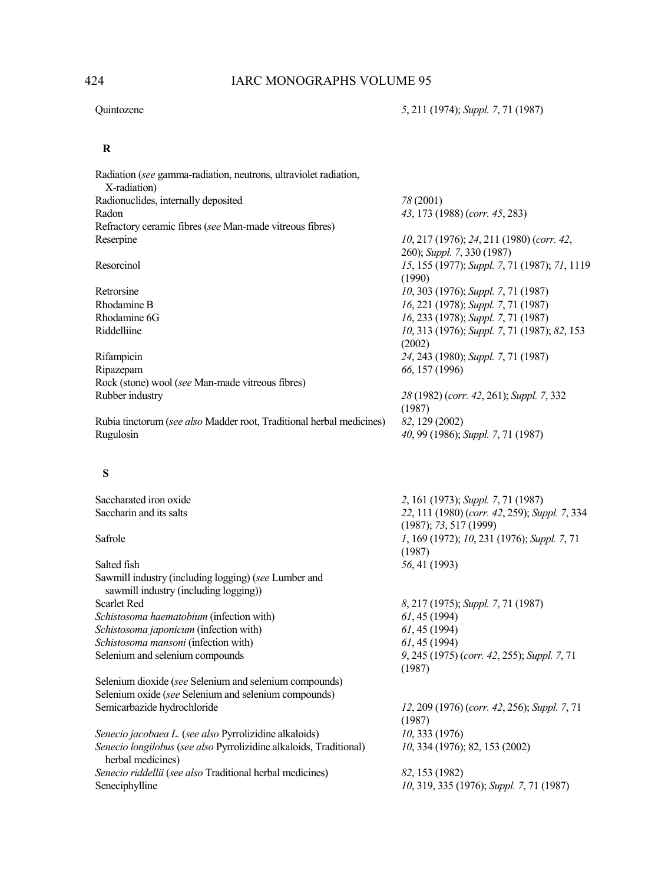| | |
|---|---|
| Quintozene | *5*, 211 (1974); *Suppl. 7*, 71 (1987) |

## R

| | |
|---|---|
| Radiation (*see* gamma-radiation, neutrons, ultraviolet radiation, X-radiation) | |
| Radionuclides, internally deposited | *78* (2001) |
| Radon | *43*, 173 (1988) (*corr. 45*, 283) |
| Refractory ceramic fibres (*see* Man-made vitreous fibres) | |
| Reserpine | *10*, 217 (1976); *24*, 211 (1980) (*corr. 42*, 260); *Suppl. 7*, 330 (1987) |
| Resorcinol | *15*, 155 (1977); *Suppl. 7*, 71 (1987); *71*, 1119 (1990) |
| Retrorsine | *10*, 303 (1976); *Suppl. 7*, 71 (1987) |
| Rhodamine B | *16*, 221 (1978); *Suppl. 7*, 71 (1987) |
| Rhodamine 6G | *16*, 233 (1978); *Suppl. 7*, 71 (1987) |
| Riddelliine | *10*, 313 (1976); *Suppl. 7*, 71 (1987); *82*, 153 (2002) |
| Rifampicin | *24*, 243 (1980); *Suppl. 7*, 71 (1987) |
| Ripazepam | *66*, 157 (1996) |
| Rock (stone) wool (*see* Man-made vitreous fibres) | |
| Rubber industry | *28* (1982) (*corr. 42*, 261); *Suppl. 7*, 332 (1987) |
| Rubia tinctorum (*see also* Madder root, Traditional herbal medicines) | *82*, 129 (2002) |
| Rugulosin | *40*, 99 (1986); *Suppl. 7*, 71 (1987) |

## S

| | |
|---|---|
| Saccharated iron oxide | *2*, 161 (1973); *Suppl. 7*, 71 (1987) |
| Saccharin and its salts | *22*, 111 (1980) (*corr. 42*, 259); *Suppl. 7*, 334 (1987); *73*, 517 (1999) |
| Safrole | *1*, 169 (1972); *10*, 231 (1976); *Suppl. 7*, 71 (1987) |
| Salted fish | *56*, 41 (1993) |
| Sawmill industry (including logging) (*see* Lumber and sawmill industry (including logging)) | |
| Scarlet Red | *8*, 217 (1975); *Suppl. 7*, 71 (1987) |
| *Schistosoma haematobium* (infection with) | *61*, 45 (1994) |
| *Schistosoma japonicum* (infection with) | *61*, 45 (1994) |
| *Schistosoma mansoni* (infection with) | *61*, 45 (1994) |
| Selenium and selenium compounds | *9*, 245 (1975) (*corr. 42*, 255); *Suppl. 7*, 71 (1987) |
| Selenium dioxide (*see* Selenium and selenium compounds) | |
| Selenium oxide (*see* Selenium and selenium compounds) | |
| Semicarbazide hydrochloride | *12*, 209 (1976) (*corr. 42*, 256); *Suppl. 7*, 71 (1987) |
| *Senecio jacobaea L.* (*see also* Pyrrolizidine alkaloids) | *10*, 333 (1976) |
| *Senecio longilobus* (*see also* Pyrrolizidine alkaloids, Traditional) herbal medicines) | *10*, 334 (1976); 82, 153 (2002) |
| *Senecio riddellii* (*see also* Traditional herbal medicines) | *82*, 153 (1982) |
| Seneciphylline | *10*, 319, 335 (1976); *Suppl. 7*, 71 (1987) |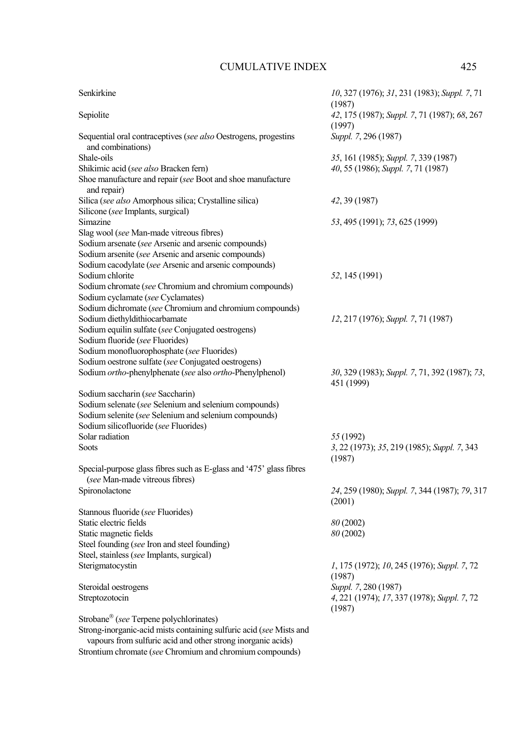| | |
|---|---|
| Senkirkine | *10*, 327 (1976); *31*, 231 (1983); *Suppl. 7*, 71 (1987) |
| Sepiolite | *42*, 175 (1987); *Suppl. 7*, 71 (1987); *68*, 267 (1997) |
| Sequential oral contraceptives (*see also* Oestrogens, progestins and combinations) | *Suppl. 7*, 296 (1987) |
| Shale-oils | *35*, 161 (1985); *Suppl. 7*, 339 (1987) |
| Shikimic acid (*see also* Bracken fern) | *40*, 55 (1986); *Suppl. 7*, 71 (1987) |
| Shoe manufacture and repair (*see* Boot and shoe manufacture and repair) | |
| Silica (*see also* Amorphous silica; Crystalline silica) | *42*, 39 (1987) |
| Silicone (*see* Implants, surgical) | |
| Simazine | *53*, 495 (1991); *73*, 625 (1999) |
| Slag wool (*see* Man-made vitreous fibres) | |
| Sodium arsenate (*see* Arsenic and arsenic compounds) | |
| Sodium arsenite (*see* Arsenic and arsenic compounds) | |
| Sodium cacodylate (*see* Arsenic and arsenic compounds) | |
| Sodium chlorite | *52*, 145 (1991) |
| Sodium chromate (*see* Chromium and chromium compounds) | |
| Sodium cyclamate (*see* Cyclamates) | |
| Sodium dichromate (*see* Chromium and chromium compounds) | |
| Sodium diethyldithiocarbamate | *12*, 217 (1976); *Suppl. 7*, 71 (1987) |
| Sodium equilin sulfate (*see* Conjugated oestrogens) | |
| Sodium fluoride (*see* Fluorides) | |
| Sodium monofluorophosphate (*see* Fluorides) | |
| Sodium oestrone sulfate (*see* Conjugated oestrogens) | |
| Sodium *ortho*-phenylphenate (*see* also *ortho*-Phenylphenol) | *30*, 329 (1983); *Suppl. 7*, 71, 392 (1987); *73*, 451 (1999) |
| Sodium saccharin (*see* Saccharin) | |
| Sodium selenate (*see* Selenium and selenium compounds) | |
| Sodium selenite (*see* Selenium and selenium compounds) | |
| Sodium silicofluoride (*see* Fluorides) | |
| Solar radiation | *55* (1992) |
| Soots | *3*, 22 (1973); *35*, 219 (1985); *Suppl. 7*, 343 (1987) |
| Special-purpose glass fibres such as E-glass and '475' glass fibres (*see* Man-made vitreous fibres) | |
| Spironolactone | *24*, 259 (1980); *Suppl. 7*, 344 (1987); *79*, 317 (2001) |
| Stannous fluoride (*see* Fluorides) | |
| Static electric fields | *80* (2002) |
| Static magnetic fields | *80* (2002) |
| Steel founding (*see* Iron and steel founding) | |
| Steel, stainless (*see* Implants, surgical) | |
| Sterigmatocystin | *1*, 175 (1972); *10*, 245 (1976); *Suppl. 7*, 72 (1987) |
| Steroidal oestrogens | *Suppl. 7*, 280 (1987) |
| Streptozotocin | *4*, 221 (1974); *17*, 337 (1978); *Suppl. 7*, 72 (1987) |
| Strobane® (*see* Terpene polychlorinates) | |
| Strong-inorganic-acid mists containing sulfuric acid (*see* Mists and vapours from sulfuric acid and other strong inorganic acids) | |
| Strontium chromate (*see* Chromium and chromium compounds) | |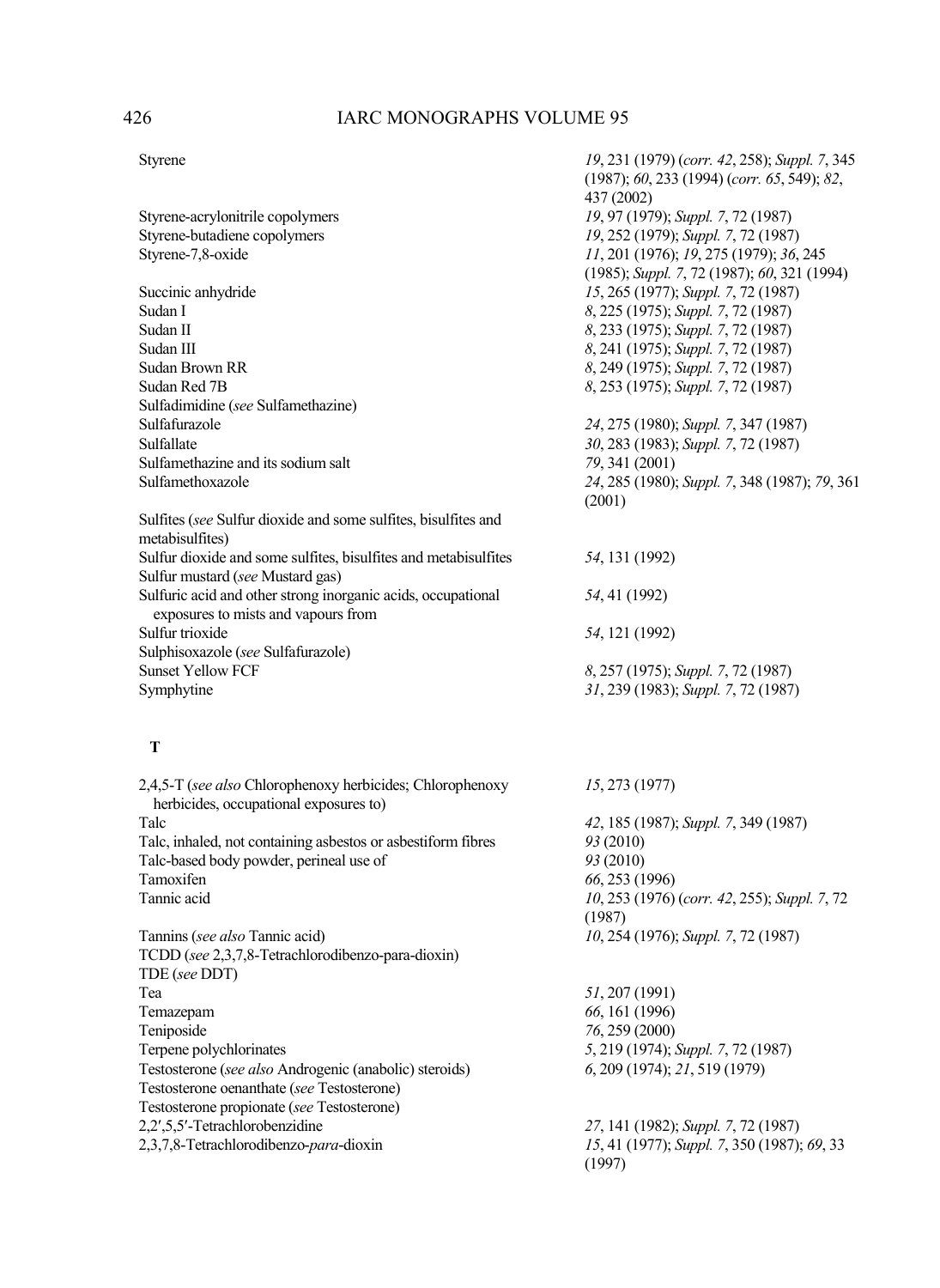| | |
|---|---|
| Styrene | *19*, 231 (1979) (*corr. 42*, 258); *Suppl. 7*, 345 (1987); *60*, 233 (1994) (*corr. 65*, 549); *82*, 437 (2002) |
| Styrene-acrylonitrile copolymers | *19*, 97 (1979); *Suppl. 7*, 72 (1987) |
| Styrene-butadiene copolymers | *19*, 252 (1979); *Suppl. 7*, 72 (1987) |
| Styrene-7,8-oxide | *11*, 201 (1976); *19*, 275 (1979); *36*, 245 (1985); *Suppl. 7*, 72 (1987); *60*, 321 (1994) |
| Succinic anhydride | *15*, 265 (1977); *Suppl. 7*, 72 (1987) |
| Sudan I | *8*, 225 (1975); *Suppl. 7*, 72 (1987) |
| Sudan II | *8*, 233 (1975); *Suppl. 7*, 72 (1987) |
| Sudan III | *8*, 241 (1975); *Suppl. 7*, 72 (1987) |
| Sudan Brown RR | *8*, 249 (1975); *Suppl. 7*, 72 (1987) |
| Sudan Red 7B | *8*, 253 (1975); *Suppl. 7*, 72 (1987) |
| Sulfadimidine (*see* Sulfamethazine) | |
| Sulfafurazole | *24*, 275 (1980); *Suppl. 7*, 347 (1987) |
| Sulfallate | *30*, 283 (1983); *Suppl. 7*, 72 (1987) |
| Sulfamethazine and its sodium salt | *79*, 341 (2001) |
| Sulfamethoxazole | *24*, 285 (1980); *Suppl. 7*, 348 (1987); *79*, 361 (2001) |
| Sulfites (*see* Sulfur dioxide and some sulfites, bisulfites and metabisulfites) | |
| Sulfur dioxide and some sulfites, bisulfites and metabisulfites | *54*, 131 (1992) |
| Sulfur mustard (*see* Mustard gas) | |
| Sulfuric acid and other strong inorganic acids, occupational exposures to mists and vapours from | *54*, 41 (1992) |
| Sulfur trioxide | *54*, 121 (1992) |
| Sulphisoxazole (*see* Sulfafurazole) | |
| Sunset Yellow FCF | *8*, 257 (1975); *Suppl. 7*, 72 (1987) |
| Symphytine | *31*, 239 (1983); *Suppl. 7*, 72 (1987) |

## T

| | |
|---|---|
| 2,4,5-T (*see also* Chlorophenoxy herbicides; Chlorophenoxy herbicides, occupational exposures to) | *15*, 273 (1977) |
| Talc | *42*, 185 (1987); *Suppl. 7*, 349 (1987) |
| Talc, inhaled, not containing asbestos or asbestiform fibres | *93* (2010) |
| Talc-based body powder, perineal use of | *93* (2010) |
| Tamoxifen | *66*, 253 (1996) |
| Tannic acid | *10*, 253 (1976) (*corr. 42*, 255); *Suppl. 7*, 72 (1987) |
| Tannins (*see also* Tannic acid) | *10*, 254 (1976); *Suppl. 7*, 72 (1987) |
| TCDD (*see* 2,3,7,8-Tetrachlorodibenzo-para-dioxin) | |
| TDE (*see* DDT) | |
| Tea | *51*, 207 (1991) |
| Temazepam | *66*, 161 (1996) |
| Teniposide | *76*, 259 (2000) |
| Terpene polychlorinates | *5*, 219 (1974); *Suppl. 7*, 72 (1987) |
| Testosterone (*see also* Androgenic (anabolic) steroids) | *6*, 209 (1974); *21*, 519 (1979) |
| Testosterone oenanthate (*see* Testosterone) | |
| Testosterone propionate (*see* Testosterone) | |
| 2,2′,5,5′-Tetrachlorobenzidine | *27*, 141 (1982); *Suppl. 7*, 72 (1987) |
| 2,3,7,8-Tetrachlorodibenzo-*para*-dioxin | *15*, 41 (1977); *Suppl. 7*, 350 (1987); *69*, 33 (1997) |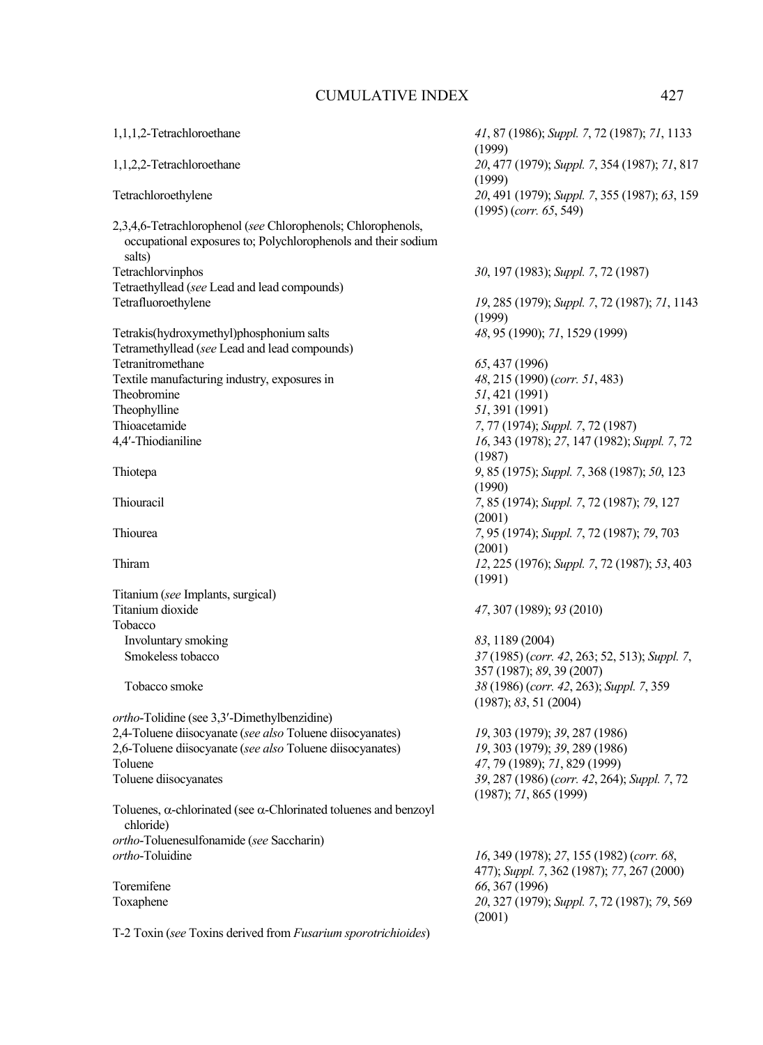| | |
|---|---|
| 1,1,1,2-Tetrachloroethane | *41*, 87 (1986); *Suppl. 7*, 72 (1987); *71*, 1133 (1999) |
| 1,1,2,2-Tetrachloroethane | *20*, 477 (1979); *Suppl. 7*, 354 (1987); *71*, 817 (1999) |
| Tetrachloroethylene | *20*, 491 (1979); *Suppl. 7*, 355 (1987); *63*, 159 (1995) (*corr. 65*, 549) |
| 2,3,4,6-Tetrachlorophenol (*see* Chlorophenols; Chlorophenols, occupational exposures to; Polychlorophenols and their sodium salts) | |
| Tetrachlorvinphos | *30*, 197 (1983); *Suppl. 7*, 72 (1987) |
| Tetraethyllead (*see* Lead and lead compounds) | |
| Tetrafluoroethylene | *19*, 285 (1979); *Suppl. 7*, 72 (1987); *71*, 1143 (1999) |
| Tetrakis(hydroxymethyl)phosphonium salts | *48*, 95 (1990); *71*, 1529 (1999) |
| Tetramethyllead (*see* Lead and lead compounds) | |
| Tetranitromethane | *65*, 437 (1996) |
| Textile manufacturing industry, exposures in | *48*, 215 (1990) (*corr. 51*, 483) |
| Theobromine | *51*, 421 (1991) |
| Theophylline | *51*, 391 (1991) |
| Thioacetamide | *7*, 77 (1974); *Suppl. 7*, 72 (1987) |
| 4,4′-Thiodianiline | *16*, 343 (1978); *27*, 147 (1982); *Suppl. 7*, 72 (1987) |
| Thiotepa | *9*, 85 (1975); *Suppl. 7*, 368 (1987); *50*, 123 (1990) |
| Thiouracil | *7*, 85 (1974); *Suppl. 7*, 72 (1987); *79*, 127 (2001) |
| Thiourea | *7*, 95 (1974); *Suppl. 7*, 72 (1987); *79*, 703 (2001) |
| Thiram | *12*, 225 (1976); *Suppl. 7*, 72 (1987); *53*, 403 (1991) |
| Titanium (*see* Implants, surgical) | |
| Titanium dioxide | *47*, 307 (1989); *93* (2010) |
| Tobacco | |
| Involuntary smoking | *83*, 1189 (2004) |
| Smokeless tobacco | *37* (1985) (*corr. 42*, 263; 52, 513); *Suppl. 7*, 357 (1987); *89*, 39 (2007) |
| Tobacco smoke | *38* (1986) (*corr. 42*, 263); *Suppl. 7*, 359 (1987); *83*, 51 (2004) |
| *ortho*-Tolidine (see 3,3′-Dimethylbenzidine) | |
| 2,4-Toluene diisocyanate (*see also* Toluene diisocyanates) | *19*, 303 (1979); *39*, 287 (1986) |
| 2,6-Toluene diisocyanate (*see also* Toluene diisocyanates) | *19*, 303 (1979); *39*, 289 (1986) |
| Toluene | *47*, 79 (1989); *71*, 829 (1999) |
| Toluene diisocyanates | *39*, 287 (1986) (*corr. 42*, 264); *Suppl. 7*, 72 (1987); *71*, 865 (1999) |
| Toluenes, α-chlorinated (see α-Chlorinated toluenes and benzoyl chloride) | |
| *ortho*-Toluenesulfonamide (*see* Saccharin) | |
| *ortho*-Toluidine | *16*, 349 (1978); *27*, 155 (1982) (*corr. 68*, 477); *Suppl. 7*, 362 (1987); *77*, 267 (2000) |
| Toremifene | *66*, 367 (1996) |
| Toxaphene | *20*, 327 (1979); *Suppl. 7*, 72 (1987); *79*, 569 (2001) |
| T-2 Toxin (*see* Toxins derived from *Fusarium sporotrichioides*) | |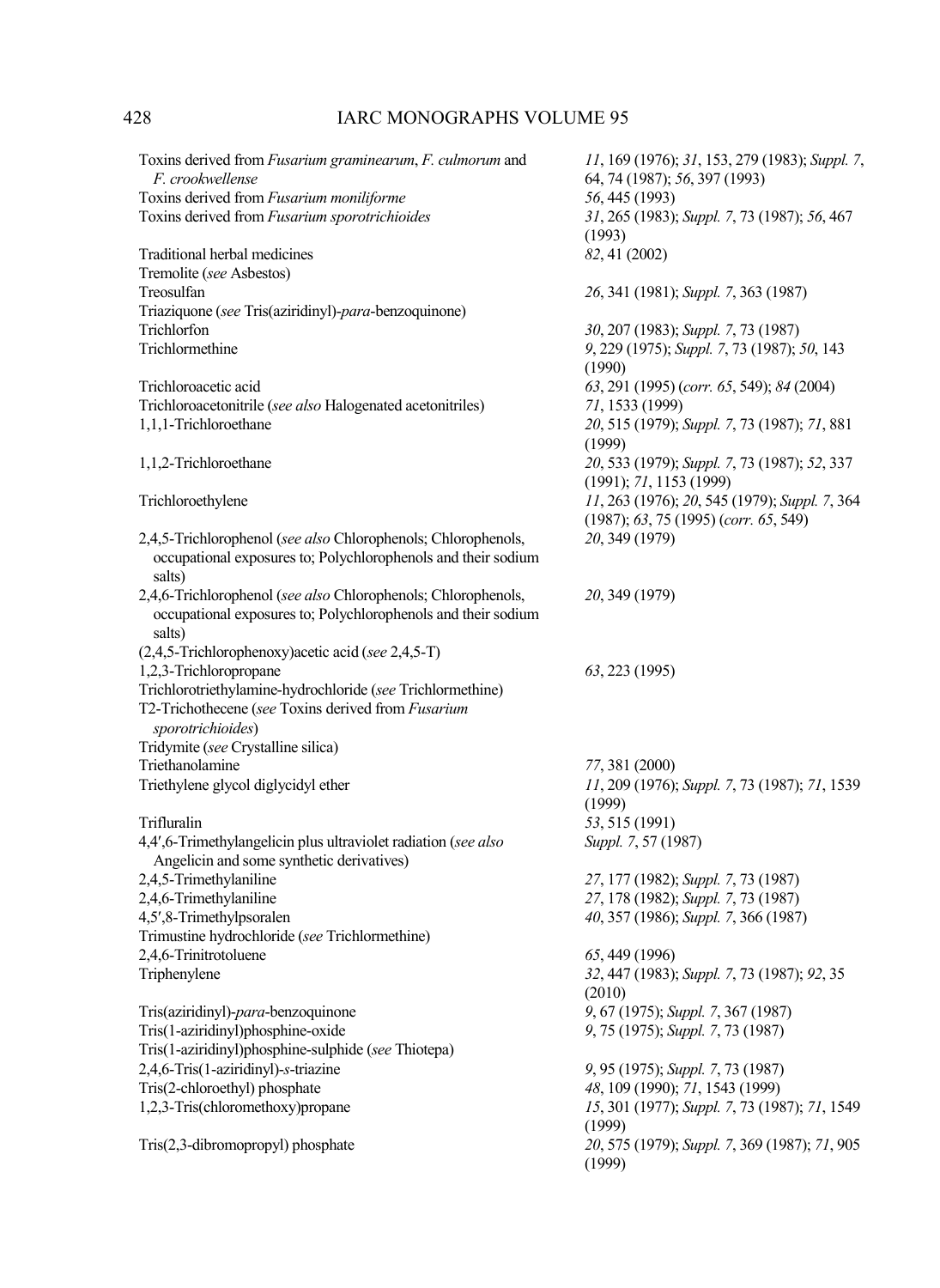| | |
|---|---|
| Toxins derived from *Fusarium graminearum*, *F. culmorum* and *F. crookwellense* | *11*, 169 (1976); *31*, 153, 279 (1983); *Suppl. 7*, 64, 74 (1987); *56*, 397 (1993) |
| Toxins derived from *Fusarium moniliforme* | *56*, 445 (1993) |
| Toxins derived from *Fusarium sporotrichioides* | *31*, 265 (1983); *Suppl. 7*, 73 (1987); *56*, 467 (1993) |
| Traditional herbal medicines | *82*, 41 (2002) |
| Tremolite (*see* Asbestos) | |
| Treosulfan | *26*, 341 (1981); *Suppl. 7*, 363 (1987) |
| Triaziquone (*see* Tris(aziridinyl)-*para*-benzoquinone) | |
| Trichlorfon | *30*, 207 (1983); *Suppl. 7*, 73 (1987) |
| Trichlormethine | *9*, 229 (1975); *Suppl. 7*, 73 (1987); *50*, 143 (1990) |
| Trichloroacetic acid | *63*, 291 (1995) (*corr. 65*, 549); *84* (2004) |
| Trichloroacetonitrile (*see also* Halogenated acetonitriles) | *71*, 1533 (1999) |
| 1,1,1-Trichloroethane | *20*, 515 (1979); *Suppl. 7*, 73 (1987); *71*, 881 (1999) |
| 1,1,2-Trichloroethane | *20*, 533 (1979); *Suppl. 7*, 73 (1987); *52*, 337 (1991); *71*, 1153 (1999) |
| Trichloroethylene | *11*, 263 (1976); *20*, 545 (1979); *Suppl. 7*, 364 (1987); *63*, 75 (1995) (*corr. 65*, 549) |
| 2,4,5-Trichlorophenol (*see also* Chlorophenols; Chlorophenols, occupational exposures to; Polychlorophenols and their sodium salts) | *20*, 349 (1979) |
| 2,4,6-Trichlorophenol (*see also* Chlorophenols; Chlorophenols, occupational exposures to; Polychlorophenols and their sodium salts) | *20*, 349 (1979) |
| (2,4,5-Trichlorophenoxy)acetic acid (*see* 2,4,5-T) | |
| 1,2,3-Trichloropropane | *63*, 223 (1995) |
| Trichlorotriethylamine-hydrochloride (*see* Trichlormethine) | |
| T2-Trichothecene (*see* Toxins derived from *Fusarium sporotrichioides*) | |
| Tridymite (*see* Crystalline silica) | |
| Triethanolamine | *77*, 381 (2000) |
| Triethylene glycol diglycidyl ether | *11*, 209 (1976); *Suppl. 7*, 73 (1987); *71*, 1539 (1999) |
| Trifluralin | *53*, 515 (1991) |
| 4,4′,6-Trimethylangelicin plus ultraviolet radiation (*see also* Angelicin and some synthetic derivatives) | *Suppl. 7*, 57 (1987) |
| 2,4,5-Trimethylaniline | *27*, 177 (1982); *Suppl. 7*, 73 (1987) |
| 2,4,6-Trimethylaniline | *27*, 178 (1982); *Suppl. 7*, 73 (1987) |
| 4,5′,8-Trimethylpsoralen | *40*, 357 (1986); *Suppl. 7*, 366 (1987) |
| Trimustine hydrochloride (*see* Trichlormethine) | |
| 2,4,6-Trinitrotoluene | *65*, 449 (1996) |
| Triphenylene | *32*, 447 (1983); *Suppl. 7*, 73 (1987); *92*, 35 (2010) |
| Tris(aziridinyl)-*para*-benzoquinone | *9*, 67 (1975); *Suppl. 7*, 367 (1987) |
| Tris(1-aziridinyl)phosphine-oxide | *9*, 75 (1975); *Suppl. 7*, 73 (1987) |
| Tris(1-aziridinyl)phosphine-sulphide (*see* Thiotepa) | |
| 2,4,6-Tris(1-aziridinyl)-*s*-triazine | *9*, 95 (1975); *Suppl. 7*, 73 (1987) |
| Tris(2-chloroethyl) phosphate | *48*, 109 (1990); *71*, 1543 (1999) |
| 1,2,3-Tris(chloromethoxy)propane | *15*, 301 (1977); *Suppl. 7*, 73 (1987); *71*, 1549 (1999) |
| Tris(2,3-dibromopropyl) phosphate | *20*, 575 (1979); *Suppl. 7*, 369 (1987); *71*, 905 (1999) |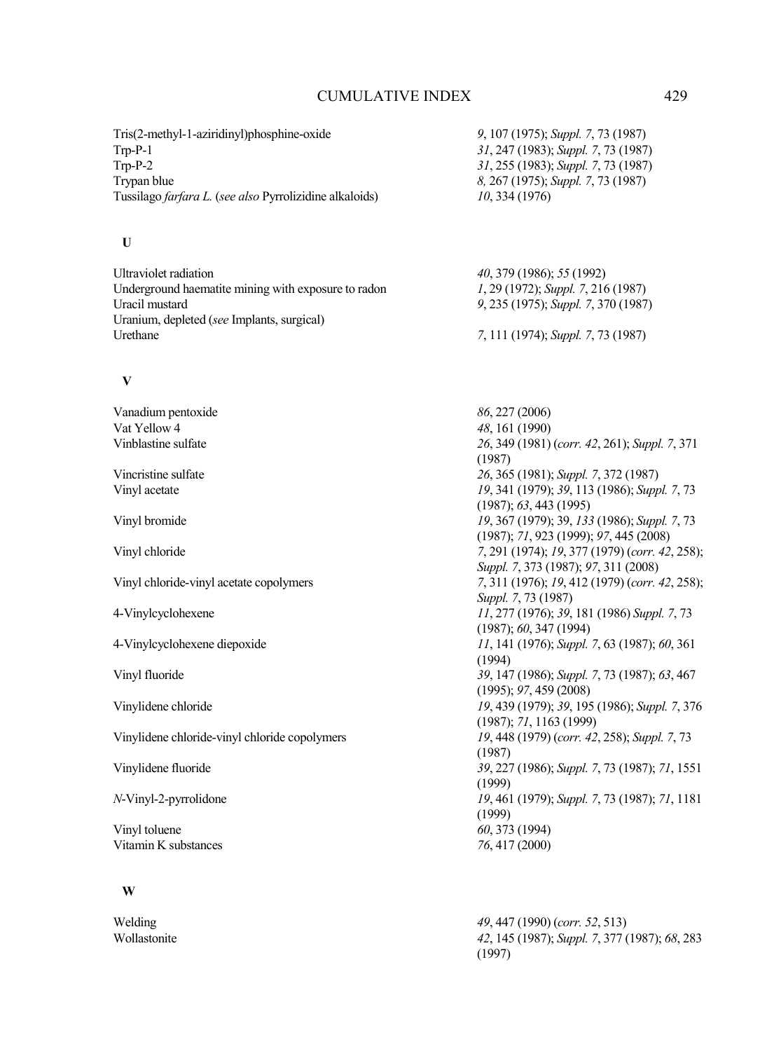| | |
|---|---|
| Tris(2-methyl-1-aziridinyl)phosphine-oxide | *9*, 107 (1975); *Suppl. 7*, 73 (1987) |
| Trp-P-1 | *31*, 247 (1983); *Suppl. 7*, 73 (1987) |
| Trp-P-2 | *31*, 255 (1983); *Suppl. 7*, 73 (1987) |
| Trypan blue | *8,* 267 (1975); *Suppl. 7*, 73 (1987) |
| Tussilago *farfara L.* (*see also* Pyrrolizidine alkaloids) | *10*, 334 (1976) |

**U**

| | |
|---|---|
| Ultraviolet radiation | *40*, 379 (1986); *55* (1992) |
| Underground haematite mining with exposure to radon | *1*, 29 (1972); *Suppl. 7*, 216 (1987) |
| Uracil mustard | *9*, 235 (1975); *Suppl. 7*, 370 (1987) |
| Uranium, depleted (*see* Implants, surgical) | |
| Urethane | *7*, 111 (1974); *Suppl. 7*, 73 (1987) |

**V**

| | |
|---|---|
| Vanadium pentoxide | *86*, 227 (2006) |
| Vat Yellow 4 | *48*, 161 (1990) |
| Vinblastine sulfate | *26*, 349 (1981) (*corr. 42*, 261); *Suppl. 7*, 371 (1987) |
| Vincristine sulfate | *26*, 365 (1981); *Suppl. 7*, 372 (1987) |
| Vinyl acetate | *19*, 341 (1979); *39*, 113 (1986); *Suppl. 7*, 73 (1987); *63*, 443 (1995) |
| Vinyl bromide | *19*, 367 (1979); 39, *133* (1986); *Suppl. 7*, 73 (1987); *71*, 923 (1999); *97*, 445 (2008) |
| Vinyl chloride | *7*, 291 (1974); *19*, 377 (1979) (*corr. 42*, 258); *Suppl. 7*, 373 (1987); *97*, 311 (2008) |
| Vinyl chloride-vinyl acetate copolymers | *7*, 311 (1976); *19*, 412 (1979) (*corr. 42*, 258); *Suppl. 7*, 73 (1987) |
| 4-Vinylcyclohexene | *11*, 277 (1976); *39*, 181 (1986) *Suppl. 7*, 73 (1987); *60*, 347 (1994) |
| 4-Vinylcyclohexene diepoxide | *11*, 141 (1976); *Suppl. 7*, 63 (1987); *60*, 361 (1994) |
| Vinyl fluoride | *39*, 147 (1986); *Suppl. 7*, 73 (1987); *63*, 467 (1995); *97*, 459 (2008) |
| Vinylidene chloride | *19*, 439 (1979); *39*, 195 (1986); *Suppl. 7*, 376 (1987); *71*, 1163 (1999) |
| Vinylidene chloride-vinyl chloride copolymers | *19*, 448 (1979) (*corr. 42*, 258); *Suppl. 7*, 73 (1987) |
| Vinylidene fluoride | *39*, 227 (1986); *Suppl. 7*, 73 (1987); *71*, 1551 (1999) |
| *N*-Vinyl-2-pyrrolidone | *19*, 461 (1979); *Suppl. 7*, 73 (1987); *71*, 1181 (1999) |
| Vinyl toluene | *60*, 373 (1994) |
| Vitamin K substances | *76*, 417 (2000) |

**W**

| | |
|---|---|
| Welding | *49*, 447 (1990) (*corr. 52*, 513) |
| Wollastonite | *42*, 145 (1987); *Suppl. 7*, 377 (1987); *68*, 283 (1997) |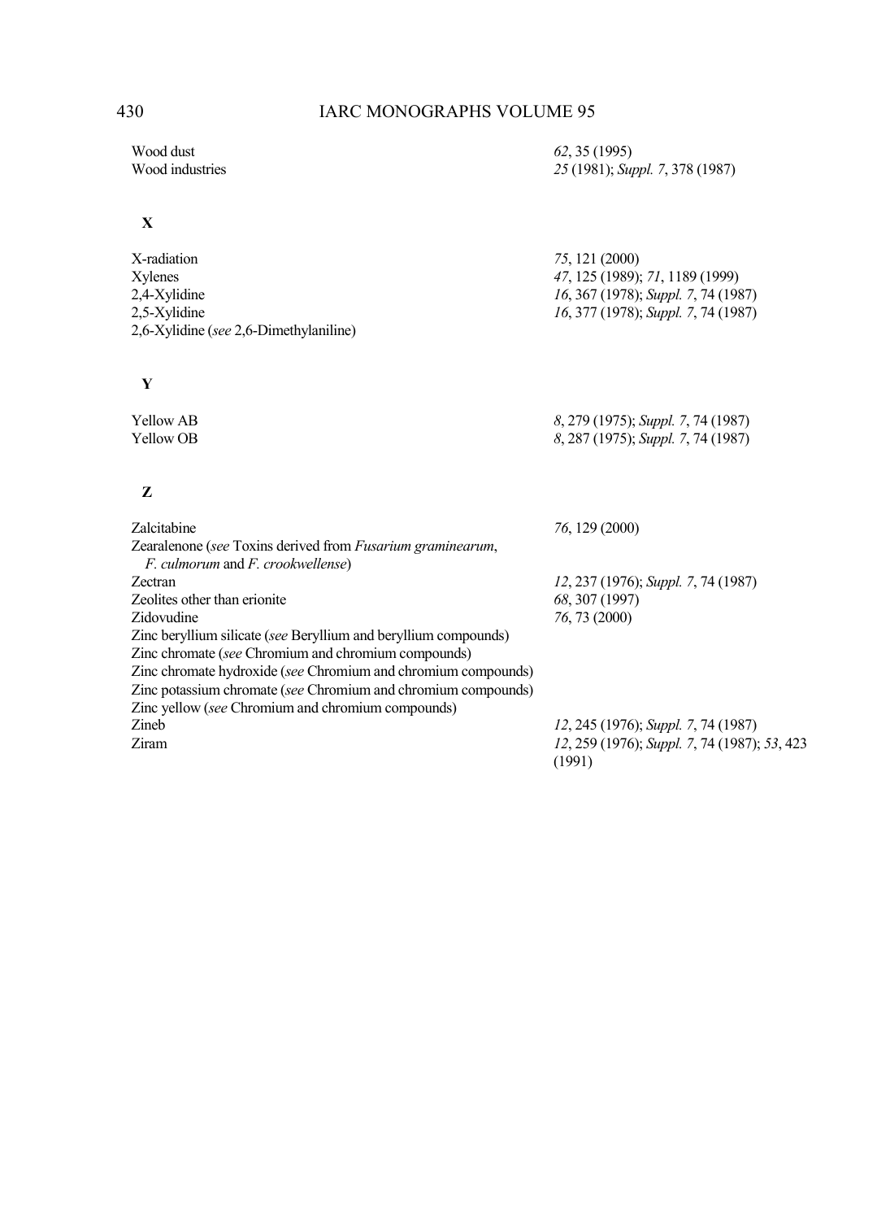Wood dust *62*, 35 (1995)
Wood industries *25* (1981); *Suppl. 7*, 378 (1987)

**X**

X-radiation *75*, 121 (2000)
Xylenes *47*, 125 (1989); *71*, 1189 (1999)
2,4-Xylidine *16*, 367 (1978); *Suppl. 7*, 74 (1987)
2,5-Xylidine *16*, 377 (1978); *Suppl. 7*, 74 (1987)
2,6-Xylidine (*see* 2,6-Dimethylaniline)

**Y**

Yellow AB *8*, 279 (1975); *Suppl. 7*, 74 (1987)
Yellow OB *8*, 287 (1975); *Suppl. 7*, 74 (1987)

**Z**

Zalcitabine *76*, 129 (2000)
Zearalenone (*see* Toxins derived from *Fusarium graminearum*, *F. culmorum* and *F. crookwellense*)
Zectran *12*, 237 (1976); *Suppl. 7*, 74 (1987)
Zeolites other than erionite *68*, 307 (1997)
Zidovudine *76*, 73 (2000)
Zinc beryllium silicate (*see* Beryllium and beryllium compounds)
Zinc chromate (*see* Chromium and chromium compounds)
Zinc chromate hydroxide (*see* Chromium and chromium compounds)
Zinc potassium chromate (*see* Chromium and chromium compounds)
Zinc yellow (*see* Chromium and chromium compounds)
Zineb *12*, 245 (1976); *Suppl. 7*, 74 (1987)
Ziram *12*, 259 (1976); *Suppl. 7*, 74 (1987); *53*, 423 (1991)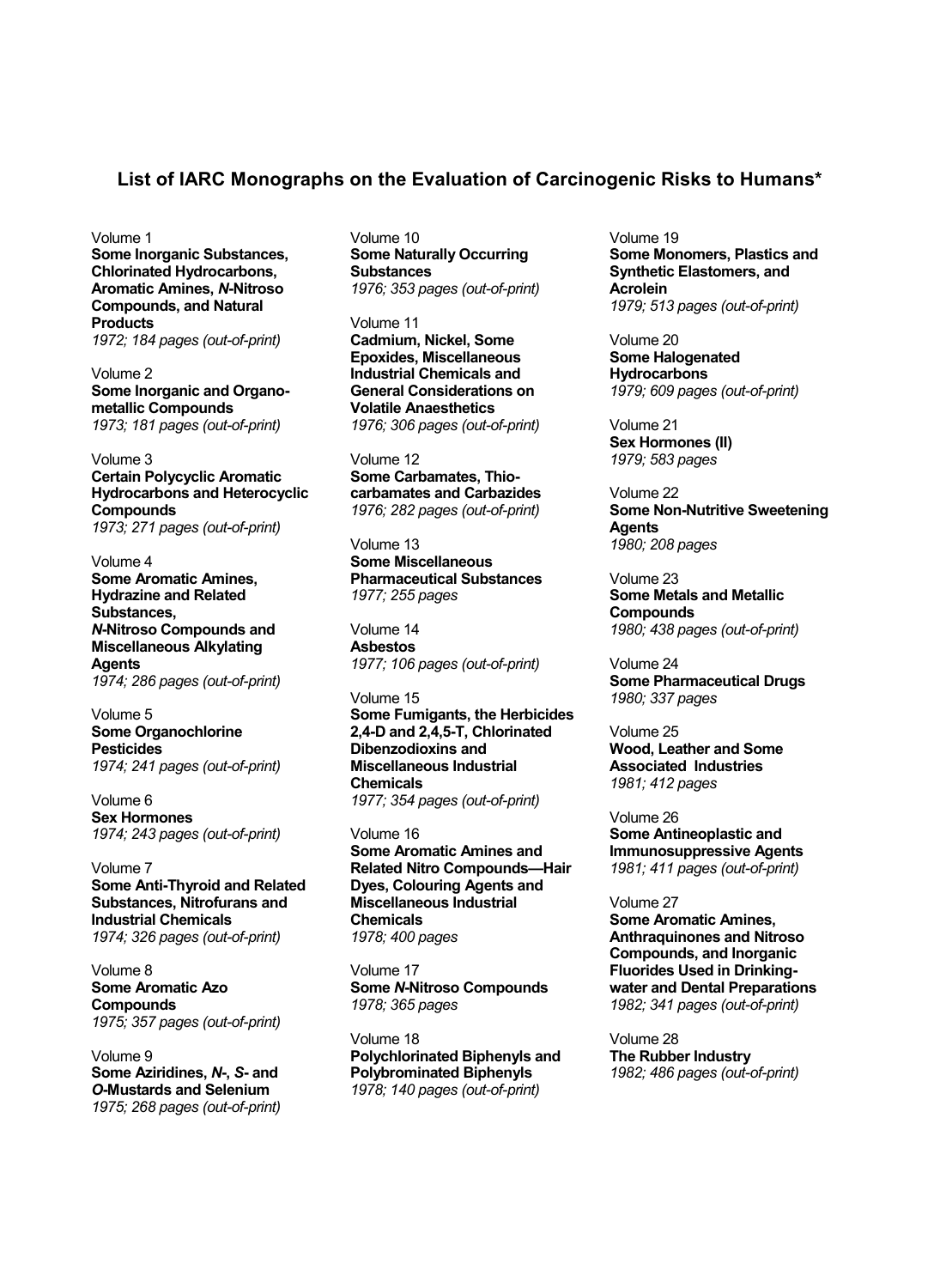## List of IARC Monographs on the Evaluation of Carcinogenic Risks to Humans*

Volume 1
**Some Inorganic Substances, Chlorinated Hydrocarbons, Aromatic Amines, *N*-Nitroso Compounds, and Natural Products**
*1972; 184 pages (out-of-print)*

Volume 2
**Some Inorganic and Organometallic Compounds**
*1973; 181 pages (out-of-print)*

Volume 3
**Certain Polycyclic Aromatic Hydrocarbons and Heterocyclic Compounds**
*1973; 271 pages (out-of-print)*

Volume 4
**Some Aromatic Amines, Hydrazine and Related Substances, *N*-Nitroso Compounds and Miscellaneous Alkylating Agents**
*1974; 286 pages (out-of-print)*

Volume 5
**Some Organochlorine Pesticides**
*1974; 241 pages (out-of-print)*

Volume 6
**Sex Hormones**
*1974; 243 pages (out-of-print)*

Volume 7
**Some Anti-Thyroid and Related Substances, Nitrofurans and Industrial Chemicals**
*1974; 326 pages (out-of-print)*

Volume 8
**Some Aromatic Azo Compounds**
*1975; 357 pages (out-of-print)*

Volume 9
**Some Aziridines, *N*-, *S*- and *O*-Mustards and Selenium**
*1975; 268 pages (out-of-print)*

Volume 10
**Some Naturally Occurring Substances**
*1976; 353 pages (out-of-print)*

Volume 11
**Cadmium, Nickel, Some Epoxides, Miscellaneous Industrial Chemicals and General Considerations on Volatile Anaesthetics**
*1976; 306 pages (out-of-print)*

Volume 12
**Some Carbamates, Thiocarbamates and Carbazides**
*1976; 282 pages (out-of-print)*

Volume 13
**Some Miscellaneous Pharmaceutical Substances**
*1977; 255 pages*

Volume 14
**Asbestos**
*1977; 106 pages (out-of-print)*

Volume 15
**Some Fumigants, the Herbicides 2,4-D and 2,4,5-T, Chlorinated Dibenzodioxins and Miscellaneous Industrial Chemicals**
*1977; 354 pages (out-of-print)*

Volume 16
**Some Aromatic Amines and Related Nitro Compounds—Hair Dyes, Colouring Agents and Miscellaneous Industrial Chemicals**
*1978; 400 pages*

Volume 17
**Some *N*-Nitroso Compounds**
*1978; 365 pages*

Volume 18
**Polychlorinated Biphenyls and Polybrominated Biphenyls**
*1978; 140 pages (out-of-print)*

Volume 19
**Some Monomers, Plastics and Synthetic Elastomers, and Acrolein**
*1979; 513 pages (out-of-print)*

Volume 20
**Some Halogenated Hydrocarbons**
*1979; 609 pages (out-of-print)*

Volume 21
**Sex Hormones (II)**
*1979; 583 pages*

Volume 22
**Some Non-Nutritive Sweetening Agents**
*1980; 208 pages*

Volume 23
**Some Metals and Metallic Compounds**
*1980; 438 pages (out-of-print)*

Volume 24
**Some Pharmaceutical Drugs**
*1980; 337 pages*

Volume 25
**Wood, Leather and Some Associated Industries**
*1981; 412 pages*

Volume 26
**Some Antineoplastic and Immunosuppressive Agents**
*1981; 411 pages (out-of-print)*

Volume 27
**Some Aromatic Amines, Anthraquinones and Nitroso Compounds, and Inorganic Fluorides Used in Drinking-water and Dental Preparations**
*1982; 341 pages (out-of-print)*

Volume 28
**The Rubber Industry**
*1982; 486 pages (out-of-print)*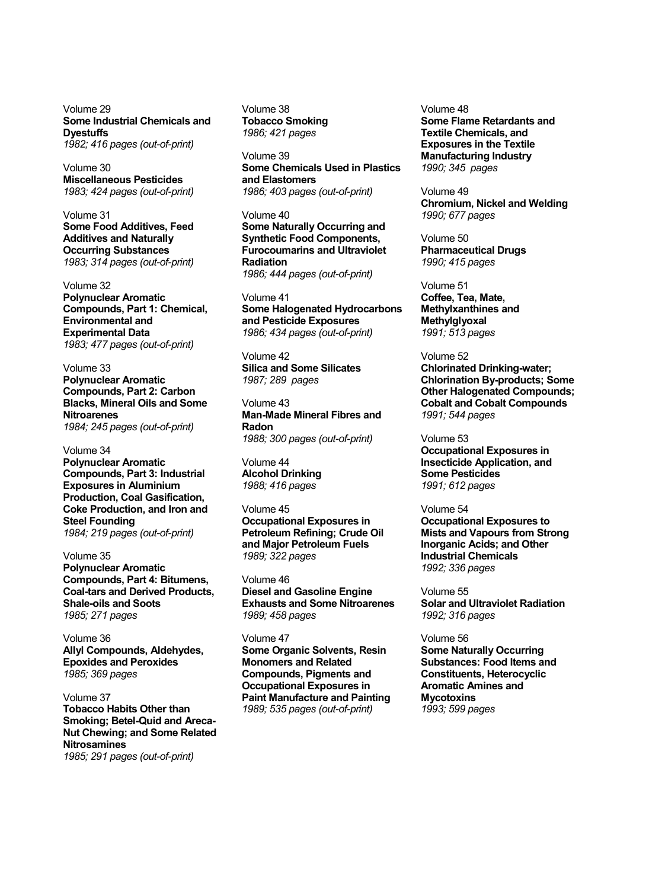Volume 29
**Some Industrial Chemicals and Dyestuffs**
*1982; 416 pages (out-of-print)*

Volume 30
**Miscellaneous Pesticides**
*1983; 424 pages (out-of-print)*

Volume 31
**Some Food Additives, Feed Additives and Naturally Occurring Substances**
*1983; 314 pages (out-of-print)*

Volume 32
**Polynuclear Aromatic Compounds, Part 1: Chemical, Environmental and Experimental Data**
*1983; 477 pages (out-of-print)*

Volume 33
**Polynuclear Aromatic Compounds, Part 2: Carbon Blacks, Mineral Oils and Some Nitroarenes**
*1984; 245 pages (out-of-print)*

Volume 34
**Polynuclear Aromatic Compounds, Part 3: Industrial Exposures in Aluminium Production, Coal Gasification, Coke Production, and Iron and Steel Founding**
*1984; 219 pages (out-of-print)*

Volume 35
**Polynuclear Aromatic Compounds, Part 4: Bitumens, Coal-tars and Derived Products, Shale-oils and Soots**
*1985; 271 pages*

Volume 36
**Allyl Compounds, Aldehydes, Epoxides and Peroxides**
*1985; 369 pages*

Volume 37
**Tobacco Habits Other than Smoking; Betel-Quid and Areca-Nut Chewing; and Some Related Nitrosamines**
*1985; 291 pages (out-of-print)*

Volume 38
**Tobacco Smoking**
*1986; 421 pages*

Volume 39
**Some Chemicals Used in Plastics and Elastomers**
*1986; 403 pages (out-of-print)*

Volume 40
**Some Naturally Occurring and Synthetic Food Components, Furocoumarins and Ultraviolet Radiation**
*1986; 444 pages (out-of-print)*

Volume 41
**Some Halogenated Hydrocarbons and Pesticide Exposures**
*1986; 434 pages (out-of-print)*

Volume 42
**Silica and Some Silicates**
*1987; 289 pages*

Volume 43
**Man-Made Mineral Fibres and Radon**
*1988; 300 pages (out-of-print)*

Volume 44
**Alcohol Drinking**
*1988; 416 pages*

Volume 45
**Occupational Exposures in Petroleum Refining; Crude Oil and Major Petroleum Fuels**
*1989; 322 pages*

Volume 46
**Diesel and Gasoline Engine Exhausts and Some Nitroarenes**
*1989; 458 pages*

Volume 47
**Some Organic Solvents, Resin Monomers and Related Compounds, Pigments and Occupational Exposures in Paint Manufacture and Painting**
*1989; 535 pages (out-of-print)*

Volume 48
**Some Flame Retardants and Textile Chemicals, and Exposures in the Textile Manufacturing Industry**
*1990; 345 pages*

Volume 49
**Chromium, Nickel and Welding**
*1990; 677 pages*

Volume 50
**Pharmaceutical Drugs**
*1990; 415 pages*

Volume 51
**Coffee, Tea, Mate, Methylxanthines and Methylglyoxal**
*1991; 513 pages*

Volume 52
**Chlorinated Drinking-water; Chlorination By-products; Some Other Halogenated Compounds; Cobalt and Cobalt Compounds**
*1991; 544 pages*

Volume 53
**Occupational Exposures in Insecticide Application, and Some Pesticides**
*1991; 612 pages*

Volume 54
**Occupational Exposures to Mists and Vapours from Strong Inorganic Acids; and Other Industrial Chemicals**
*1992; 336 pages*

Volume 55
**Solar and Ultraviolet Radiation**
*1992; 316 pages*

Volume 56
**Some Naturally Occurring Substances: Food Items and Constituents, Heterocyclic Aromatic Amines and Mycotoxins**
*1993; 599 pages*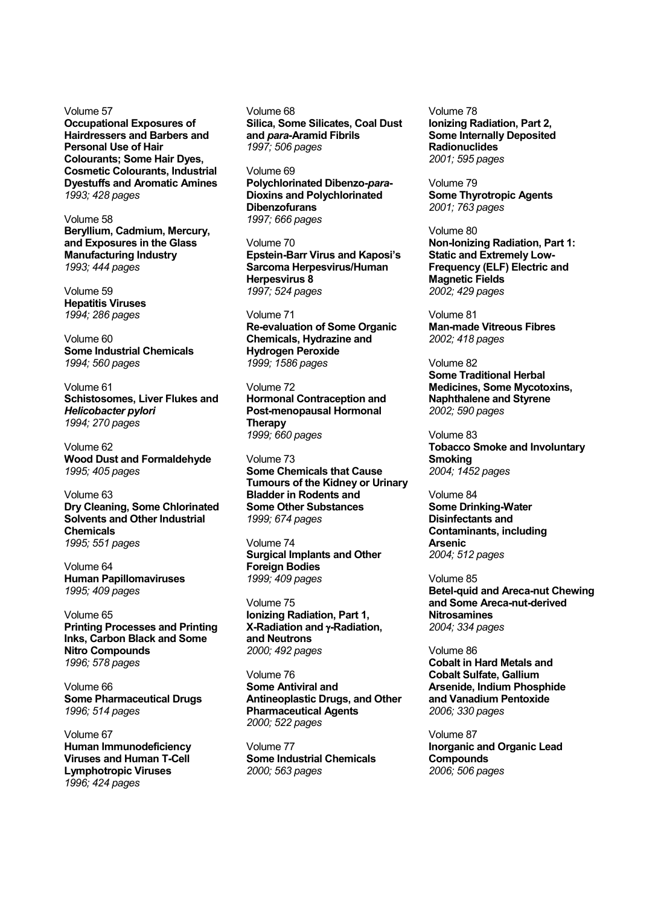Volume 57
**Occupational Exposures of Hairdressers and Barbers and Personal Use of Hair Colourants; Some Hair Dyes, Cosmetic Colourants, Industrial Dyestuffs and Aromatic Amines**
*1993; 428 pages*

Volume 58
**Beryllium, Cadmium, Mercury, and Exposures in the Glass Manufacturing Industry**
*1993; 444 pages*

Volume 59
**Hepatitis Viruses**
*1994; 286 pages*

Volume 60
**Some Industrial Chemicals**
*1994; 560 pages*

Volume 61
**Schistosomes, Liver Flukes and *Helicobacter pylori***
*1994; 270 pages*

Volume 62
**Wood Dust and Formaldehyde**
*1995; 405 pages*

Volume 63
**Dry Cleaning, Some Chlorinated Solvents and Other Industrial Chemicals**
*1995; 551 pages*

Volume 64
**Human Papillomaviruses**
*1995; 409 pages*

Volume 65
**Printing Processes and Printing Inks, Carbon Black and Some Nitro Compounds**
*1996; 578 pages*

Volume 66
**Some Pharmaceutical Drugs**
*1996; 514 pages*

Volume 67
**Human Immunodeficiency Viruses and Human T-Cell Lymphotropic Viruses**
*1996; 424 pages*

Volume 68
**Silica, Some Silicates, Coal Dust and *para*-Aramid Fibrils**
*1997; 506 pages*

Volume 69
**Polychlorinated Dibenzo-*para*-Dioxins and Polychlorinated Dibenzofurans**
*1997; 666 pages*

Volume 70
**Epstein-Barr Virus and Kaposi's Sarcoma Herpesvirus/Human Herpesvirus 8**
*1997; 524 pages*

Volume 71
**Re-evaluation of Some Organic Chemicals, Hydrazine and Hydrogen Peroxide**
*1999; 1586 pages*

Volume 72
**Hormonal Contraception and Post-menopausal Hormonal Therapy**
*1999; 660 pages*

Volume 73
**Some Chemicals that Cause Tumours of the Kidney or Urinary Bladder in Rodents and Some Other Substances**
*1999; 674 pages*

Volume 74
**Surgical Implants and Other Foreign Bodies**
*1999; 409 pages*

Volume 75
**Ionizing Radiation, Part 1, X-Radiation and γ-Radiation, and Neutrons**
*2000; 492 pages*

Volume 76
**Some Antiviral and Antineoplastic Drugs, and Other Pharmaceutical Agents**
*2000; 522 pages*

Volume 77
**Some Industrial Chemicals**
*2000; 563 pages*

Volume 78
**Ionizing Radiation, Part 2, Some Internally Deposited Radionuclides**
*2001; 595 pages*

Volume 79
**Some Thyrotropic Agents**
*2001; 763 pages*

Volume 80
**Non-Ionizing Radiation, Part 1: Static and Extremely Low-Frequency (ELF) Electric and Magnetic Fields**
*2002; 429 pages*

Volume 81
**Man-made Vitreous Fibres**
*2002; 418 pages*

Volume 82
**Some Traditional Herbal Medicines, Some Mycotoxins, Naphthalene and Styrene**
*2002; 590 pages*

Volume 83
**Tobacco Smoke and Involuntary Smoking**
*2004; 1452 pages*

Volume 84
**Some Drinking-Water Disinfectants and Contaminants, including Arsenic**
*2004; 512 pages*

Volume 85
**Betel-quid and Areca-nut Chewing and Some Areca-nut-derived Nitrosamines**
*2004; 334 pages*

Volume 86
**Cobalt in Hard Metals and Cobalt Sulfate, Gallium Arsenide, Indium Phosphide and Vanadium Pentoxide**
*2006; 330 pages*

Volume 87
**Inorganic and Organic Lead Compounds**
*2006; 506 pages*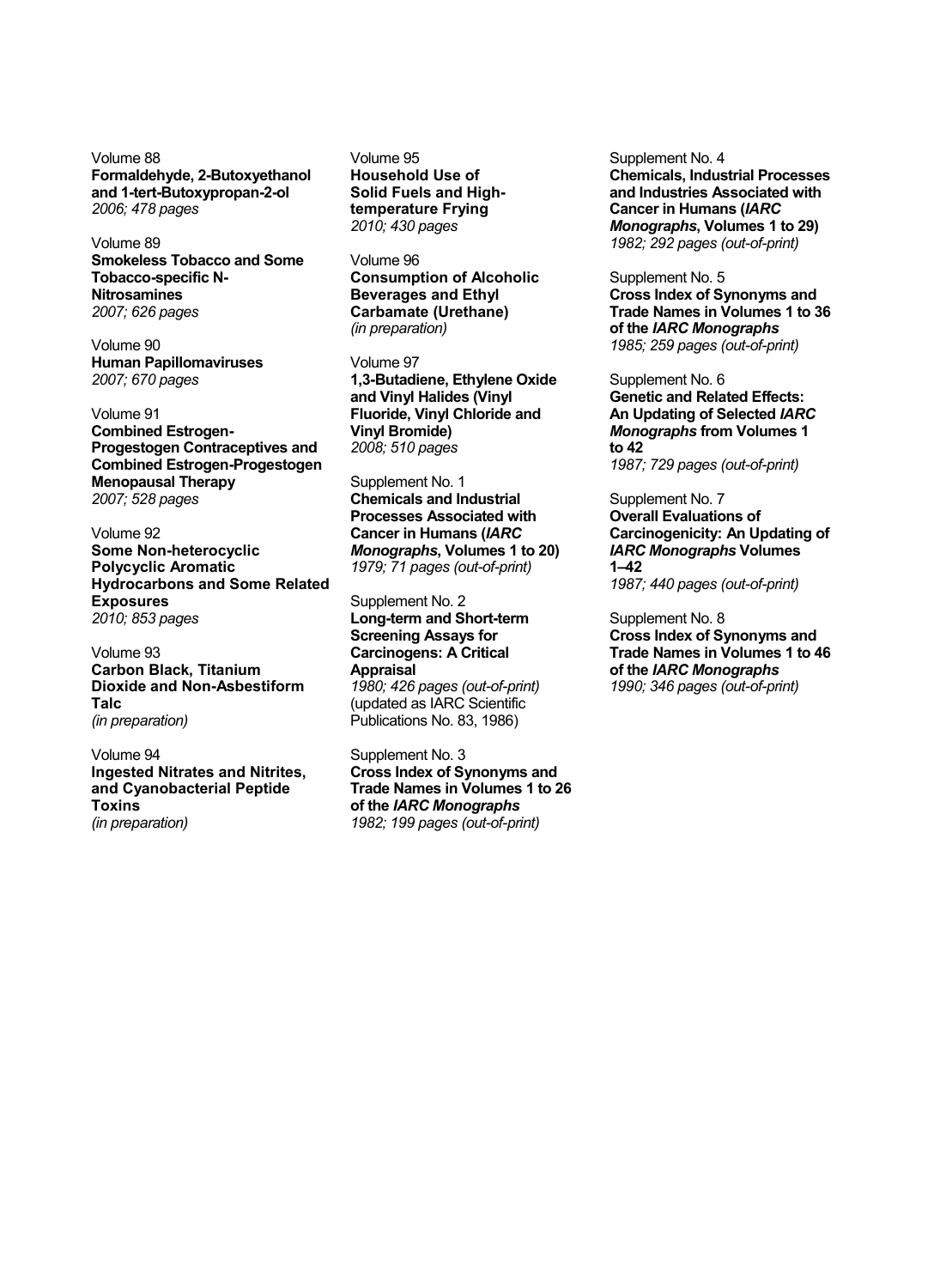Volume 88
**Formaldehyde, 2-Butoxyethanol and 1-tert-Butoxypropan-2-ol**
*2006; 478 pages*

Volume 89
**Smokeless Tobacco and Some Tobacco-specific N-Nitrosamines**
*2007; 626 pages*

Volume 90
**Human Papillomaviruses**
*2007; 670 pages*

Volume 91
**Combined Estrogen-Progestogen Contraceptives and Combined Estrogen-Progestogen Menopausal Therapy**
*2007; 528 pages*

Volume 92
**Some Non-heterocyclic Polycyclic Aromatic Hydrocarbons and Some Related Exposures**
*2010; 853 pages*

Volume 93
**Carbon Black, Titanium Dioxide and Non-Asbestiform Talc**
*(in preparation)*

Volume 94
**Ingested Nitrates and Nitrites, and Cyanobacterial Peptide Toxins**
*(in preparation)*

Volume 95
**Household Use of Solid Fuels and High-temperature Frying**
*2010; 430 pages*

Volume 96
**Consumption of Alcoholic Beverages and Ethyl Carbamate (Urethane)**
*(in preparation)*

Volume 97
**1,3-Butadiene, Ethylene Oxide and Vinyl Halides (Vinyl Fluoride, Vinyl Chloride and Vinyl Bromide)**
*2008; 510 pages*

Supplement No. 1
**Chemicals and Industrial Processes Associated with Cancer in Humans (*IARC Monographs*, Volumes 1 to 20)**
*1979; 71 pages (out-of-print)*

Supplement No. 2
**Long-term and Short-term Screening Assays for Carcinogens: A Critical Appraisal**
*1980; 426 pages (out-of-print)*
(updated as IARC Scientific Publications No. 83, 1986)

Supplement No. 3
**Cross Index of Synonyms and Trade Names in Volumes 1 to 26 of the *IARC Monographs***
*1982; 199 pages (out-of-print)*

Supplement No. 4
**Chemicals, Industrial Processes and Industries Associated with Cancer in Humans (*IARC Monographs*, Volumes 1 to 29)**
*1982; 292 pages (out-of-print)*

Supplement No. 5
**Cross Index of Synonyms and Trade Names in Volumes 1 to 36 of the *IARC Monographs***
*1985; 259 pages (out-of-print)*

Supplement No. 6
**Genetic and Related Effects: An Updating of Selected *IARC Monographs* from Volumes 1 to 42**
*1987; 729 pages (out-of-print)*

Supplement No. 7
**Overall Evaluations of Carcinogenicity: An Updating of *IARC Monographs* Volumes 1–42**
*1987; 440 pages (out-of-print)*

Supplement No. 8
**Cross Index of Synonyms and Trade Names in Volumes 1 to 46 of the *IARC Monographs***
*1990; 346 pages (out-of-print)*